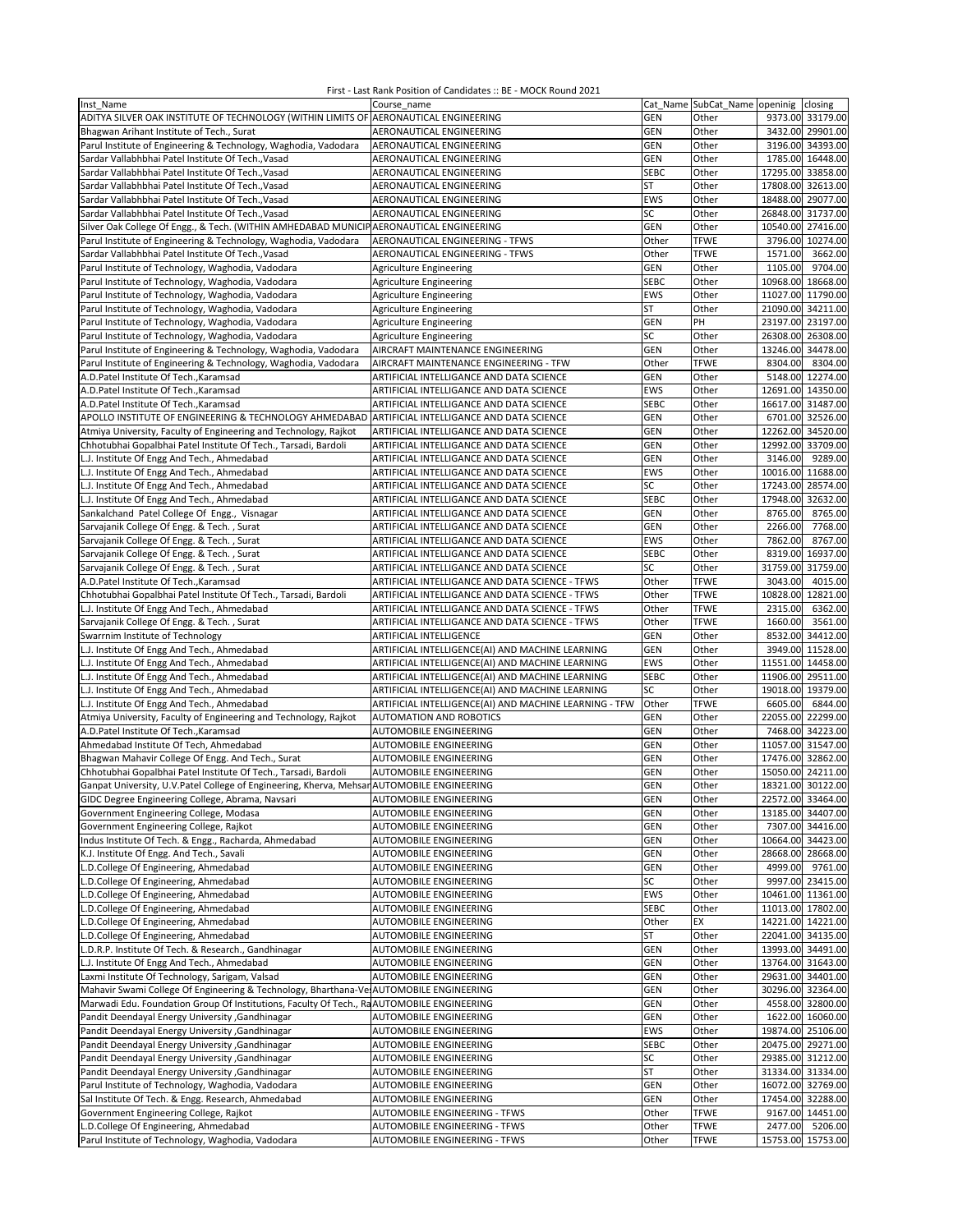First - Last Rank Position of Candidates :: BE - MOCK Round 2021

| Inst_Name | Course_name | Cat_Name | SubCat_Name | openinig | closing |
|---|---|---|---|---|---|
| ADITYA SILVER OAK INSTITUTE OF TECHNOLOGY (WITHIN LIMITS OF | AERONAUTICAL ENGINEERING | GEN | Other | 9373.00 | 33179.00 |
| Bhagwan Arihant Institute of Tech., Surat | AERONAUTICAL ENGINEERING | GEN | Other | 3432.00 | 29901.00 |
| Parul Institute of Engineering & Technology, Waghodia, Vadodara | AERONAUTICAL ENGINEERING | GEN | Other | 3196.00 | 34393.00 |
| Sardar Vallabhbhai Patel Institute Of Tech.,Vasad | AERONAUTICAL ENGINEERING | GEN | Other | 1785.00 | 16448.00 |
| Sardar Vallabhbhai Patel Institute Of Tech.,Vasad | AERONAUTICAL ENGINEERING | SEBC | Other | 17295.00 | 33858.00 |
| Sardar Vallabhbhai Patel Institute Of Tech.,Vasad | AERONAUTICAL ENGINEERING | ST | Other | 17808.00 | 32613.00 |
| Sardar Vallabhbhai Patel Institute Of Tech.,Vasad | AERONAUTICAL ENGINEERING | EWS | Other | 18488.00 | 29077.00 |
| Sardar Vallabhbhai Patel Institute Of Tech.,Vasad | AERONAUTICAL ENGINEERING | SC | Other | 26848.00 | 31737.00 |
| Silver Oak College Of Engg., & Tech. (WITHIN AHMEDABAD MUNICIP | AERONAUTICAL ENGINEERING | GEN | Other | 10540.00 | 27416.00 |
| Parul Institute of Engineering & Technology, Waghodia, Vadodara | AERONAUTICAL ENGINEERING - TFWS | Other | TFWE | 3796.00 | 10274.00 |
| Sardar Vallabhbhai Patel Institute Of Tech.,Vasad | AERONAUTICAL ENGINEERING - TFWS | Other | TFWE | 1571.00 | 3662.00 |
| Parul Institute of Technology, Waghodia, Vadodara | Agriculture Engineering | GEN | Other | 1105.00 | 9704.00 |
| Parul Institute of Technology, Waghodia, Vadodara | Agriculture Engineering | SEBC | Other | 10968.00 | 18668.00 |
| Parul Institute of Technology, Waghodia, Vadodara | Agriculture Engineering | EWS | Other | 11027.00 | 11790.00 |
| Parul Institute of Technology, Waghodia, Vadodara | Agriculture Engineering | ST | Other | 21090.00 | 34211.00 |
| Parul Institute of Technology, Waghodia, Vadodara | Agriculture Engineering | GEN | PH | 23197.00 | 23197.00 |
| Parul Institute of Technology, Waghodia, Vadodara | Agriculture Engineering | SC | Other | 26308.00 | 26308.00 |
| Parul Institute of Engineering & Technology, Waghodia, Vadodara | AIRCRAFT MAINTENANCE ENGINEERING | GEN | Other | 13246.00 | 34478.00 |
| Parul Institute of Engineering & Technology, Waghodia, Vadodara | AIRCRAFT MAINTENANCE ENGINEERING - TFW | Other | TFWE | 8304.00 | 8304.00 |
| A.D.Patel Institute Of Tech.,Karamsad | ARTIFICIAL INTELLIGANCE AND DATA SCIENCE | GEN | Other | 5148.00 | 12274.00 |
| A.D.Patel Institute Of Tech.,Karamsad | ARTIFICIAL INTELLIGANCE AND DATA SCIENCE | EWS | Other | 12691.00 | 14350.00 |
| A.D.Patel Institute Of Tech.,Karamsad | ARTIFICIAL INTELLIGANCE AND DATA SCIENCE | SEBC | Other | 16617.00 | 31487.00 |
| APOLLO INSTITUTE OF ENGINEERING & TECHNOLOGY AHMEDABAD | ARTIFICIAL INTELLIGANCE AND DATA SCIENCE | GEN | Other | 6701.00 | 32526.00 |
| Atmiya University, Faculty of Engineering and Technology, Rajkot | ARTIFICIAL INTELLIGANCE AND DATA SCIENCE | GEN | Other | 12262.00 | 34520.00 |
| Chhotubhai Gopalbhai Patel Institute Of Tech., Tarsadi, Bardoli | ARTIFICIAL INTELLIGANCE AND DATA SCIENCE | GEN | Other | 12992.00 | 33709.00 |
| L.J. Institute Of Engg And Tech., Ahmedabad | ARTIFICIAL INTELLIGANCE AND DATA SCIENCE | GEN | Other | 3146.00 | 9289.00 |
| L.J. Institute Of Engg And Tech., Ahmedabad | ARTIFICIAL INTELLIGANCE AND DATA SCIENCE | EWS | Other | 10016.00 | 11688.00 |
| L.J. Institute Of Engg And Tech., Ahmedabad | ARTIFICIAL INTELLIGANCE AND DATA SCIENCE | SC | Other | 17243.00 | 28574.00 |
| L.J. Institute Of Engg And Tech., Ahmedabad | ARTIFICIAL INTELLIGANCE AND DATA SCIENCE | SEBC | Other | 17948.00 | 32632.00 |
| Sankalchand Patel College Of Engg., Visnagar | ARTIFICIAL INTELLIGANCE AND DATA SCIENCE | GEN | Other | 8765.00 | 8765.00 |
| Sarvajanik College Of Engg. & Tech. , Surat | ARTIFICIAL INTELLIGANCE AND DATA SCIENCE | GEN | Other | 2266.00 | 7768.00 |
| Sarvajanik College Of Engg. & Tech. , Surat | ARTIFICIAL INTELLIGANCE AND DATA SCIENCE | EWS | Other | 7862.00 | 8767.00 |
| Sarvajanik College Of Engg. & Tech. , Surat | ARTIFICIAL INTELLIGANCE AND DATA SCIENCE | SEBC | Other | 8319.00 | 16937.00 |
| Sarvajanik College Of Engg. & Tech. , Surat | ARTIFICIAL INTELLIGANCE AND DATA SCIENCE | SC | Other | 31759.00 | 31759.00 |
| A.D.Patel Institute Of Tech.,Karamsad | ARTIFICIAL INTELLIGANCE AND DATA SCIENCE - TFWS | Other | TFWE | 3043.00 | 4015.00 |
| Chhotubhai Gopalbhai Patel Institute Of Tech., Tarsadi, Bardoli | ARTIFICIAL INTELLIGANCE AND DATA SCIENCE - TFWS | Other | TFWE | 10828.00 | 12821.00 |
| L.J. Institute Of Engg And Tech., Ahmedabad | ARTIFICIAL INTELLIGANCE AND DATA SCIENCE - TFWS | Other | TFWE | 2315.00 | 6362.00 |
| Sarvajanik College Of Engg. & Tech. , Surat | ARTIFICIAL INTELLIGANCE AND DATA SCIENCE - TFWS | Other | TFWE | 1660.00 | 3561.00 |
| Swarrnim Institute of Technology | ARTIFICIAL INTELLIGENCE | GEN | Other | 8532.00 | 34412.00 |
| L.J. Institute Of Engg And Tech., Ahmedabad | ARTIFICIAL INTELLIGENCE(AI) AND MACHINE LEARNING | GEN | Other | 3949.00 | 11528.00 |
| L.J. Institute Of Engg And Tech., Ahmedabad | ARTIFICIAL INTELLIGENCE(AI) AND MACHINE LEARNING | EWS | Other | 11551.00 | 14458.00 |
| L.J. Institute Of Engg And Tech., Ahmedabad | ARTIFICIAL INTELLIGENCE(AI) AND MACHINE LEARNING | SEBC | Other | 11906.00 | 29511.00 |
| L.J. Institute Of Engg And Tech., Ahmedabad | ARTIFICIAL INTELLIGENCE(AI) AND MACHINE LEARNING | SC | Other | 19018.00 | 19379.00 |
| L.J. Institute Of Engg And Tech., Ahmedabad | ARTIFICIAL INTELLIGENCE(AI) AND MACHINE LEARNING - TFW | Other | TFWE | 6605.00 | 6844.00 |
| Atmiya University, Faculty of Engineering and Technology, Rajkot | AUTOMATION AND ROBOTICS | GEN | Other | 22055.00 | 22299.00 |
| A.D.Patel Institute Of Tech.,Karamsad | AUTOMOBILE ENGINEERING | GEN | Other | 7468.00 | 34223.00 |
| Ahmedabad Institute Of Tech, Ahmedabad | AUTOMOBILE ENGINEERING | GEN | Other | 11057.00 | 31547.00 |
| Bhagwan Mahavir College Of Engg. And Tech., Surat | AUTOMOBILE ENGINEERING | GEN | Other | 17476.00 | 32862.00 |
| Chhotubhai Gopalbhai Patel Institute Of Tech., Tarsadi, Bardoli | AUTOMOBILE ENGINEERING | GEN | Other | 15050.00 | 24211.00 |
| Ganpat University, U.V.Patel College of Engineering, Kherva, Mehsar | AUTOMOBILE ENGINEERING | GEN | Other | 18321.00 | 30122.00 |
| GIDC Degree Engineering College, Abrama, Navsari | AUTOMOBILE ENGINEERING | GEN | Other | 22572.00 | 33464.00 |
| Government Engineering College, Modasa | AUTOMOBILE ENGINEERING | GEN | Other | 13185.00 | 34407.00 |
| Government Engineering College, Rajkot | AUTOMOBILE ENGINEERING | GEN | Other | 7307.00 | 34416.00 |
| Indus Institute Of Tech. & Engg., Racharda, Ahmedabad | AUTOMOBILE ENGINEERING | GEN | Other | 10664.00 | 34423.00 |
| K.J. Institute Of Engg. And Tech., Savali | AUTOMOBILE ENGINEERING | GEN | Other | 28668.00 | 28668.00 |
| L.D.College Of Engineering, Ahmedabad | AUTOMOBILE ENGINEERING | GEN | Other | 4999.00 | 9761.00 |
| L.D.College Of Engineering, Ahmedabad | AUTOMOBILE ENGINEERING | SC | Other | 9997.00 | 23415.00 |
| L.D.College Of Engineering, Ahmedabad | AUTOMOBILE ENGINEERING | EWS | Other | 10461.00 | 11361.00 |
| L.D.College Of Engineering, Ahmedabad | AUTOMOBILE ENGINEERING | SEBC | Other | 11013.00 | 17802.00 |
| L.D.College Of Engineering, Ahmedabad | AUTOMOBILE ENGINEERING | Other | EX | 14221.00 | 14221.00 |
| L.D.College Of Engineering, Ahmedabad | AUTOMOBILE ENGINEERING | ST | Other | 22041.00 | 34135.00 |
| L.D.R.P. Institute Of Tech. & Research., Gandhinagar | AUTOMOBILE ENGINEERING | GEN | Other | 13993.00 | 34491.00 |
| L.J. Institute Of Engg And Tech., Ahmedabad | AUTOMOBILE ENGINEERING | GEN | Other | 13764.00 | 31643.00 |
| Laxmi Institute Of Technology, Sarigam, Valsad | AUTOMOBILE ENGINEERING | GEN | Other | 29631.00 | 34401.00 |
| Mahavir Swami College Of Engineering & Technology, Bharthana-Ve | AUTOMOBILE ENGINEERING | GEN | Other | 30296.00 | 32364.00 |
| Marwadi Edu. Foundation Group Of Institutions, Faculty Of Tech., Ra | AUTOMOBILE ENGINEERING | GEN | Other | 4558.00 | 32800.00 |
| Pandit Deendayal Energy University ,Gandhinagar | AUTOMOBILE ENGINEERING | GEN | Other | 1622.00 | 16060.00 |
| Pandit Deendayal Energy University ,Gandhinagar | AUTOMOBILE ENGINEERING | EWS | Other | 19874.00 | 25106.00 |
| Pandit Deendayal Energy University ,Gandhinagar | AUTOMOBILE ENGINEERING | SEBC | Other | 20475.00 | 29271.00 |
| Pandit Deendayal Energy University ,Gandhinagar | AUTOMOBILE ENGINEERING | SC | Other | 29385.00 | 31212.00 |
| Pandit Deendayal Energy University ,Gandhinagar | AUTOMOBILE ENGINEERING | ST | Other | 31334.00 | 31334.00 |
| Parul Institute of Technology, Waghodia, Vadodara | AUTOMOBILE ENGINEERING | GEN | Other | 16072.00 | 32769.00 |
| Sal Institute Of Tech. & Engg. Research, Ahmedabad | AUTOMOBILE ENGINEERING | GEN | Other | 17454.00 | 32288.00 |
| Government Engineering College, Rajkot | AUTOMOBILE ENGINEERING - TFWS | Other | TFWE | 9167.00 | 14451.00 |
| L.D.College Of Engineering, Ahmedabad | AUTOMOBILE ENGINEERING - TFWS | Other | TFWE | 2477.00 | 5206.00 |
| Parul Institute of Technology, Waghodia, Vadodara | AUTOMOBILE ENGINEERING - TFWS | Other | TFWE | 15753.00 | 15753.00 |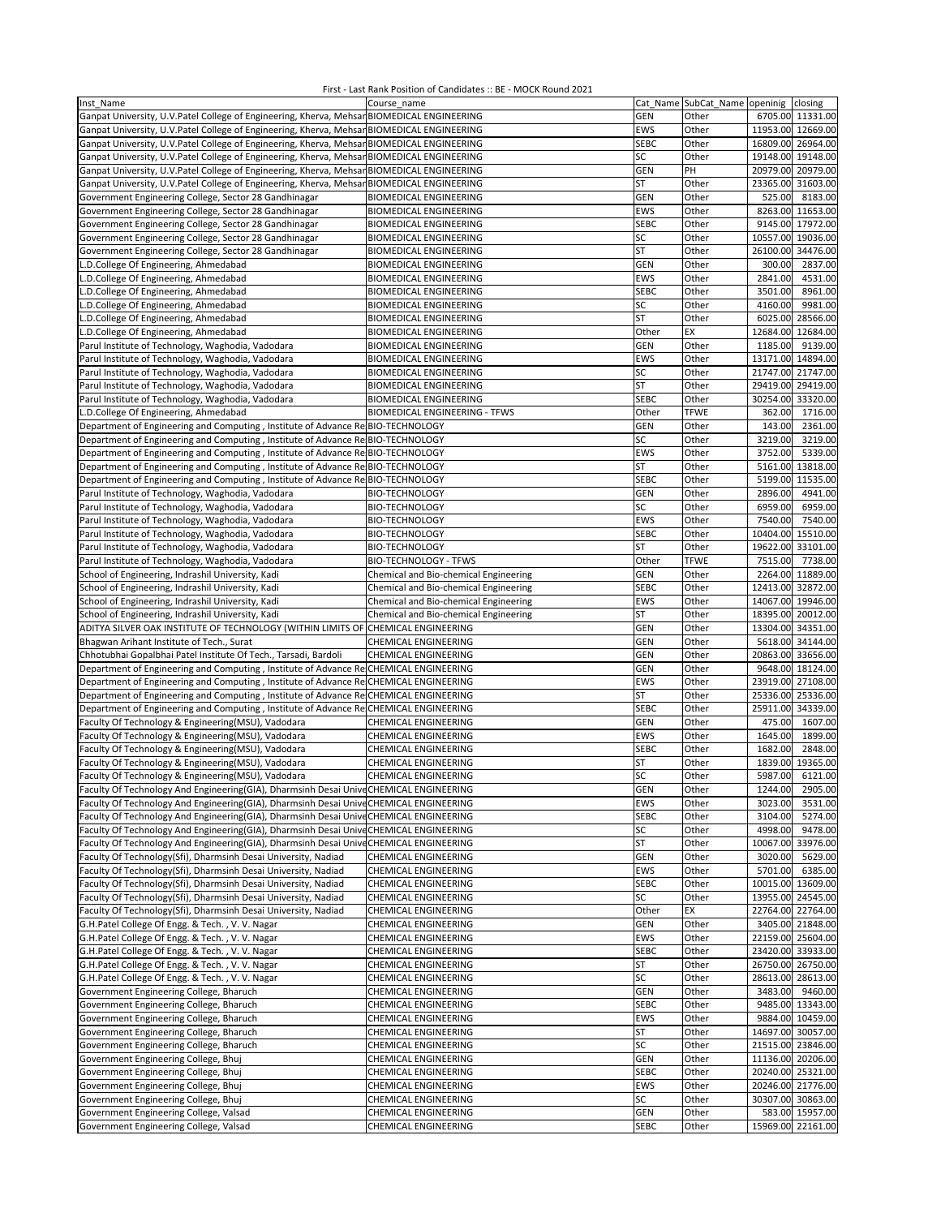First - Last Rank Position of Candidates :: BE - MOCK Round 2021

| Inst_Name | Course_name | Cat_Name | SubCat_Name | openinig | closing |
|---|---|---|---|---|---|
| Ganpat University, U.V.Patel College of Engineering, Kherva, Mehsar | BIOMEDICAL ENGINEERING | GEN | Other | 6705.00 | 11331.00 |
| Ganpat University, U.V.Patel College of Engineering, Kherva, Mehsar | BIOMEDICAL ENGINEERING | EWS | Other | 11953.00 | 12669.00 |
| Ganpat University, U.V.Patel College of Engineering, Kherva, Mehsar | BIOMEDICAL ENGINEERING | SEBC | Other | 16809.00 | 26964.00 |
| Ganpat University, U.V.Patel College of Engineering, Kherva, Mehsar | BIOMEDICAL ENGINEERING | SC | Other | 19148.00 | 19148.00 |
| Ganpat University, U.V.Patel College of Engineering, Kherva, Mehsar | BIOMEDICAL ENGINEERING | GEN | PH | 20979.00 | 20979.00 |
| Ganpat University, U.V.Patel College of Engineering, Kherva, Mehsar | BIOMEDICAL ENGINEERING | ST | Other | 23365.00 | 31603.00 |
| Government Engineering College, Sector 28 Gandhinagar | BIOMEDICAL ENGINEERING | GEN | Other | 525.00 | 8183.00 |
| Government Engineering College, Sector 28 Gandhinagar | BIOMEDICAL ENGINEERING | EWS | Other | 8263.00 | 11653.00 |
| Government Engineering College, Sector 28 Gandhinagar | BIOMEDICAL ENGINEERING | SEBC | Other | 9145.00 | 17972.00 |
| Government Engineering College, Sector 28 Gandhinagar | BIOMEDICAL ENGINEERING | SC | Other | 10557.00 | 19036.00 |
| Government Engineering College, Sector 28 Gandhinagar | BIOMEDICAL ENGINEERING | ST | Other | 26100.00 | 34476.00 |
| L.D.College Of Engineering, Ahmedabad | BIOMEDICAL ENGINEERING | GEN | Other | 300.00 | 2837.00 |
| L.D.College Of Engineering, Ahmedabad | BIOMEDICAL ENGINEERING | EWS | Other | 2841.00 | 4531.00 |
| L.D.College Of Engineering, Ahmedabad | BIOMEDICAL ENGINEERING | SEBC | Other | 3501.00 | 8961.00 |
| L.D.College Of Engineering, Ahmedabad | BIOMEDICAL ENGINEERING | SC | Other | 4160.00 | 9981.00 |
| L.D.College Of Engineering, Ahmedabad | BIOMEDICAL ENGINEERING | ST | Other | 6025.00 | 28566.00 |
| L.D.College Of Engineering, Ahmedabad | BIOMEDICAL ENGINEERING | Other | EX | 12684.00 | 12684.00 |
| Parul Institute of Technology, Waghodia, Vadodara | BIOMEDICAL ENGINEERING | GEN | Other | 1185.00 | 9139.00 |
| Parul Institute of Technology, Waghodia, Vadodara | BIOMEDICAL ENGINEERING | EWS | Other | 13171.00 | 14894.00 |
| Parul Institute of Technology, Waghodia, Vadodara | BIOMEDICAL ENGINEERING | SC | Other | 21747.00 | 21747.00 |
| Parul Institute of Technology, Waghodia, Vadodara | BIOMEDICAL ENGINEERING | ST | Other | 29419.00 | 29419.00 |
| Parul Institute of Technology, Waghodia, Vadodara | BIOMEDICAL ENGINEERING | SEBC | Other | 30254.00 | 33320.00 |
| L.D.College Of Engineering, Ahmedabad | BIOMEDICAL ENGINEERING - TFWS | Other | TFWE | 362.00 | 1716.00 |
| Department of Engineering and Computing , Institute of Advance Re | BIO-TECHNOLOGY | GEN | Other | 143.00 | 2361.00 |
| Department of Engineering and Computing , Institute of Advance Re | BIO-TECHNOLOGY | SC | Other | 3219.00 | 3219.00 |
| Department of Engineering and Computing , Institute of Advance Re | BIO-TECHNOLOGY | EWS | Other | 3752.00 | 5339.00 |
| Department of Engineering and Computing , Institute of Advance Re | BIO-TECHNOLOGY | ST | Other | 5161.00 | 13818.00 |
| Department of Engineering and Computing , Institute of Advance Re | BIO-TECHNOLOGY | SEBC | Other | 5199.00 | 11535.00 |
| Parul Institute of Technology, Waghodia, Vadodara | BIO-TECHNOLOGY | GEN | Other | 2896.00 | 4941.00 |
| Parul Institute of Technology, Waghodia, Vadodara | BIO-TECHNOLOGY | SC | Other | 6959.00 | 6959.00 |
| Parul Institute of Technology, Waghodia, Vadodara | BIO-TECHNOLOGY | EWS | Other | 7540.00 | 7540.00 |
| Parul Institute of Technology, Waghodia, Vadodara | BIO-TECHNOLOGY | SEBC | Other | 10404.00 | 15510.00 |
| Parul Institute of Technology, Waghodia, Vadodara | BIO-TECHNOLOGY | ST | Other | 19622.00 | 33101.00 |
| Parul Institute of Technology, Waghodia, Vadodara | BIO-TECHNOLOGY - TFWS | Other | TFWE | 7515.00 | 7738.00 |
| School of Engineering, Indrashil University, Kadi | Chemical and Bio-chemical Engineering | GEN | Other | 2264.00 | 11889.00 |
| School of Engineering, Indrashil University, Kadi | Chemical and Bio-chemical Engineering | SEBC | Other | 12413.00 | 32872.00 |
| School of Engineering, Indrashil University, Kadi | Chemical and Bio-chemical Engineering | EWS | Other | 14067.00 | 19946.00 |
| School of Engineering, Indrashil University, Kadi | Chemical and Bio-chemical Engineering | ST | Other | 18395.00 | 20012.00 |
| ADITYA SILVER OAK INSTITUTE OF TECHNOLOGY (WITHIN LIMITS OF | CHEMICAL ENGINEERING | GEN | Other | 13304.00 | 34351.00 |
| Bhagwan Arihant Institute of Tech., Surat | CHEMICAL ENGINEERING | GEN | Other | 5618.00 | 34144.00 |
| Chhotubhai Gopalbhai Patel Institute Of Tech., Tarsadi, Bardoli | CHEMICAL ENGINEERING | GEN | Other | 20863.00 | 33656.00 |
| Department of Engineering and Computing , Institute of Advance Re | CHEMICAL ENGINEERING | GEN | Other | 9648.00 | 18124.00 |
| Department of Engineering and Computing , Institute of Advance Re | CHEMICAL ENGINEERING | EWS | Other | 23919.00 | 27108.00 |
| Department of Engineering and Computing , Institute of Advance Re | CHEMICAL ENGINEERING | ST | Other | 25336.00 | 25336.00 |
| Department of Engineering and Computing , Institute of Advance Re | CHEMICAL ENGINEERING | SEBC | Other | 25911.00 | 34339.00 |
| Faculty Of Technology & Engineering(MSU), Vadodara | CHEMICAL ENGINEERING | GEN | Other | 475.00 | 1607.00 |
| Faculty Of Technology & Engineering(MSU), Vadodara | CHEMICAL ENGINEERING | EWS | Other | 1645.00 | 1899.00 |
| Faculty Of Technology & Engineering(MSU), Vadodara | CHEMICAL ENGINEERING | SEBC | Other | 1682.00 | 2848.00 |
| Faculty Of Technology & Engineering(MSU), Vadodara | CHEMICAL ENGINEERING | ST | Other | 1839.00 | 19365.00 |
| Faculty Of Technology & Engineering(MSU), Vadodara | CHEMICAL ENGINEERING | SC | Other | 5987.00 | 6121.00 |
| Faculty Of Technology And Engineering(GIA), Dharmsinh Desai Unive | CHEMICAL ENGINEERING | GEN | Other | 1244.00 | 2905.00 |
| Faculty Of Technology And Engineering(GIA), Dharmsinh Desai Unive | CHEMICAL ENGINEERING | EWS | Other | 3023.00 | 3531.00 |
| Faculty Of Technology And Engineering(GIA), Dharmsinh Desai Unive | CHEMICAL ENGINEERING | SEBC | Other | 3104.00 | 5274.00 |
| Faculty Of Technology And Engineering(GIA), Dharmsinh Desai Unive | CHEMICAL ENGINEERING | SC | Other | 4998.00 | 9478.00 |
| Faculty Of Technology And Engineering(GIA), Dharmsinh Desai Unive | CHEMICAL ENGINEERING | ST | Other | 10067.00 | 33976.00 |
| Faculty Of Technology(Sfi), Dharmsinh Desai University, Nadiad | CHEMICAL ENGINEERING | GEN | Other | 3020.00 | 5629.00 |
| Faculty Of Technology(Sfi), Dharmsinh Desai University, Nadiad | CHEMICAL ENGINEERING | EWS | Other | 5701.00 | 6385.00 |
| Faculty Of Technology(Sfi), Dharmsinh Desai University, Nadiad | CHEMICAL ENGINEERING | SEBC | Other | 10015.00 | 13609.00 |
| Faculty Of Technology(Sfi), Dharmsinh Desai University, Nadiad | CHEMICAL ENGINEERING | SC | Other | 13955.00 | 24545.00 |
| Faculty Of Technology(Sfi), Dharmsinh Desai University, Nadiad | CHEMICAL ENGINEERING | Other | EX | 22764.00 | 22764.00 |
| G.H.Patel College Of Engg. & Tech. , V. V. Nagar | CHEMICAL ENGINEERING | GEN | Other | 3405.00 | 21848.00 |
| G.H.Patel College Of Engg. & Tech. , V. V. Nagar | CHEMICAL ENGINEERING | EWS | Other | 22159.00 | 25604.00 |
| G.H.Patel College Of Engg. & Tech. , V. V. Nagar | CHEMICAL ENGINEERING | SEBC | Other | 23420.00 | 33933.00 |
| G.H.Patel College Of Engg. & Tech. , V. V. Nagar | CHEMICAL ENGINEERING | ST | Other | 26750.00 | 26750.00 |
| G.H.Patel College Of Engg. & Tech. , V. V. Nagar | CHEMICAL ENGINEERING | SC | Other | 28613.00 | 28613.00 |
| Government Engineering College, Bharuch | CHEMICAL ENGINEERING | GEN | Other | 3483.00 | 9460.00 |
| Government Engineering College, Bharuch | CHEMICAL ENGINEERING | SEBC | Other | 9485.00 | 13343.00 |
| Government Engineering College, Bharuch | CHEMICAL ENGINEERING | EWS | Other | 9884.00 | 10459.00 |
| Government Engineering College, Bharuch | CHEMICAL ENGINEERING | ST | Other | 14697.00 | 30057.00 |
| Government Engineering College, Bharuch | CHEMICAL ENGINEERING | SC | Other | 21515.00 | 23846.00 |
| Government Engineering College, Bhuj | CHEMICAL ENGINEERING | GEN | Other | 11136.00 | 20206.00 |
| Government Engineering College, Bhuj | CHEMICAL ENGINEERING | SEBC | Other | 20240.00 | 25321.00 |
| Government Engineering College, Bhuj | CHEMICAL ENGINEERING | EWS | Other | 20246.00 | 21776.00 |
| Government Engineering College, Bhuj | CHEMICAL ENGINEERING | SC | Other | 30307.00 | 30863.00 |
| Government Engineering College, Valsad | CHEMICAL ENGINEERING | GEN | Other | 583.00 | 15957.00 |
| Government Engineering College, Valsad | CHEMICAL ENGINEERING | SEBC | Other | 15969.00 | 22161.00 |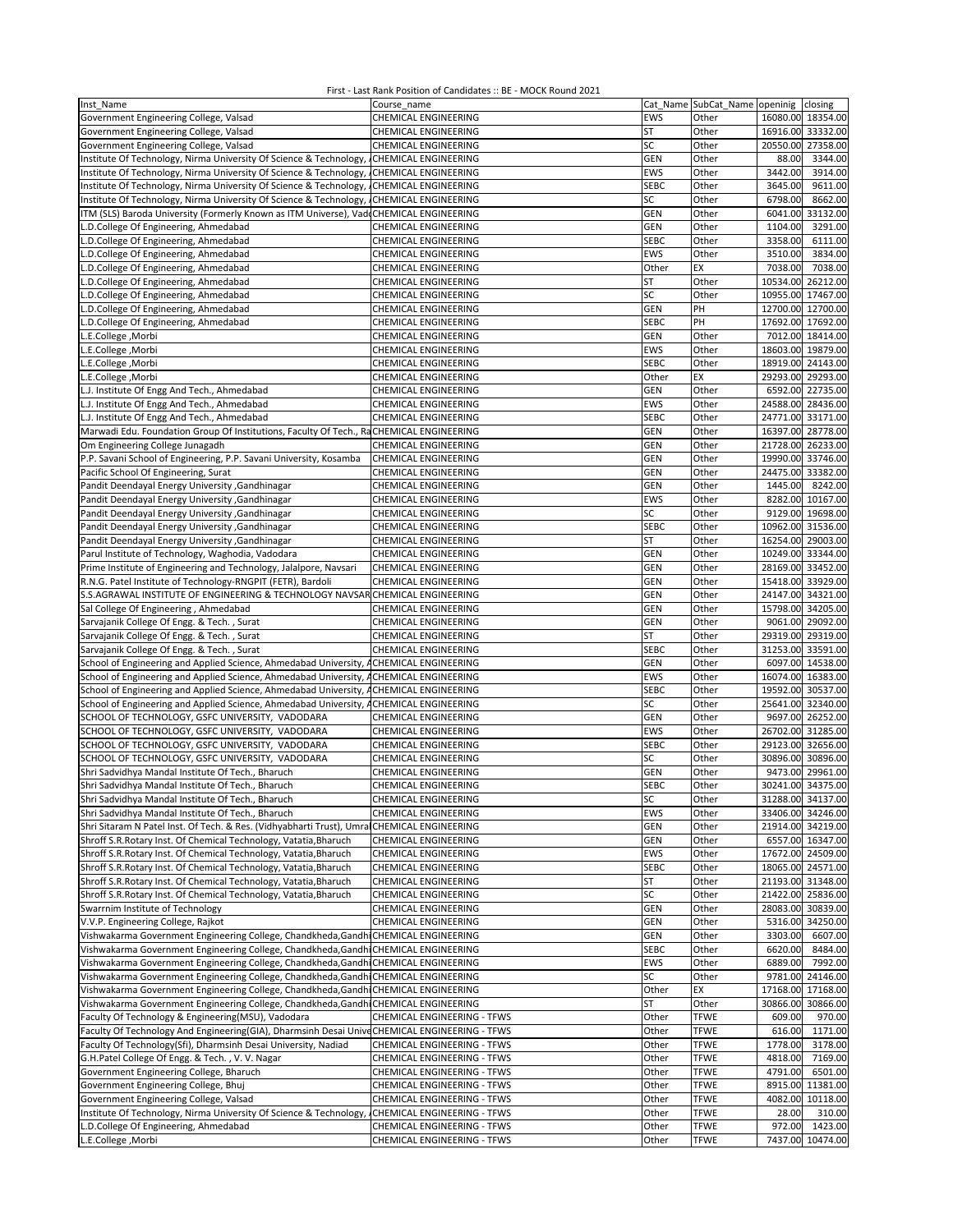First - Last Rank Position of Candidates :: BE - MOCK Round 2021

| Inst_Name | Course_name | Cat_Name | SubCat_Name | openinig | closing |
|---|---|---|---|---|---|
| Government Engineering College, Valsad | CHEMICAL ENGINEERING | EWS | Other | 16080.00 | 18354.00 |
| Government Engineering College, Valsad | CHEMICAL ENGINEERING | ST | Other | 16916.00 | 33332.00 |
| Government Engineering College, Valsad | CHEMICAL ENGINEERING | SC | Other | 20550.00 | 27358.00 |
| Institute Of Technology, Nirma University Of Science & Technology, A | CHEMICAL ENGINEERING | GEN | Other | 88.00 | 3344.00 |
| Institute Of Technology, Nirma University Of Science & Technology, A | CHEMICAL ENGINEERING | EWS | Other | 3442.00 | 3914.00 |
| Institute Of Technology, Nirma University Of Science & Technology, A | CHEMICAL ENGINEERING | SEBC | Other | 3645.00 | 9611.00 |
| Institute Of Technology, Nirma University Of Science & Technology, A | CHEMICAL ENGINEERING | SC | Other | 6798.00 | 8662.00 |
| ITM (SLS) Baroda University (Formerly Known as ITM Universe), Vado | CHEMICAL ENGINEERING | GEN | Other | 6041.00 | 33132.00 |
| L.D.College Of Engineering, Ahmedabad | CHEMICAL ENGINEERING | GEN | Other | 1104.00 | 3291.00 |
| L.D.College Of Engineering, Ahmedabad | CHEMICAL ENGINEERING | SEBC | Other | 3358.00 | 6111.00 |
| L.D.College Of Engineering, Ahmedabad | CHEMICAL ENGINEERING | EWS | Other | 3510.00 | 3834.00 |
| L.D.College Of Engineering, Ahmedabad | CHEMICAL ENGINEERING | Other | EX | 7038.00 | 7038.00 |
| L.D.College Of Engineering, Ahmedabad | CHEMICAL ENGINEERING | ST | Other | 10534.00 | 26212.00 |
| L.D.College Of Engineering, Ahmedabad | CHEMICAL ENGINEERING | SC | Other | 10955.00 | 17467.00 |
| L.D.College Of Engineering, Ahmedabad | CHEMICAL ENGINEERING | GEN | PH | 12700.00 | 12700.00 |
| L.D.College Of Engineering, Ahmedabad | CHEMICAL ENGINEERING | SEBC | PH | 17692.00 | 17692.00 |
| L.E.College ,Morbi | CHEMICAL ENGINEERING | GEN | Other | 7012.00 | 18414.00 |
| L.E.College ,Morbi | CHEMICAL ENGINEERING | EWS | Other | 18603.00 | 19879.00 |
| L.E.College ,Morbi | CHEMICAL ENGINEERING | SEBC | Other | 18919.00 | 24143.00 |
| L.E.College ,Morbi | CHEMICAL ENGINEERING | Other | EX | 29293.00 | 29293.00 |
| L.J. Institute Of Engg And Tech., Ahmedabad | CHEMICAL ENGINEERING | GEN | Other | 6592.00 | 22735.00 |
| L.J. Institute Of Engg And Tech., Ahmedabad | CHEMICAL ENGINEERING | EWS | Other | 24588.00 | 28436.00 |
| L.J. Institute Of Engg And Tech., Ahmedabad | CHEMICAL ENGINEERING | SEBC | Other | 24771.00 | 33171.00 |
| Marwadi Edu. Foundation Group Of Institutions, Faculty Of Tech., Ra | CHEMICAL ENGINEERING | GEN | Other | 16397.00 | 28778.00 |
| Om Engineering College Junagadh | CHEMICAL ENGINEERING | GEN | Other | 21728.00 | 26233.00 |
| P.P. Savani School of Engineering, P.P. Savani University, Kosamba | CHEMICAL ENGINEERING | GEN | Other | 19990.00 | 33746.00 |
| Pacific School Of Engineering, Surat | CHEMICAL ENGINEERING | GEN | Other | 24475.00 | 33382.00 |
| Pandit Deendayal Energy University ,Gandhinagar | CHEMICAL ENGINEERING | GEN | Other | 1445.00 | 8242.00 |
| Pandit Deendayal Energy University ,Gandhinagar | CHEMICAL ENGINEERING | EWS | Other | 8282.00 | 10167.00 |
| Pandit Deendayal Energy University ,Gandhinagar | CHEMICAL ENGINEERING | SC | Other | 9129.00 | 19698.00 |
| Pandit Deendayal Energy University ,Gandhinagar | CHEMICAL ENGINEERING | SEBC | Other | 10962.00 | 31536.00 |
| Pandit Deendayal Energy University ,Gandhinagar | CHEMICAL ENGINEERING | ST | Other | 16254.00 | 29003.00 |
| Parul Institute of Technology, Waghodia, Vadodara | CHEMICAL ENGINEERING | GEN | Other | 10249.00 | 33344.00 |
| Prime Institute of Engineering and Technology, Jalalpore, Navsari | CHEMICAL ENGINEERING | GEN | Other | 28169.00 | 33452.00 |
| R.N.G. Patel Institute of Technology-RNGPIT (FETR), Bardoli | CHEMICAL ENGINEERING | GEN | Other | 15418.00 | 33929.00 |
| S.S.AGRAWAL INSTITUTE OF ENGINEERING & TECHNOLOGY NAVSAR | CHEMICAL ENGINEERING | GEN | Other | 24147.00 | 34321.00 |
| Sal College Of Engineering , Ahmedabad | CHEMICAL ENGINEERING | GEN | Other | 15798.00 | 34205.00 |
| Sarvajanik College Of Engg. & Tech. , Surat | CHEMICAL ENGINEERING | GEN | Other | 9061.00 | 29092.00 |
| Sarvajanik College Of Engg. & Tech. , Surat | CHEMICAL ENGINEERING | ST | Other | 29319.00 | 29319.00 |
| Sarvajanik College Of Engg. & Tech. , Surat | CHEMICAL ENGINEERING | SEBC | Other | 31253.00 | 33591.00 |
| School of Engineering and Applied Science, Ahmedabad University, A | CHEMICAL ENGINEERING | GEN | Other | 6097.00 | 14538.00 |
| School of Engineering and Applied Science, Ahmedabad University, A | CHEMICAL ENGINEERING | EWS | Other | 16074.00 | 16383.00 |
| School of Engineering and Applied Science, Ahmedabad University, A | CHEMICAL ENGINEERING | SEBC | Other | 19592.00 | 30537.00 |
| School of Engineering and Applied Science, Ahmedabad University, A | CHEMICAL ENGINEERING | SC | Other | 25641.00 | 32340.00 |
| SCHOOL OF TECHNOLOGY, GSFC UNIVERSITY, VADODARA | CHEMICAL ENGINEERING | GEN | Other | 9697.00 | 26252.00 |
| SCHOOL OF TECHNOLOGY, GSFC UNIVERSITY, VADODARA | CHEMICAL ENGINEERING | EWS | Other | 26702.00 | 31285.00 |
| SCHOOL OF TECHNOLOGY, GSFC UNIVERSITY, VADODARA | CHEMICAL ENGINEERING | SEBC | Other | 29123.00 | 32656.00 |
| SCHOOL OF TECHNOLOGY, GSFC UNIVERSITY, VADODARA | CHEMICAL ENGINEERING | SC | Other | 30896.00 | 30896.00 |
| Shri Sadvidhya Mandal Institute Of Tech., Bharuch | CHEMICAL ENGINEERING | GEN | Other | 9473.00 | 29961.00 |
| Shri Sadvidhya Mandal Institute Of Tech., Bharuch | CHEMICAL ENGINEERING | SEBC | Other | 30241.00 | 34375.00 |
| Shri Sadvidhya Mandal Institute Of Tech., Bharuch | CHEMICAL ENGINEERING | SC | Other | 31288.00 | 34137.00 |
| Shri Sadvidhya Mandal Institute Of Tech., Bharuch | CHEMICAL ENGINEERING | EWS | Other | 33406.00 | 34246.00 |
| Shri Sitaram N Patel Inst. Of Tech. & Res. (Vidhyabharti Trust), Umra | CHEMICAL ENGINEERING | GEN | Other | 21914.00 | 34219.00 |
| Shroff S.R.Rotary Inst. Of Chemical Technology, Vatatia,Bharuch | CHEMICAL ENGINEERING | GEN | Other | 6557.00 | 16347.00 |
| Shroff S.R.Rotary Inst. Of Chemical Technology, Vatatia,Bharuch | CHEMICAL ENGINEERING | EWS | Other | 17672.00 | 24509.00 |
| Shroff S.R.Rotary Inst. Of Chemical Technology, Vatatia,Bharuch | CHEMICAL ENGINEERING | SEBC | Other | 18065.00 | 24571.00 |
| Shroff S.R.Rotary Inst. Of Chemical Technology, Vatatia,Bharuch | CHEMICAL ENGINEERING | ST | Other | 21193.00 | 31348.00 |
| Shroff S.R.Rotary Inst. Of Chemical Technology, Vatatia,Bharuch | CHEMICAL ENGINEERING | SC | Other | 21422.00 | 25836.00 |
| Swarrnim Institute of Technology | CHEMICAL ENGINEERING | GEN | Other | 28083.00 | 30839.00 |
| V.V.P. Engineering College, Rajkot | CHEMICAL ENGINEERING | GEN | Other | 5316.00 | 34250.00 |
| Vishwakarma Government Engineering College, Chandkheda,Gandhi | CHEMICAL ENGINEERING | GEN | Other | 3303.00 | 6607.00 |
| Vishwakarma Government Engineering College, Chandkheda,Gandhi | CHEMICAL ENGINEERING | SEBC | Other | 6620.00 | 8484.00 |
| Vishwakarma Government Engineering College, Chandkheda,Gandhi | CHEMICAL ENGINEERING | EWS | Other | 6889.00 | 7992.00 |
| Vishwakarma Government Engineering College, Chandkheda,Gandhi | CHEMICAL ENGINEERING | SC | Other | 9781.00 | 24146.00 |
| Vishwakarma Government Engineering College, Chandkheda,Gandhi | CHEMICAL ENGINEERING | Other | EX | 17168.00 | 17168.00 |
| Vishwakarma Government Engineering College, Chandkheda,Gandhi | CHEMICAL ENGINEERING | ST | Other | 30866.00 | 30866.00 |
| Faculty Of Technology & Engineering(MSU), Vadodara | CHEMICAL ENGINEERING - TFWS | Other | TFWE | 609.00 | 970.00 |
| Faculty Of Technology And Engineering(GIA), Dharmsinh Desai Unive | CHEMICAL ENGINEERING - TFWS | Other | TFWE | 616.00 | 1171.00 |
| Faculty Of Technology(Sfi), Dharmsinh Desai University, Nadiad | CHEMICAL ENGINEERING - TFWS | Other | TFWE | 1778.00 | 3178.00 |
| G.H.Patel College Of Engg. & Tech. , V. V. Nagar | CHEMICAL ENGINEERING - TFWS | Other | TFWE | 4818.00 | 7169.00 |
| Government Engineering College, Bharuch | CHEMICAL ENGINEERING - TFWS | Other | TFWE | 4791.00 | 6501.00 |
| Government Engineering College, Bhuj | CHEMICAL ENGINEERING - TFWS | Other | TFWE | 8915.00 | 11381.00 |
| Government Engineering College, Valsad | CHEMICAL ENGINEERING - TFWS | Other | TFWE | 4082.00 | 10118.00 |
| Institute Of Technology, Nirma University Of Science & Technology, A | CHEMICAL ENGINEERING - TFWS | Other | TFWE | 28.00 | 310.00 |
| L.D.College Of Engineering, Ahmedabad | CHEMICAL ENGINEERING - TFWS | Other | TFWE | 972.00 | 1423.00 |
| L.E.College ,Morbi | CHEMICAL ENGINEERING - TFWS | Other | TFWE | 7437.00 | 10474.00 |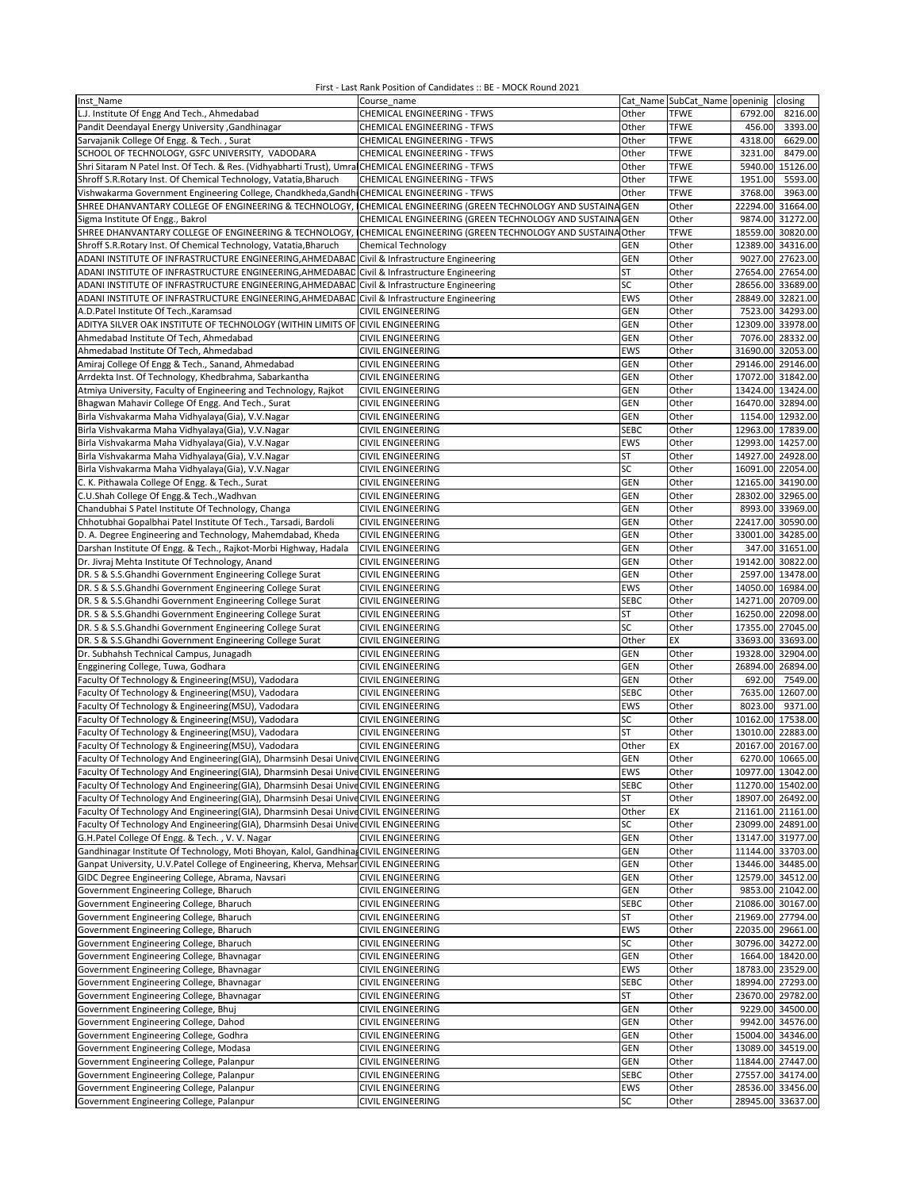First - Last Rank Position of Candidates :: BE - MOCK Round 2021

| Inst_Name | Course_name | Cat_Name | SubCat_Name | openinig | closing |
|---|---|---|---|---|---|
| L.J. Institute Of Engg And Tech., Ahmedabad | CHEMICAL ENGINEERING - TFWS | Other | TFWE | 6792.00 | 8216.00 |
| Pandit Deendayal Energy University ,Gandhinagar | CHEMICAL ENGINEERING - TFWS | Other | TFWE | 456.00 | 3393.00 |
| Sarvajanik College Of Engg. & Tech. , Surat | CHEMICAL ENGINEERING - TFWS | Other | TFWE | 4318.00 | 6629.00 |
| SCHOOL OF TECHNOLOGY, GSFC UNIVERSITY, VADODARA | CHEMICAL ENGINEERING - TFWS | Other | TFWE | 3231.00 | 8479.00 |
| Shri Sitaram N Patel Inst. Of Tech. & Res. (Vidhyabharti Trust), Umra | CHEMICAL ENGINEERING - TFWS | Other | TFWE | 5940.00 | 15126.00 |
| Shroff S.R.Rotary Inst. Of Chemical Technology, Vatatia,Bharuch | CHEMICAL ENGINEERING - TFWS | Other | TFWE | 1951.00 | 5593.00 |
| Vishwakarma Government Engineering College, Chandkheda,Gandhi | CHEMICAL ENGINEERING - TFWS | Other | TFWE | 3768.00 | 3963.00 |
| SHREE DHANVANTARY COLLEGE OF ENGINEERING & TECHNOLOGY, | CHEMICAL ENGINEERING (GREEN TECHNOLOGY AND SUSTAINA | GEN | Other | 22294.00 | 31664.00 |
| Sigma Institute Of Engg., Bakrol | CHEMICAL ENGINEERING (GREEN TECHNOLOGY AND SUSTAINA | GEN | Other | 9874.00 | 31272.00 |
| SHREE DHANVANTARY COLLEGE OF ENGINEERING & TECHNOLOGY, | CHEMICAL ENGINEERING (GREEN TECHNOLOGY AND SUSTAINA | Other | TFWE | 18559.00 | 30820.00 |
| Shroff S.R.Rotary Inst. Of Chemical Technology, Vatatia,Bharuch | Chemical Technology | GEN | Other | 12389.00 | 34316.00 |
| ADANI INSTITUTE OF INFRASTRUCTURE ENGINEERING,AHMEDABAD | Civil & Infrastructure Engineering | GEN | Other | 9027.00 | 27623.00 |
| ADANI INSTITUTE OF INFRASTRUCTURE ENGINEERING,AHMEDABAD | Civil & Infrastructure Engineering | ST | Other | 27654.00 | 27654.00 |
| ADANI INSTITUTE OF INFRASTRUCTURE ENGINEERING,AHMEDABAD | Civil & Infrastructure Engineering | SC | Other | 28656.00 | 33689.00 |
| ADANI INSTITUTE OF INFRASTRUCTURE ENGINEERING,AHMEDABAD | Civil & Infrastructure Engineering | EWS | Other | 28849.00 | 32821.00 |
| A.D.Patel Institute Of Tech.,Karamsad | CIVIL ENGINEERING | GEN | Other | 7523.00 | 34293.00 |
| ADITYA SILVER OAK INSTITUTE OF TECHNOLOGY (WITHIN LIMITS OF | CIVIL ENGINEERING | GEN | Other | 12309.00 | 33978.00 |
| Ahmedabad Institute Of Tech, Ahmedabad | CIVIL ENGINEERING | GEN | Other | 7076.00 | 28332.00 |
| Ahmedabad Institute Of Tech, Ahmedabad | CIVIL ENGINEERING | EWS | Other | 31690.00 | 32053.00 |
| Amiraj College Of Engg & Tech., Sanand, Ahmedabad | CIVIL ENGINEERING | GEN | Other | 29146.00 | 29146.00 |
| Arrdekta Inst. Of Technology, Khedbrahma, Sabarkantha | CIVIL ENGINEERING | GEN | Other | 17072.00 | 31842.00 |
| Atmiya University, Faculty of Engineering and Technology, Rajkot | CIVIL ENGINEERING | GEN | Other | 13424.00 | 13424.00 |
| Bhagwan Mahavir College Of Engg. And Tech., Surat | CIVIL ENGINEERING | GEN | Other | 16470.00 | 32894.00 |
| Birla Vishvakarma Maha Vidhyalaya(Gia), V.V.Nagar | CIVIL ENGINEERING | GEN | Other | 1154.00 | 12932.00 |
| Birla Vishvakarma Maha Vidhyalaya(Gia), V.V.Nagar | CIVIL ENGINEERING | SEBC | Other | 12963.00 | 17839.00 |
| Birla Vishvakarma Maha Vidhyalaya(Gia), V.V.Nagar | CIVIL ENGINEERING | EWS | Other | 12993.00 | 14257.00 |
| Birla Vishvakarma Maha Vidhyalaya(Gia), V.V.Nagar | CIVIL ENGINEERING | ST | Other | 14927.00 | 24928.00 |
| Birla Vishvakarma Maha Vidhyalaya(Gia), V.V.Nagar | CIVIL ENGINEERING | SC | Other | 16091.00 | 22054.00 |
| C. K. Pithawala College Of Engg. & Tech., Surat | CIVIL ENGINEERING | GEN | Other | 12165.00 | 34190.00 |
| C.U.Shah College Of Engg.& Tech.,Wadhvan | CIVIL ENGINEERING | GEN | Other | 28302.00 | 32965.00 |
| Chandubhai S Patel Institute Of Technology, Changa | CIVIL ENGINEERING | GEN | Other | 8993.00 | 33969.00 |
| Chhotubhai Gopalbhai Patel Institute Of Tech., Tarsadi, Bardoli | CIVIL ENGINEERING | GEN | Other | 22417.00 | 30590.00 |
| D. A. Degree Engineering and Technology, Mahemdabad, Kheda | CIVIL ENGINEERING | GEN | Other | 33001.00 | 34285.00 |
| Darshan Institute Of Engg. & Tech., Rajkot-Morbi Highway, Hadala | CIVIL ENGINEERING | GEN | Other | 347.00 | 31651.00 |
| Dr. Jivraj Mehta Institute Of Technology, Anand | CIVIL ENGINEERING | GEN | Other | 19142.00 | 30822.00 |
| DR. S & S.S.Ghandhi Government Engineering College Surat | CIVIL ENGINEERING | GEN | Other | 2597.00 | 13478.00 |
| DR. S & S.S.Ghandhi Government Engineering College Surat | CIVIL ENGINEERING | EWS | Other | 14050.00 | 16984.00 |
| DR. S & S.S.Ghandhi Government Engineering College Surat | CIVIL ENGINEERING | SEBC | Other | 14271.00 | 20709.00 |
| DR. S & S.S.Ghandhi Government Engineering College Surat | CIVIL ENGINEERING | ST | Other | 16250.00 | 22098.00 |
| DR. S & S.S.Ghandhi Government Engineering College Surat | CIVIL ENGINEERING | SC | Other | 17355.00 | 27045.00 |
| DR. S & S.S.Ghandhi Government Engineering College Surat | CIVIL ENGINEERING | Other | EX | 33693.00 | 33693.00 |
| Dr. Subhahsh Technical Campus, Junagadh | CIVIL ENGINEERING | GEN | Other | 19328.00 | 32904.00 |
| Engginering College, Tuwa, Godhara | CIVIL ENGINEERING | GEN | Other | 26894.00 | 26894.00 |
| Faculty Of Technology & Engineering(MSU), Vadodara | CIVIL ENGINEERING | GEN | Other | 692.00 | 7549.00 |
| Faculty Of Technology & Engineering(MSU), Vadodara | CIVIL ENGINEERING | SEBC | Other | 7635.00 | 12607.00 |
| Faculty Of Technology & Engineering(MSU), Vadodara | CIVIL ENGINEERING | EWS | Other | 8023.00 | 9371.00 |
| Faculty Of Technology & Engineering(MSU), Vadodara | CIVIL ENGINEERING | SC | Other | 10162.00 | 17538.00 |
| Faculty Of Technology & Engineering(MSU), Vadodara | CIVIL ENGINEERING | ST | Other | 13010.00 | 22883.00 |
| Faculty Of Technology & Engineering(MSU), Vadodara | CIVIL ENGINEERING | Other | EX | 20167.00 | 20167.00 |
| Faculty Of Technology And Engineering(GIA), Dharmsinh Desai Unive | CIVIL ENGINEERING | GEN | Other | 6270.00 | 10665.00 |
| Faculty Of Technology And Engineering(GIA), Dharmsinh Desai Unive | CIVIL ENGINEERING | EWS | Other | 10977.00 | 13042.00 |
| Faculty Of Technology And Engineering(GIA), Dharmsinh Desai Unive | CIVIL ENGINEERING | SEBC | Other | 11270.00 | 15402.00 |
| Faculty Of Technology And Engineering(GIA), Dharmsinh Desai Unive | CIVIL ENGINEERING | ST | Other | 18907.00 | 26492.00 |
| Faculty Of Technology And Engineering(GIA), Dharmsinh Desai Unive | CIVIL ENGINEERING | Other | EX | 21161.00 | 21161.00 |
| Faculty Of Technology And Engineering(GIA), Dharmsinh Desai Unive | CIVIL ENGINEERING | SC | Other | 23099.00 | 24891.00 |
| G.H.Patel College Of Engg. & Tech. , V. V. Nagar | CIVIL ENGINEERING | GEN | Other | 13147.00 | 31977.00 |
| Gandhinagar Institute Of Technology, Moti Bhoyan, Kalol, Gandhinag | CIVIL ENGINEERING | GEN | Other | 11144.00 | 33703.00 |
| Ganpat University, U.V.Patel College of Engineering, Kherva, Mehsan | CIVIL ENGINEERING | GEN | Other | 13446.00 | 34485.00 |
| GIDC Degree Engineering College, Abrama, Navsari | CIVIL ENGINEERING | GEN | Other | 12579.00 | 34512.00 |
| Government Engineering College, Bharuch | CIVIL ENGINEERING | GEN | Other | 9853.00 | 21042.00 |
| Government Engineering College, Bharuch | CIVIL ENGINEERING | SEBC | Other | 21086.00 | 30167.00 |
| Government Engineering College, Bharuch | CIVIL ENGINEERING | ST | Other | 21969.00 | 27794.00 |
| Government Engineering College, Bharuch | CIVIL ENGINEERING | EWS | Other | 22035.00 | 29661.00 |
| Government Engineering College, Bharuch | CIVIL ENGINEERING | SC | Other | 30796.00 | 34272.00 |
| Government Engineering College, Bhavnagar | CIVIL ENGINEERING | GEN | Other | 1664.00 | 18420.00 |
| Government Engineering College, Bhavnagar | CIVIL ENGINEERING | EWS | Other | 18783.00 | 23529.00 |
| Government Engineering College, Bhavnagar | CIVIL ENGINEERING | SEBC | Other | 18994.00 | 27293.00 |
| Government Engineering College, Bhavnagar | CIVIL ENGINEERING | ST | Other | 23670.00 | 29782.00 |
| Government Engineering College, Bhuj | CIVIL ENGINEERING | GEN | Other | 9229.00 | 34500.00 |
| Government Engineering College, Dahod | CIVIL ENGINEERING | GEN | Other | 9942.00 | 34576.00 |
| Government Engineering College, Godhra | CIVIL ENGINEERING | GEN | Other | 15004.00 | 34346.00 |
| Government Engineering College, Modasa | CIVIL ENGINEERING | GEN | Other | 13089.00 | 34519.00 |
| Government Engineering College, Palanpur | CIVIL ENGINEERING | GEN | Other | 11844.00 | 27447.00 |
| Government Engineering College, Palanpur | CIVIL ENGINEERING | SEBC | Other | 27557.00 | 34174.00 |
| Government Engineering College, Palanpur | CIVIL ENGINEERING | EWS | Other | 28536.00 | 33456.00 |
| Government Engineering College, Palanpur | CIVIL ENGINEERING | SC | Other | 28945.00 | 33637.00 |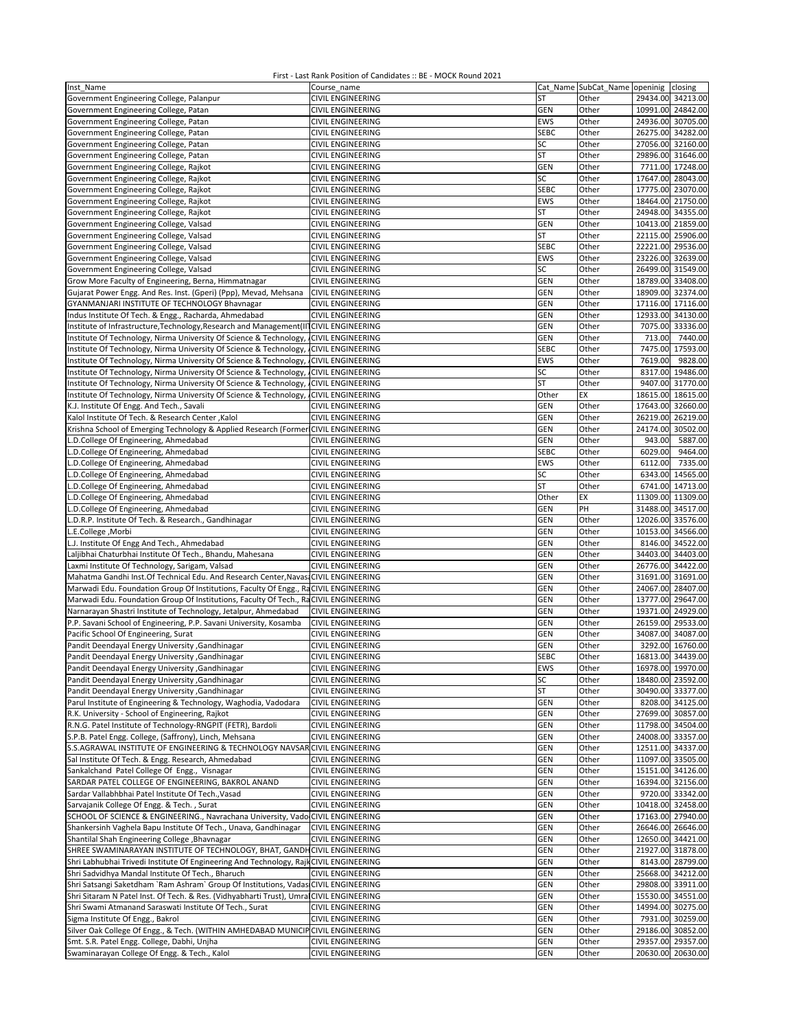First - Last Rank Position of Candidates :: BE - MOCK Round 2021

| Inst_Name | Course_name | Cat_Name | SubCat_Name | openinig | closing |
|---|---|---|---|---|---|
| Government Engineering College, Palanpur | CIVIL ENGINEERING | ST | Other | 29434.00 | 34213.00 |
| Government Engineering College, Patan | CIVIL ENGINEERING | GEN | Other | 10991.00 | 24842.00 |
| Government Engineering College, Patan | CIVIL ENGINEERING | EWS | Other | 24936.00 | 30705.00 |
| Government Engineering College, Patan | CIVIL ENGINEERING | SEBC | Other | 26275.00 | 34282.00 |
| Government Engineering College, Patan | CIVIL ENGINEERING | SC | Other | 27056.00 | 32160.00 |
| Government Engineering College, Patan | CIVIL ENGINEERING | ST | Other | 29896.00 | 31646.00 |
| Government Engineering College, Rajkot | CIVIL ENGINEERING | GEN | Other | 7711.00 | 17248.00 |
| Government Engineering College, Rajkot | CIVIL ENGINEERING | SC | Other | 17647.00 | 28043.00 |
| Government Engineering College, Rajkot | CIVIL ENGINEERING | SEBC | Other | 17775.00 | 23070.00 |
| Government Engineering College, Rajkot | CIVIL ENGINEERING | EWS | Other | 18464.00 | 21750.00 |
| Government Engineering College, Rajkot | CIVIL ENGINEERING | ST | Other | 24948.00 | 34355.00 |
| Government Engineering College, Valsad | CIVIL ENGINEERING | GEN | Other | 10413.00 | 21859.00 |
| Government Engineering College, Valsad | CIVIL ENGINEERING | ST | Other | 22115.00 | 25906.00 |
| Government Engineering College, Valsad | CIVIL ENGINEERING | SEBC | Other | 22221.00 | 29536.00 |
| Government Engineering College, Valsad | CIVIL ENGINEERING | EWS | Other | 23226.00 | 32639.00 |
| Government Engineering College, Valsad | CIVIL ENGINEERING | SC | Other | 26499.00 | 31549.00 |
| Grow More Faculty of Engineering, Berna, Himmatnagar | CIVIL ENGINEERING | GEN | Other | 18789.00 | 33408.00 |
| Gujarat Power Engg. And Res. Inst. (Gperi) (Ppp), Mevad, Mehsana | CIVIL ENGINEERING | GEN | Other | 18909.00 | 32374.00 |
| GYANMANJARI INSTITUTE OF TECHNOLOGY Bhavnagar | CIVIL ENGINEERING | GEN | Other | 17116.00 | 17116.00 |
| Indus Institute Of Tech. & Engg., Racharda, Ahmedabad | CIVIL ENGINEERING | GEN | Other | 12933.00 | 34130.00 |
| Institute of Infrastructure,Technology,Research and Management(II | CIVIL ENGINEERING | GEN | Other | 7075.00 | 33336.00 |
| Institute Of Technology, Nirma University Of Science & Technology, A | CIVIL ENGINEERING | GEN | Other | 713.00 | 7440.00 |
| Institute Of Technology, Nirma University Of Science & Technology, A | CIVIL ENGINEERING | SEBC | Other | 7475.00 | 17593.00 |
| Institute Of Technology, Nirma University Of Science & Technology, A | CIVIL ENGINEERING | EWS | Other | 7619.00 | 9828.00 |
| Institute Of Technology, Nirma University Of Science & Technology, A | CIVIL ENGINEERING | SC | Other | 8317.00 | 19486.00 |
| Institute Of Technology, Nirma University Of Science & Technology, A | CIVIL ENGINEERING | ST | Other | 9407.00 | 31770.00 |
| Institute Of Technology, Nirma University Of Science & Technology, A | CIVIL ENGINEERING | Other | EX | 18615.00 | 18615.00 |
| K.J. Institute Of Engg. And Tech., Savali | CIVIL ENGINEERING | GEN | Other | 17643.00 | 32660.00 |
| Kalol Institute Of Tech. & Research Center ,Kalol | CIVIL ENGINEERING | GEN | Other | 26219.00 | 26219.00 |
| Krishna School of Emerging Technology & Applied Research (Former | CIVIL ENGINEERING | GEN | Other | 24174.00 | 30502.00 |
| L.D.College Of Engineering, Ahmedabad | CIVIL ENGINEERING | GEN | Other | 943.00 | 5887.00 |
| L.D.College Of Engineering, Ahmedabad | CIVIL ENGINEERING | SEBC | Other | 6029.00 | 9464.00 |
| L.D.College Of Engineering, Ahmedabad | CIVIL ENGINEERING | EWS | Other | 6112.00 | 7335.00 |
| L.D.College Of Engineering, Ahmedabad | CIVIL ENGINEERING | SC | Other | 6343.00 | 14565.00 |
| L.D.College Of Engineering, Ahmedabad | CIVIL ENGINEERING | ST | Other | 6741.00 | 14713.00 |
| L.D.College Of Engineering, Ahmedabad | CIVIL ENGINEERING | Other | EX | 11309.00 | 11309.00 |
| L.D.College Of Engineering, Ahmedabad | CIVIL ENGINEERING | GEN | PH | 31488.00 | 34517.00 |
| L.D.R.P. Institute Of Tech. & Research., Gandhinagar | CIVIL ENGINEERING | GEN | Other | 12026.00 | 33576.00 |
| L.E.College ,Morbi | CIVIL ENGINEERING | GEN | Other | 10153.00 | 34566.00 |
| L.J. Institute Of Engg And Tech., Ahmedabad | CIVIL ENGINEERING | GEN | Other | 8146.00 | 34522.00 |
| Laljibhai Chaturbhai Institute Of Tech., Bhandu, Mahesana | CIVIL ENGINEERING | GEN | Other | 34403.00 | 34403.00 |
| Laxmi Institute Of Technology, Sarigam, Valsad | CIVIL ENGINEERING | GEN | Other | 26776.00 | 34422.00 |
| Mahatma Gandhi Inst.Of Technical Edu. And Research Center,Navsa | CIVIL ENGINEERING | GEN | Other | 31691.00 | 31691.00 |
| Marwadi Edu. Foundation Group Of Institutions, Faculty Of Engg., Ra | CIVIL ENGINEERING | GEN | Other | 24067.00 | 28407.00 |
| Marwadi Edu. Foundation Group Of Institutions, Faculty Of Tech., Ra | CIVIL ENGINEERING | GEN | Other | 13777.00 | 29647.00 |
| Narnarayan Shastri Institute of Technology, Jetalpur, Ahmedabad | CIVIL ENGINEERING | GEN | Other | 19371.00 | 24929.00 |
| P.P. Savani School of Engineering, P.P. Savani University, Kosamba | CIVIL ENGINEERING | GEN | Other | 26159.00 | 29533.00 |
| Pacific School Of Engineering, Surat | CIVIL ENGINEERING | GEN | Other | 34087.00 | 34087.00 |
| Pandit Deendayal Energy University ,Gandhinagar | CIVIL ENGINEERING | GEN | Other | 3292.00 | 16760.00 |
| Pandit Deendayal Energy University ,Gandhinagar | CIVIL ENGINEERING | SEBC | Other | 16813.00 | 34439.00 |
| Pandit Deendayal Energy University ,Gandhinagar | CIVIL ENGINEERING | EWS | Other | 16978.00 | 19970.00 |
| Pandit Deendayal Energy University ,Gandhinagar | CIVIL ENGINEERING | SC | Other | 18480.00 | 23592.00 |
| Pandit Deendayal Energy University ,Gandhinagar | CIVIL ENGINEERING | ST | Other | 30490.00 | 33377.00 |
| Parul Institute of Engineering & Technology, Waghodia, Vadodara | CIVIL ENGINEERING | GEN | Other | 8208.00 | 34125.00 |
| R.K. University - School of Engineering, Rajkot | CIVIL ENGINEERING | GEN | Other | 27699.00 | 30857.00 |
| R.N.G. Patel Institute of Technology-RNGPIT (FETR), Bardoli | CIVIL ENGINEERING | GEN | Other | 11798.00 | 34504.00 |
| S.P.B. Patel Engg. College, (Saffrony), Linch, Mehsana | CIVIL ENGINEERING | GEN | Other | 24008.00 | 33357.00 |
| S.S.AGRAWAL INSTITUTE OF ENGINEERING & TECHNOLOGY NAVSAR | CIVIL ENGINEERING | GEN | Other | 12511.00 | 34337.00 |
| Sal Institute Of Tech. & Engg. Research, Ahmedabad | CIVIL ENGINEERING | GEN | Other | 11097.00 | 33505.00 |
| Sankalchand Patel College Of Engg., Visnagar | CIVIL ENGINEERING | GEN | Other | 15151.00 | 34126.00 |
| SARDAR PATEL COLLEGE OF ENGINEERING, BAKROL ANAND | CIVIL ENGINEERING | GEN | Other | 16394.00 | 32156.00 |
| Sardar Vallabhbhai Patel Institute Of Tech.,Vasad | CIVIL ENGINEERING | GEN | Other | 9720.00 | 33342.00 |
| Sarvajanik College Of Engg. & Tech. , Surat | CIVIL ENGINEERING | GEN | Other | 10418.00 | 32458.00 |
| SCHOOL OF SCIENCE & ENGINEERING., Navrachana University, Vado | CIVIL ENGINEERING | GEN | Other | 17163.00 | 27940.00 |
| Shankersinh Vaghela Bapu Institute Of Tech., Unava, Gandhinagar | CIVIL ENGINEERING | GEN | Other | 26646.00 | 26646.00 |
| Shantilal Shah Engineering College ,Bhavnagar | CIVIL ENGINEERING | GEN | Other | 12650.00 | 34421.00 |
| SHREE SWAMINARAYAN INSTITUTE OF TECHNOLOGY, BHAT, GANDH | CIVIL ENGINEERING | GEN | Other | 21927.00 | 31878.00 |
| Shri Labhubhai Trivedi Institute Of Engineering And Technology, Rajk | CIVIL ENGINEERING | GEN | Other | 8143.00 | 28799.00 |
| Shri Sadvidhya Mandal Institute Of Tech., Bharuch | CIVIL ENGINEERING | GEN | Other | 25668.00 | 34212.00 |
| Shri Satsangi Saketdham `Ram Ashram` Group Of Institutions, Vadas | CIVIL ENGINEERING | GEN | Other | 29808.00 | 33911.00 |
| Shri Sitaram N Patel Inst. Of Tech. & Res. (Vidhyabharti Trust), Umra | CIVIL ENGINEERING | GEN | Other | 15530.00 | 34551.00 |
| Shri Swami Atmanand Saraswati Institute Of Tech., Surat | CIVIL ENGINEERING | GEN | Other | 14994.00 | 30275.00 |
| Sigma Institute Of Engg., Bakrol | CIVIL ENGINEERING | GEN | Other | 7931.00 | 30259.00 |
| Silver Oak College Of Engg., & Tech. (WITHIN AMHEDABAD MUNICIP | CIVIL ENGINEERING | GEN | Other | 29186.00 | 30852.00 |
| Smt. S.R. Patel Engg. College, Dabhi, Unjha | CIVIL ENGINEERING | GEN | Other | 29357.00 | 29357.00 |
| Swaminarayan College Of Engg. & Tech., Kalol | CIVIL ENGINEERING | GEN | Other | 20630.00 | 20630.00 |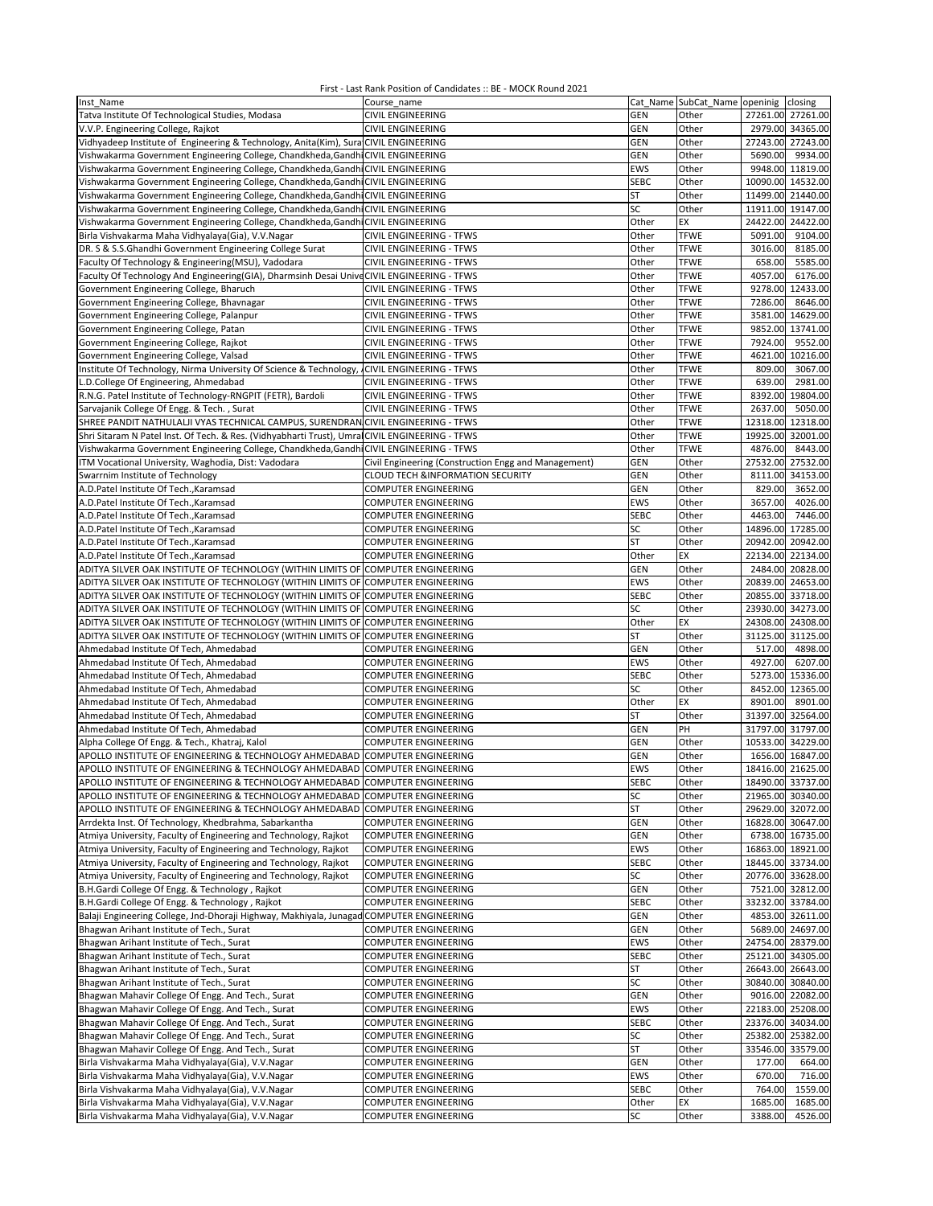First - Last Rank Position of Candidates :: BE - MOCK Round 2021

| Inst_Name | Course_name | Cat_Name | SubCat_Name | openinig | closing |
|---|---|---|---|---|---|
| Tatva Institute Of Technological Studies, Modasa | CIVIL ENGINEERING | GEN | Other | 27261.00 | 27261.00 |
| V.V.P. Engineering College, Rajkot | CIVIL ENGINEERING | GEN | Other | 2979.00 | 34365.00 |
| Vidhyadeep Institute of Engineering & Technology, Anita(Kim), Sura | CIVIL ENGINEERING | GEN | Other | 27243.00 | 27243.00 |
| Vishwakarma Government Engineering College, Chandkheda,Gandhi | CIVIL ENGINEERING | GEN | Other | 5690.00 | 9934.00 |
| Vishwakarma Government Engineering College, Chandkheda,Gandhi | CIVIL ENGINEERING | EWS | Other | 9948.00 | 11819.00 |
| Vishwakarma Government Engineering College, Chandkheda,Gandhi | CIVIL ENGINEERING | SEBC | Other | 10090.00 | 14532.00 |
| Vishwakarma Government Engineering College, Chandkheda,Gandhi | CIVIL ENGINEERING | ST | Other | 11499.00 | 21440.00 |
| Vishwakarma Government Engineering College, Chandkheda,Gandhi | CIVIL ENGINEERING | SC | Other | 11911.00 | 19147.00 |
| Vishwakarma Government Engineering College, Chandkheda,Gandhi | CIVIL ENGINEERING | Other | EX | 24422.00 | 24422.00 |
| Birla Vishvakarma Maha Vidhyalaya(Gia), V.V.Nagar | CIVIL ENGINEERING - TFWS | Other | TFWE | 5091.00 | 9104.00 |
| DR. S & S.S.Ghandhi Government Engineering College Surat | CIVIL ENGINEERING - TFWS | Other | TFWE | 3016.00 | 8185.00 |
| Faculty Of Technology & Engineering(MSU), Vadodara | CIVIL ENGINEERING - TFWS | Other | TFWE | 658.00 | 5585.00 |
| Faculty Of Technology And Engineering(GIA), Dharmsinh Desai Unive | CIVIL ENGINEERING - TFWS | Other | TFWE | 4057.00 | 6176.00 |
| Government Engineering College, Bharuch | CIVIL ENGINEERING - TFWS | Other | TFWE | 9278.00 | 12433.00 |
| Government Engineering College, Bhavnagar | CIVIL ENGINEERING - TFWS | Other | TFWE | 7286.00 | 8646.00 |
| Government Engineering College, Palanpur | CIVIL ENGINEERING - TFWS | Other | TFWE | 3581.00 | 14629.00 |
| Government Engineering College, Patan | CIVIL ENGINEERING - TFWS | Other | TFWE | 9852.00 | 13741.00 |
| Government Engineering College, Rajkot | CIVIL ENGINEERING - TFWS | Other | TFWE | 7924.00 | 9552.00 |
| Government Engineering College, Valsad | CIVIL ENGINEERING - TFWS | Other | TFWE | 4621.00 | 10216.00 |
| Institute Of Technology, Nirma University Of Science & Technology, | CIVIL ENGINEERING - TFWS | Other | TFWE | 809.00 | 3067.00 |
| L.D.College Of Engineering, Ahmedabad | CIVIL ENGINEERING - TFWS | Other | TFWE | 639.00 | 2981.00 |
| R.N.G. Patel Institute of Technology-RNGPIT (FETR), Bardoli | CIVIL ENGINEERING - TFWS | Other | TFWE | 8392.00 | 19804.00 |
| Sarvajanik College Of Engg. & Tech. , Surat | CIVIL ENGINEERING - TFWS | Other | TFWE | 2637.00 | 5050.00 |
| SHREE PANDIT NATHULALJI VYAS TECHNICAL CAMPUS, SURENDRAN | CIVIL ENGINEERING - TFWS | Other | TFWE | 12318.00 | 12318.00 |
| Shri Sitaram N Patel Inst. Of Tech. & Res. (Vidhyabharti Trust), Umra | CIVIL ENGINEERING - TFWS | Other | TFWE | 19925.00 | 32001.00 |
| Vishwakarma Government Engineering College, Chandkheda,Gandhi | CIVIL ENGINEERING - TFWS | Other | TFWE | 4876.00 | 8443.00 |
| ITM Vocational University, Waghodia, Dist: Vadodara | Civil Engineering (Construction Engg and Management) | GEN | Other | 27532.00 | 27532.00 |
| Swarrnim Institute of Technology | CLOUD TECH &INFORMATION SECURITY | GEN | Other | 8111.00 | 34153.00 |
| A.D.Patel Institute Of Tech.,Karamsad | COMPUTER ENGINEERING | GEN | Other | 829.00 | 3652.00 |
| A.D.Patel Institute Of Tech.,Karamsad | COMPUTER ENGINEERING | EWS | Other | 3657.00 | 4026.00 |
| A.D.Patel Institute Of Tech.,Karamsad | COMPUTER ENGINEERING | SEBC | Other | 4463.00 | 7446.00 |
| A.D.Patel Institute Of Tech.,Karamsad | COMPUTER ENGINEERING | SC | Other | 14896.00 | 17285.00 |
| A.D.Patel Institute Of Tech.,Karamsad | COMPUTER ENGINEERING | ST | Other | 20942.00 | 20942.00 |
| A.D.Patel Institute Of Tech.,Karamsad | COMPUTER ENGINEERING | Other | EX | 22134.00 | 22134.00 |
| ADITYA SILVER OAK INSTITUTE OF TECHNOLOGY (WITHIN LIMITS OF | COMPUTER ENGINEERING | GEN | Other | 2484.00 | 20828.00 |
| ADITYA SILVER OAK INSTITUTE OF TECHNOLOGY (WITHIN LIMITS OF | COMPUTER ENGINEERING | EWS | Other | 20839.00 | 24653.00 |
| ADITYA SILVER OAK INSTITUTE OF TECHNOLOGY (WITHIN LIMITS OF | COMPUTER ENGINEERING | SEBC | Other | 20855.00 | 33718.00 |
| ADITYA SILVER OAK INSTITUTE OF TECHNOLOGY (WITHIN LIMITS OF | COMPUTER ENGINEERING | SC | Other | 23930.00 | 34273.00 |
| ADITYA SILVER OAK INSTITUTE OF TECHNOLOGY (WITHIN LIMITS OF | COMPUTER ENGINEERING | Other | EX | 24308.00 | 24308.00 |
| ADITYA SILVER OAK INSTITUTE OF TECHNOLOGY (WITHIN LIMITS OF | COMPUTER ENGINEERING | ST | Other | 31125.00 | 31125.00 |
| Ahmedabad Institute Of Tech, Ahmedabad | COMPUTER ENGINEERING | GEN | Other | 517.00 | 4898.00 |
| Ahmedabad Institute Of Tech, Ahmedabad | COMPUTER ENGINEERING | EWS | Other | 4927.00 | 6207.00 |
| Ahmedabad Institute Of Tech, Ahmedabad | COMPUTER ENGINEERING | SEBC | Other | 5273.00 | 15336.00 |
| Ahmedabad Institute Of Tech, Ahmedabad | COMPUTER ENGINEERING | SC | Other | 8452.00 | 12365.00 |
| Ahmedabad Institute Of Tech, Ahmedabad | COMPUTER ENGINEERING | Other | EX | 8901.00 | 8901.00 |
| Ahmedabad Institute Of Tech, Ahmedabad | COMPUTER ENGINEERING | ST | Other | 31397.00 | 32564.00 |
| Ahmedabad Institute Of Tech, Ahmedabad | COMPUTER ENGINEERING | GEN | PH | 31797.00 | 31797.00 |
| Alpha College Of Engg. & Tech., Khatraj, Kalol | COMPUTER ENGINEERING | GEN | Other | 10533.00 | 34229.00 |
| APOLLO INSTITUTE OF ENGINEERING & TECHNOLOGY AHMEDABAD | COMPUTER ENGINEERING | GEN | Other | 1656.00 | 16847.00 |
| APOLLO INSTITUTE OF ENGINEERING & TECHNOLOGY AHMEDABAD | COMPUTER ENGINEERING | EWS | Other | 18416.00 | 21625.00 |
| APOLLO INSTITUTE OF ENGINEERING & TECHNOLOGY AHMEDABAD | COMPUTER ENGINEERING | SEBC | Other | 18490.00 | 33737.00 |
| APOLLO INSTITUTE OF ENGINEERING & TECHNOLOGY AHMEDABAD | COMPUTER ENGINEERING | SC | Other | 21965.00 | 30340.00 |
| APOLLO INSTITUTE OF ENGINEERING & TECHNOLOGY AHMEDABAD | COMPUTER ENGINEERING | ST | Other | 29629.00 | 32072.00 |
| Arrdekta Inst. Of Technology, Khedbrahma, Sabarkantha | COMPUTER ENGINEERING | GEN | Other | 16828.00 | 30647.00 |
| Atmiya University, Faculty of Engineering and Technology, Rajkot | COMPUTER ENGINEERING | GEN | Other | 6738.00 | 16735.00 |
| Atmiya University, Faculty of Engineering and Technology, Rajkot | COMPUTER ENGINEERING | EWS | Other | 16863.00 | 18921.00 |
| Atmiya University, Faculty of Engineering and Technology, Rajkot | COMPUTER ENGINEERING | SEBC | Other | 18445.00 | 33734.00 |
| Atmiya University, Faculty of Engineering and Technology, Rajkot | COMPUTER ENGINEERING | SC | Other | 20776.00 | 33628.00 |
| B.H.Gardi College Of Engg. & Technology , Rajkot | COMPUTER ENGINEERING | GEN | Other | 7521.00 | 32812.00 |
| B.H.Gardi College Of Engg. & Technology , Rajkot | COMPUTER ENGINEERING | SEBC | Other | 33232.00 | 33784.00 |
| Balaji Engineering College, Jnd-Dhoraji Highway, Makhiyala, Junagad | COMPUTER ENGINEERING | GEN | Other | 4853.00 | 32611.00 |
| Bhagwan Arihant Institute of Tech., Surat | COMPUTER ENGINEERING | GEN | Other | 5689.00 | 24697.00 |
| Bhagwan Arihant Institute of Tech., Surat | COMPUTER ENGINEERING | EWS | Other | 24754.00 | 28379.00 |
| Bhagwan Arihant Institute of Tech., Surat | COMPUTER ENGINEERING | SEBC | Other | 25121.00 | 34305.00 |
| Bhagwan Arihant Institute of Tech., Surat | COMPUTER ENGINEERING | ST | Other | 26643.00 | 26643.00 |
| Bhagwan Arihant Institute of Tech., Surat | COMPUTER ENGINEERING | SC | Other | 30840.00 | 30840.00 |
| Bhagwan Mahavir College Of Engg. And Tech., Surat | COMPUTER ENGINEERING | GEN | Other | 9016.00 | 22082.00 |
| Bhagwan Mahavir College Of Engg. And Tech., Surat | COMPUTER ENGINEERING | EWS | Other | 22183.00 | 25208.00 |
| Bhagwan Mahavir College Of Engg. And Tech., Surat | COMPUTER ENGINEERING | SEBC | Other | 23376.00 | 34034.00 |
| Bhagwan Mahavir College Of Engg. And Tech., Surat | COMPUTER ENGINEERING | SC | Other | 25382.00 | 25382.00 |
| Bhagwan Mahavir College Of Engg. And Tech., Surat | COMPUTER ENGINEERING | ST | Other | 33546.00 | 33579.00 |
| Birla Vishvakarma Maha Vidhyalaya(Gia), V.V.Nagar | COMPUTER ENGINEERING | GEN | Other | 177.00 | 664.00 |
| Birla Vishvakarma Maha Vidhyalaya(Gia), V.V.Nagar | COMPUTER ENGINEERING | EWS | Other | 670.00 | 716.00 |
| Birla Vishvakarma Maha Vidhyalaya(Gia), V.V.Nagar | COMPUTER ENGINEERING | SEBC | Other | 764.00 | 1559.00 |
| Birla Vishvakarma Maha Vidhyalaya(Gia), V.V.Nagar | COMPUTER ENGINEERING | Other | EX | 1685.00 | 1685.00 |
| Birla Vishvakarma Maha Vidhyalaya(Gia), V.V.Nagar | COMPUTER ENGINEERING | SC | Other | 3388.00 | 4526.00 |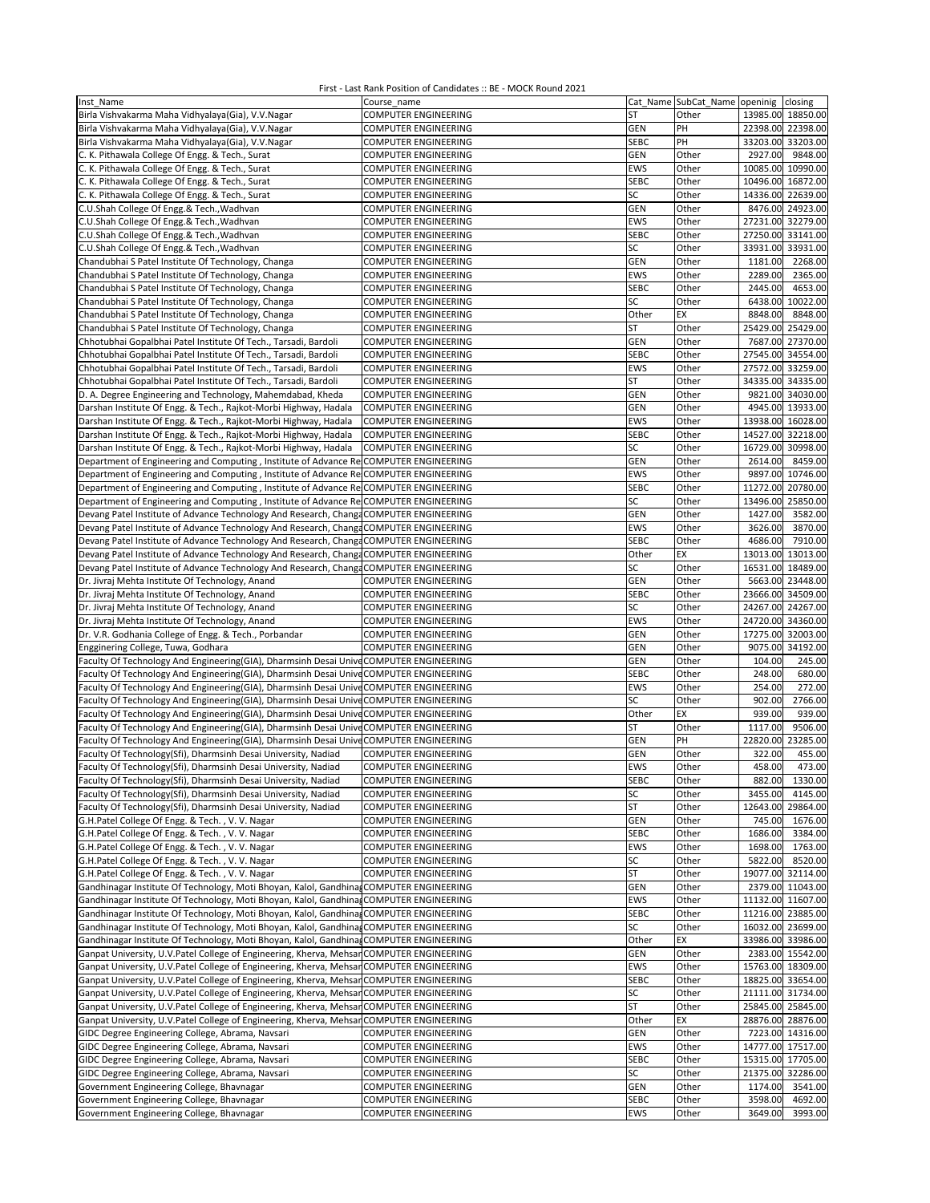First - Last Rank Position of Candidates :: BE - MOCK Round 2021

| Inst_Name | Course_name | Cat_Name | SubCat_Name | openinig | closing |
|---|---|---|---|---|---|
| Birla Vishvakarma Maha Vidhyalaya(Gia), V.V.Nagar | COMPUTER ENGINEERING | ST | Other | 13985.00 | 18850.00 |
| Birla Vishvakarma Maha Vidhyalaya(Gia), V.V.Nagar | COMPUTER ENGINEERING | GEN | PH | 22398.00 | 22398.00 |
| Birla Vishvakarma Maha Vidhyalaya(Gia), V.V.Nagar | COMPUTER ENGINEERING | SEBC | PH | 33203.00 | 33203.00 |
| C. K. Pithawala College Of Engg. & Tech., Surat | COMPUTER ENGINEERING | GEN | Other | 2927.00 | 9848.00 |
| C. K. Pithawala College Of Engg. & Tech., Surat | COMPUTER ENGINEERING | EWS | Other | 10085.00 | 10990.00 |
| C. K. Pithawala College Of Engg. & Tech., Surat | COMPUTER ENGINEERING | SEBC | Other | 10496.00 | 16872.00 |
| C. K. Pithawala College Of Engg. & Tech., Surat | COMPUTER ENGINEERING | SC | Other | 14336.00 | 22639.00 |
| C.U.Shah College Of Engg.& Tech.,Wadhvan | COMPUTER ENGINEERING | GEN | Other | 8476.00 | 24923.00 |
| C.U.Shah College Of Engg.& Tech.,Wadhvan | COMPUTER ENGINEERING | EWS | Other | 27231.00 | 32279.00 |
| C.U.Shah College Of Engg.& Tech.,Wadhvan | COMPUTER ENGINEERING | SEBC | Other | 27250.00 | 33141.00 |
| C.U.Shah College Of Engg.& Tech.,Wadhvan | COMPUTER ENGINEERING | SC | Other | 33931.00 | 33931.00 |
| Chandubhai S Patel Institute Of Technology, Changa | COMPUTER ENGINEERING | GEN | Other | 1181.00 | 2268.00 |
| Chandubhai S Patel Institute Of Technology, Changa | COMPUTER ENGINEERING | EWS | Other | 2289.00 | 2365.00 |
| Chandubhai S Patel Institute Of Technology, Changa | COMPUTER ENGINEERING | SEBC | Other | 2445.00 | 4653.00 |
| Chandubhai S Patel Institute Of Technology, Changa | COMPUTER ENGINEERING | SC | Other | 6438.00 | 10022.00 |
| Chandubhai S Patel Institute Of Technology, Changa | COMPUTER ENGINEERING | Other | EX | 8848.00 | 8848.00 |
| Chandubhai S Patel Institute Of Technology, Changa | COMPUTER ENGINEERING | ST | Other | 25429.00 | 25429.00 |
| Chhotubhai Gopalbhai Patel Institute Of Tech., Tarsadi, Bardoli | COMPUTER ENGINEERING | GEN | Other | 7687.00 | 27370.00 |
| Chhotubhai Gopalbhai Patel Institute Of Tech., Tarsadi, Bardoli | COMPUTER ENGINEERING | SEBC | Other | 27545.00 | 34554.00 |
| Chhotubhai Gopalbhai Patel Institute Of Tech., Tarsadi, Bardoli | COMPUTER ENGINEERING | EWS | Other | 27572.00 | 33259.00 |
| Chhotubhai Gopalbhai Patel Institute Of Tech., Tarsadi, Bardoli | COMPUTER ENGINEERING | ST | Other | 34335.00 | 34335.00 |
| D. A. Degree Engineering and Technology, Mahemdabad, Kheda | COMPUTER ENGINEERING | GEN | Other | 9821.00 | 34030.00 |
| Darshan Institute Of Engg. & Tech., Rajkot-Morbi Highway, Hadala | COMPUTER ENGINEERING | GEN | Other | 4945.00 | 13933.00 |
| Darshan Institute Of Engg. & Tech., Rajkot-Morbi Highway, Hadala | COMPUTER ENGINEERING | EWS | Other | 13938.00 | 16028.00 |
| Darshan Institute Of Engg. & Tech., Rajkot-Morbi Highway, Hadala | COMPUTER ENGINEERING | SEBC | Other | 14527.00 | 32218.00 |
| Darshan Institute Of Engg. & Tech., Rajkot-Morbi Highway, Hadala | COMPUTER ENGINEERING | SC | Other | 16729.00 | 30998.00 |
| Department of Engineering and Computing , Institute of Advance Re | COMPUTER ENGINEERING | GEN | Other | 2614.00 | 8459.00 |
| Department of Engineering and Computing , Institute of Advance Re | COMPUTER ENGINEERING | EWS | Other | 9897.00 | 10746.00 |
| Department of Engineering and Computing , Institute of Advance Re | COMPUTER ENGINEERING | SEBC | Other | 11272.00 | 20780.00 |
| Department of Engineering and Computing , Institute of Advance Re | COMPUTER ENGINEERING | SC | Other | 13496.00 | 25850.00 |
| Devang Patel Institute of Advance Technology And Research, Changa | COMPUTER ENGINEERING | GEN | Other | 1427.00 | 3582.00 |
| Devang Patel Institute of Advance Technology And Research, Changa | COMPUTER ENGINEERING | EWS | Other | 3626.00 | 3870.00 |
| Devang Patel Institute of Advance Technology And Research, Changa | COMPUTER ENGINEERING | SEBC | Other | 4686.00 | 7910.00 |
| Devang Patel Institute of Advance Technology And Research, Changa | COMPUTER ENGINEERING | Other | EX | 13013.00 | 13013.00 |
| Devang Patel Institute of Advance Technology And Research, Changa | COMPUTER ENGINEERING | SC | Other | 16531.00 | 18489.00 |
| Dr. Jivraj Mehta Institute Of Technology, Anand | COMPUTER ENGINEERING | GEN | Other | 5663.00 | 23448.00 |
| Dr. Jivraj Mehta Institute Of Technology, Anand | COMPUTER ENGINEERING | SEBC | Other | 23666.00 | 34509.00 |
| Dr. Jivraj Mehta Institute Of Technology, Anand | COMPUTER ENGINEERING | SC | Other | 24267.00 | 24267.00 |
| Dr. Jivraj Mehta Institute Of Technology, Anand | COMPUTER ENGINEERING | EWS | Other | 24720.00 | 34360.00 |
| Dr. V.R. Godhania College of Engg. & Tech., Porbandar | COMPUTER ENGINEERING | GEN | Other | 17275.00 | 32003.00 |
| Engginering College, Tuwa, Godhara | COMPUTER ENGINEERING | GEN | Other | 9075.00 | 34192.00 |
| Faculty Of Technology And Engineering(GIA), Dharmsinh Desai Unive | COMPUTER ENGINEERING | GEN | Other | 104.00 | 245.00 |
| Faculty Of Technology And Engineering(GIA), Dharmsinh Desai Unive | COMPUTER ENGINEERING | SEBC | Other | 248.00 | 680.00 |
| Faculty Of Technology And Engineering(GIA), Dharmsinh Desai Unive | COMPUTER ENGINEERING | EWS | Other | 254.00 | 272.00 |
| Faculty Of Technology And Engineering(GIA), Dharmsinh Desai Unive | COMPUTER ENGINEERING | SC | Other | 902.00 | 2766.00 |
| Faculty Of Technology And Engineering(GIA), Dharmsinh Desai Unive | COMPUTER ENGINEERING | Other | EX | 939.00 | 939.00 |
| Faculty Of Technology And Engineering(GIA), Dharmsinh Desai Unive | COMPUTER ENGINEERING | ST | Other | 1117.00 | 9506.00 |
| Faculty Of Technology And Engineering(GIA), Dharmsinh Desai Unive | COMPUTER ENGINEERING | GEN | PH | 22820.00 | 23285.00 |
| Faculty Of Technology(Sfi), Dharmsinh Desai University, Nadiad | COMPUTER ENGINEERING | GEN | Other | 322.00 | 455.00 |
| Faculty Of Technology(Sfi), Dharmsinh Desai University, Nadiad | COMPUTER ENGINEERING | EWS | Other | 458.00 | 473.00 |
| Faculty Of Technology(Sfi), Dharmsinh Desai University, Nadiad | COMPUTER ENGINEERING | SEBC | Other | 882.00 | 1330.00 |
| Faculty Of Technology(Sfi), Dharmsinh Desai University, Nadiad | COMPUTER ENGINEERING | SC | Other | 3455.00 | 4145.00 |
| Faculty Of Technology(Sfi), Dharmsinh Desai University, Nadiad | COMPUTER ENGINEERING | ST | Other | 12643.00 | 29864.00 |
| G.H.Patel College Of Engg. & Tech. , V. V. Nagar | COMPUTER ENGINEERING | GEN | Other | 745.00 | 1676.00 |
| G.H.Patel College Of Engg. & Tech. , V. V. Nagar | COMPUTER ENGINEERING | SEBC | Other | 1686.00 | 3384.00 |
| G.H.Patel College Of Engg. & Tech. , V. V. Nagar | COMPUTER ENGINEERING | EWS | Other | 1698.00 | 1763.00 |
| G.H.Patel College Of Engg. & Tech. , V. V. Nagar | COMPUTER ENGINEERING | SC | Other | 5822.00 | 8520.00 |
| G.H.Patel College Of Engg. & Tech. , V. V. Nagar | COMPUTER ENGINEERING | ST | Other | 19077.00 | 32114.00 |
| Gandhinagar Institute Of Technology, Moti Bhoyan, Kalol, Gandhinag | COMPUTER ENGINEERING | GEN | Other | 2379.00 | 11043.00 |
| Gandhinagar Institute Of Technology, Moti Bhoyan, Kalol, Gandhinag | COMPUTER ENGINEERING | EWS | Other | 11132.00 | 11607.00 |
| Gandhinagar Institute Of Technology, Moti Bhoyan, Kalol, Gandhinag | COMPUTER ENGINEERING | SEBC | Other | 11216.00 | 23885.00 |
| Gandhinagar Institute Of Technology, Moti Bhoyan, Kalol, Gandhinag | COMPUTER ENGINEERING | SC | Other | 16032.00 | 23699.00 |
| Gandhinagar Institute Of Technology, Moti Bhoyan, Kalol, Gandhinag | COMPUTER ENGINEERING | Other | EX | 33986.00 | 33986.00 |
| Ganpat University, U.V.Patel College of Engineering, Kherva, Mehsan | COMPUTER ENGINEERING | GEN | Other | 2383.00 | 15542.00 |
| Ganpat University, U.V.Patel College of Engineering, Kherva, Mehsan | COMPUTER ENGINEERING | EWS | Other | 15763.00 | 18309.00 |
| Ganpat University, U.V.Patel College of Engineering, Kherva, Mehsan | COMPUTER ENGINEERING | SEBC | Other | 18825.00 | 33654.00 |
| Ganpat University, U.V.Patel College of Engineering, Kherva, Mehsan | COMPUTER ENGINEERING | SC | Other | 21111.00 | 31734.00 |
| Ganpat University, U.V.Patel College of Engineering, Kherva, Mehsan | COMPUTER ENGINEERING | ST | Other | 25845.00 | 25845.00 |
| Ganpat University, U.V.Patel College of Engineering, Kherva, Mehsan | COMPUTER ENGINEERING | Other | EX | 28876.00 | 28876.00 |
| GIDC Degree Engineering College, Abrama, Navsari | COMPUTER ENGINEERING | GEN | Other | 7223.00 | 14316.00 |
| GIDC Degree Engineering College, Abrama, Navsari | COMPUTER ENGINEERING | EWS | Other | 14777.00 | 17517.00 |
| GIDC Degree Engineering College, Abrama, Navsari | COMPUTER ENGINEERING | SEBC | Other | 15315.00 | 17705.00 |
| GIDC Degree Engineering College, Abrama, Navsari | COMPUTER ENGINEERING | SC | Other | 21375.00 | 32286.00 |
| Government Engineering College, Bhavnagar | COMPUTER ENGINEERING | GEN | Other | 1174.00 | 3541.00 |
| Government Engineering College, Bhavnagar | COMPUTER ENGINEERING | SEBC | Other | 3598.00 | 4692.00 |
| Government Engineering College, Bhavnagar | COMPUTER ENGINEERING | EWS | Other | 3649.00 | 3993.00 |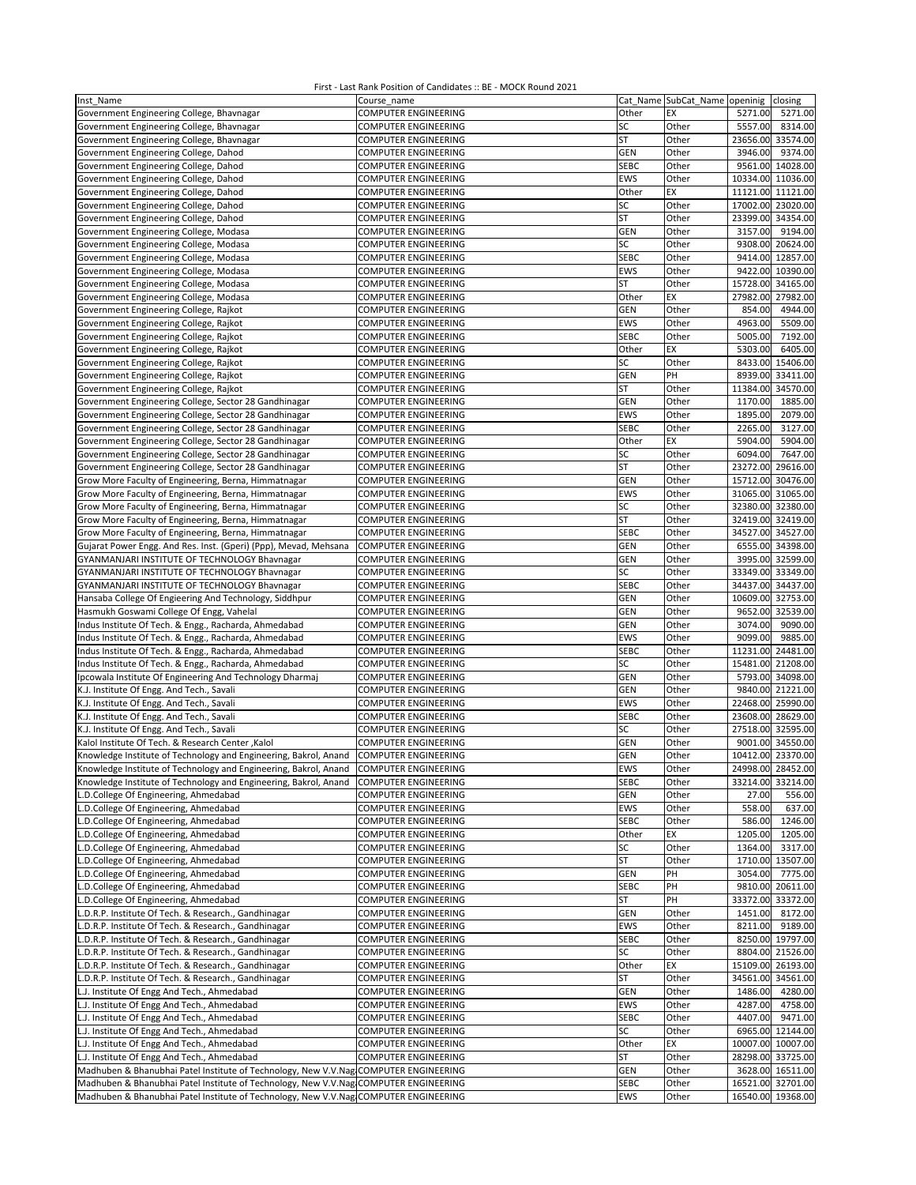First - Last Rank Position of Candidates :: BE - MOCK Round 2021

| Inst_Name | Course_name | Cat_Name | SubCat_Name | openinig | closing |
|---|---|---|---|---|---|
| Government Engineering College, Bhavnagar | COMPUTER ENGINEERING | Other | EX | 5271.00 | 5271.00 |
| Government Engineering College, Bhavnagar | COMPUTER ENGINEERING | SC | Other | 5557.00 | 8314.00 |
| Government Engineering College, Bhavnagar | COMPUTER ENGINEERING | ST | Other | 23656.00 | 33574.00 |
| Government Engineering College, Dahod | COMPUTER ENGINEERING | GEN | Other | 3946.00 | 9374.00 |
| Government Engineering College, Dahod | COMPUTER ENGINEERING | SEBC | Other | 9561.00 | 14028.00 |
| Government Engineering College, Dahod | COMPUTER ENGINEERING | EWS | Other | 10334.00 | 11036.00 |
| Government Engineering College, Dahod | COMPUTER ENGINEERING | Other | EX | 11121.00 | 11121.00 |
| Government Engineering College, Dahod | COMPUTER ENGINEERING | SC | Other | 17002.00 | 23020.00 |
| Government Engineering College, Dahod | COMPUTER ENGINEERING | ST | Other | 23399.00 | 34354.00 |
| Government Engineering College, Modasa | COMPUTER ENGINEERING | GEN | Other | 3157.00 | 9194.00 |
| Government Engineering College, Modasa | COMPUTER ENGINEERING | SC | Other | 9308.00 | 20624.00 |
| Government Engineering College, Modasa | COMPUTER ENGINEERING | SEBC | Other | 9414.00 | 12857.00 |
| Government Engineering College, Modasa | COMPUTER ENGINEERING | EWS | Other | 9422.00 | 10390.00 |
| Government Engineering College, Modasa | COMPUTER ENGINEERING | ST | Other | 15728.00 | 34165.00 |
| Government Engineering College, Modasa | COMPUTER ENGINEERING | Other | EX | 27982.00 | 27982.00 |
| Government Engineering College, Rajkot | COMPUTER ENGINEERING | GEN | Other | 854.00 | 4944.00 |
| Government Engineering College, Rajkot | COMPUTER ENGINEERING | EWS | Other | 4963.00 | 5509.00 |
| Government Engineering College, Rajkot | COMPUTER ENGINEERING | SEBC | Other | 5005.00 | 7192.00 |
| Government Engineering College, Rajkot | COMPUTER ENGINEERING | Other | EX | 5303.00 | 6405.00 |
| Government Engineering College, Rajkot | COMPUTER ENGINEERING | SC | Other | 8433.00 | 15406.00 |
| Government Engineering College, Rajkot | COMPUTER ENGINEERING | GEN | PH | 8939.00 | 33411.00 |
| Government Engineering College, Rajkot | COMPUTER ENGINEERING | ST | Other | 11384.00 | 34570.00 |
| Government Engineering College, Sector 28 Gandhinagar | COMPUTER ENGINEERING | GEN | Other | 1170.00 | 1885.00 |
| Government Engineering College, Sector 28 Gandhinagar | COMPUTER ENGINEERING | EWS | Other | 1895.00 | 2079.00 |
| Government Engineering College, Sector 28 Gandhinagar | COMPUTER ENGINEERING | SEBC | Other | 2265.00 | 3127.00 |
| Government Engineering College, Sector 28 Gandhinagar | COMPUTER ENGINEERING | Other | EX | 5904.00 | 5904.00 |
| Government Engineering College, Sector 28 Gandhinagar | COMPUTER ENGINEERING | SC | Other | 6094.00 | 7647.00 |
| Government Engineering College, Sector 28 Gandhinagar | COMPUTER ENGINEERING | ST | Other | 23272.00 | 29616.00 |
| Grow More Faculty of Engineering, Berna, Himmatnagar | COMPUTER ENGINEERING | GEN | Other | 15712.00 | 30476.00 |
| Grow More Faculty of Engineering, Berna, Himmatnagar | COMPUTER ENGINEERING | EWS | Other | 31065.00 | 31065.00 |
| Grow More Faculty of Engineering, Berna, Himmatnagar | COMPUTER ENGINEERING | SC | Other | 32380.00 | 32380.00 |
| Grow More Faculty of Engineering, Berna, Himmatnagar | COMPUTER ENGINEERING | ST | Other | 32419.00 | 32419.00 |
| Grow More Faculty of Engineering, Berna, Himmatnagar | COMPUTER ENGINEERING | SEBC | Other | 34527.00 | 34527.00 |
| Gujarat Power Engg. And Res. Inst. (Gperi) (Ppp), Mevad, Mehsana | COMPUTER ENGINEERING | GEN | Other | 6555.00 | 34398.00 |
| GYANMANJARI INSTITUTE OF TECHNOLOGY Bhavnagar | COMPUTER ENGINEERING | GEN | Other | 3995.00 | 32599.00 |
| GYANMANJARI INSTITUTE OF TECHNOLOGY Bhavnagar | COMPUTER ENGINEERING | SC | Other | 33349.00 | 33349.00 |
| GYANMANJARI INSTITUTE OF TECHNOLOGY Bhavnagar | COMPUTER ENGINEERING | SEBC | Other | 34437.00 | 34437.00 |
| Hansaba College Of Engieering And Technology, Siddhpur | COMPUTER ENGINEERING | GEN | Other | 10609.00 | 32753.00 |
| Hasmukh Goswami College Of Engg, Vahelal | COMPUTER ENGINEERING | GEN | Other | 9652.00 | 32539.00 |
| Indus Institute Of Tech. & Engg., Racharda, Ahmedabad | COMPUTER ENGINEERING | GEN | Other | 3074.00 | 9090.00 |
| Indus Institute Of Tech. & Engg., Racharda, Ahmedabad | COMPUTER ENGINEERING | EWS | Other | 9099.00 | 9885.00 |
| Indus Institute Of Tech. & Engg., Racharda, Ahmedabad | COMPUTER ENGINEERING | SEBC | Other | 11231.00 | 24481.00 |
| Indus Institute Of Tech. & Engg., Racharda, Ahmedabad | COMPUTER ENGINEERING | SC | Other | 15481.00 | 21208.00 |
| Ipcowala Institute Of Engineering And Technology Dharmaj | COMPUTER ENGINEERING | GEN | Other | 5793.00 | 34098.00 |
| K.J. Institute Of Engg. And Tech., Savali | COMPUTER ENGINEERING | GEN | Other | 9840.00 | 21221.00 |
| K.J. Institute Of Engg. And Tech., Savali | COMPUTER ENGINEERING | EWS | Other | 22468.00 | 25990.00 |
| K.J. Institute Of Engg. And Tech., Savali | COMPUTER ENGINEERING | SEBC | Other | 23608.00 | 28629.00 |
| K.J. Institute Of Engg. And Tech., Savali | COMPUTER ENGINEERING | SC | Other | 27518.00 | 32595.00 |
| Kalol Institute Of Tech. & Research Center ,Kalol | COMPUTER ENGINEERING | GEN | Other | 9001.00 | 34550.00 |
| Knowledge Institute of Technology and Engineering, Bakrol, Anand | COMPUTER ENGINEERING | GEN | Other | 10412.00 | 23370.00 |
| Knowledge Institute of Technology and Engineering, Bakrol, Anand | COMPUTER ENGINEERING | EWS | Other | 24998.00 | 28452.00 |
| Knowledge Institute of Technology and Engineering, Bakrol, Anand | COMPUTER ENGINEERING | SEBC | Other | 33214.00 | 33214.00 |
| L.D.College Of Engineering, Ahmedabad | COMPUTER ENGINEERING | GEN | Other | 27.00 | 556.00 |
| L.D.College Of Engineering, Ahmedabad | COMPUTER ENGINEERING | EWS | Other | 558.00 | 637.00 |
| L.D.College Of Engineering, Ahmedabad | COMPUTER ENGINEERING | SEBC | Other | 586.00 | 1246.00 |
| L.D.College Of Engineering, Ahmedabad | COMPUTER ENGINEERING | Other | EX | 1205.00 | 1205.00 |
| L.D.College Of Engineering, Ahmedabad | COMPUTER ENGINEERING | SC | Other | 1364.00 | 3317.00 |
| L.D.College Of Engineering, Ahmedabad | COMPUTER ENGINEERING | ST | Other | 1710.00 | 13507.00 |
| L.D.College Of Engineering, Ahmedabad | COMPUTER ENGINEERING | GEN | PH | 3054.00 | 7775.00 |
| L.D.College Of Engineering, Ahmedabad | COMPUTER ENGINEERING | SEBC | PH | 9810.00 | 20611.00 |
| L.D.College Of Engineering, Ahmedabad | COMPUTER ENGINEERING | ST | PH | 33372.00 | 33372.00 |
| L.D.R.P. Institute Of Tech. & Research., Gandhinagar | COMPUTER ENGINEERING | GEN | Other | 1451.00 | 8172.00 |
| L.D.R.P. Institute Of Tech. & Research., Gandhinagar | COMPUTER ENGINEERING | EWS | Other | 8211.00 | 9189.00 |
| L.D.R.P. Institute Of Tech. & Research., Gandhinagar | COMPUTER ENGINEERING | SEBC | Other | 8250.00 | 19797.00 |
| L.D.R.P. Institute Of Tech. & Research., Gandhinagar | COMPUTER ENGINEERING | SC | Other | 8804.00 | 21526.00 |
| L.D.R.P. Institute Of Tech. & Research., Gandhinagar | COMPUTER ENGINEERING | Other | EX | 15109.00 | 26193.00 |
| L.D.R.P. Institute Of Tech. & Research., Gandhinagar | COMPUTER ENGINEERING | ST | Other | 34561.00 | 34561.00 |
| L.J. Institute Of Engg And Tech., Ahmedabad | COMPUTER ENGINEERING | GEN | Other | 1486.00 | 4280.00 |
| L.J. Institute Of Engg And Tech., Ahmedabad | COMPUTER ENGINEERING | EWS | Other | 4287.00 | 4758.00 |
| L.J. Institute Of Engg And Tech., Ahmedabad | COMPUTER ENGINEERING | SEBC | Other | 4407.00 | 9471.00 |
| L.J. Institute Of Engg And Tech., Ahmedabad | COMPUTER ENGINEERING | SC | Other | 6965.00 | 12144.00 |
| L.J. Institute Of Engg And Tech., Ahmedabad | COMPUTER ENGINEERING | Other | EX | 10007.00 | 10007.00 |
| L.J. Institute Of Engg And Tech., Ahmedabad | COMPUTER ENGINEERING | ST | Other | 28298.00 | 33725.00 |
| Madhuben & Bhanubhai Patel Institute of Technology, New V.V.Nag | COMPUTER ENGINEERING | GEN | Other | 3628.00 | 16511.00 |
| Madhuben & Bhanubhai Patel Institute of Technology, New V.V.Nag | COMPUTER ENGINEERING | SEBC | Other | 16521.00 | 32701.00 |
| Madhuben & Bhanubhai Patel Institute of Technology, New V.V.Nag | COMPUTER ENGINEERING | EWS | Other | 16540.00 | 19368.00 |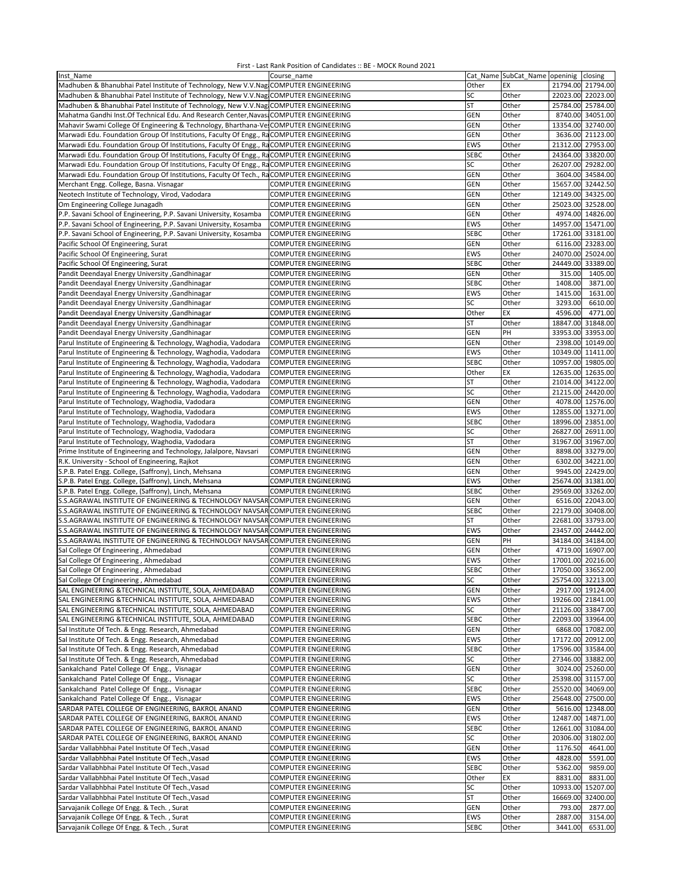First - Last Rank Position of Candidates :: BE - MOCK Round 2021

| Inst_Name | Course_name | Cat_Name | SubCat_Name | openinig | closing |
|---|---|---|---|---|---|
| Madhuben & Bhanubhai Patel Institute of Technology, New V.V.Nag | COMPUTER ENGINEERING | Other | EX | 21794.00 | 21794.00 |
| Madhuben & Bhanubhai Patel Institute of Technology, New V.V.Nag | COMPUTER ENGINEERING | SC | Other | 22023.00 | 22023.00 |
| Madhuben & Bhanubhai Patel Institute of Technology, New V.V.Nag | COMPUTER ENGINEERING | ST | Other | 25784.00 | 25784.00 |
| Mahatma Gandhi Inst.Of Technical Edu. And Research Center,Navsa | COMPUTER ENGINEERING | GEN | Other | 8740.00 | 34051.00 |
| Mahavir Swami College Of Engineering & Technology, Bharthana-Ve | COMPUTER ENGINEERING | GEN | Other | 13354.00 | 32740.00 |
| Marwadi Edu. Foundation Group Of Institutions, Faculty Of Engg., Ra | COMPUTER ENGINEERING | GEN | Other | 3636.00 | 21123.00 |
| Marwadi Edu. Foundation Group Of Institutions, Faculty Of Engg., Ra | COMPUTER ENGINEERING | EWS | Other | 21312.00 | 27953.00 |
| Marwadi Edu. Foundation Group Of Institutions, Faculty Of Engg., Ra | COMPUTER ENGINEERING | SEBC | Other | 24364.00 | 33820.00 |
| Marwadi Edu. Foundation Group Of Institutions, Faculty Of Engg., Ra | COMPUTER ENGINEERING | SC | Other | 26207.00 | 29282.00 |
| Marwadi Edu. Foundation Group Of Institutions, Faculty Of Tech., Ra | COMPUTER ENGINEERING | GEN | Other | 3604.00 | 34584.00 |
| Merchant Engg. College, Basna. Visnagar | COMPUTER ENGINEERING | GEN | Other | 15657.00 | 32442.50 |
| Neotech Institute of Technology, Virod, Vadodara | COMPUTER ENGINEERING | GEN | Other | 12149.00 | 34325.00 |
| Om Engineering College Junagadh | COMPUTER ENGINEERING | GEN | Other | 25023.00 | 32528.00 |
| P.P. Savani School of Engineering, P.P. Savani University, Kosamba | COMPUTER ENGINEERING | GEN | Other | 4974.00 | 14826.00 |
| P.P. Savani School of Engineering, P.P. Savani University, Kosamba | COMPUTER ENGINEERING | EWS | Other | 14957.00 | 15471.00 |
| P.P. Savani School of Engineering, P.P. Savani University, Kosamba | COMPUTER ENGINEERING | SEBC | Other | 17261.00 | 33181.00 |
| Pacific School Of Engineering, Surat | COMPUTER ENGINEERING | GEN | Other | 6116.00 | 23283.00 |
| Pacific School Of Engineering, Surat | COMPUTER ENGINEERING | EWS | Other | 24070.00 | 25024.00 |
| Pacific School Of Engineering, Surat | COMPUTER ENGINEERING | SEBC | Other | 24449.00 | 33389.00 |
| Pandit Deendayal Energy University ,Gandhinagar | COMPUTER ENGINEERING | GEN | Other | 315.00 | 1405.00 |
| Pandit Deendayal Energy University ,Gandhinagar | COMPUTER ENGINEERING | SEBC | Other | 1408.00 | 3871.00 |
| Pandit Deendayal Energy University ,Gandhinagar | COMPUTER ENGINEERING | EWS | Other | 1415.00 | 1631.00 |
| Pandit Deendayal Energy University ,Gandhinagar | COMPUTER ENGINEERING | SC | Other | 3293.00 | 6610.00 |
| Pandit Deendayal Energy University ,Gandhinagar | COMPUTER ENGINEERING | Other | EX | 4596.00 | 4771.00 |
| Pandit Deendayal Energy University ,Gandhinagar | COMPUTER ENGINEERING | ST | Other | 18847.00 | 31848.00 |
| Pandit Deendayal Energy University ,Gandhinagar | COMPUTER ENGINEERING | GEN | PH | 33953.00 | 33953.00 |
| Parul Institute of Engineering & Technology, Waghodia, Vadodara | COMPUTER ENGINEERING | GEN | Other | 2398.00 | 10149.00 |
| Parul Institute of Engineering & Technology, Waghodia, Vadodara | COMPUTER ENGINEERING | EWS | Other | 10349.00 | 11411.00 |
| Parul Institute of Engineering & Technology, Waghodia, Vadodara | COMPUTER ENGINEERING | SEBC | Other | 10957.00 | 19805.00 |
| Parul Institute of Engineering & Technology, Waghodia, Vadodara | COMPUTER ENGINEERING | Other | EX | 12635.00 | 12635.00 |
| Parul Institute of Engineering & Technology, Waghodia, Vadodara | COMPUTER ENGINEERING | ST | Other | 21014.00 | 34122.00 |
| Parul Institute of Engineering & Technology, Waghodia, Vadodara | COMPUTER ENGINEERING | SC | Other | 21215.00 | 24420.00 |
| Parul Institute of Technology, Waghodia, Vadodara | COMPUTER ENGINEERING | GEN | Other | 4078.00 | 12576.00 |
| Parul Institute of Technology, Waghodia, Vadodara | COMPUTER ENGINEERING | EWS | Other | 12855.00 | 13271.00 |
| Parul Institute of Technology, Waghodia, Vadodara | COMPUTER ENGINEERING | SEBC | Other | 18996.00 | 23851.00 |
| Parul Institute of Technology, Waghodia, Vadodara | COMPUTER ENGINEERING | SC | Other | 26827.00 | 26911.00 |
| Parul Institute of Technology, Waghodia, Vadodara | COMPUTER ENGINEERING | ST | Other | 31967.00 | 31967.00 |
| Prime Institute of Engineering and Technology, Jalalpore, Navsari | COMPUTER ENGINEERING | GEN | Other | 8898.00 | 33279.00 |
| R.K. University - School of Engineering, Rajkot | COMPUTER ENGINEERING | GEN | Other | 6302.00 | 34221.00 |
| S.P.B. Patel Engg. College, (Saffrony), Linch, Mehsana | COMPUTER ENGINEERING | GEN | Other | 9945.00 | 22429.00 |
| S.P.B. Patel Engg. College, (Saffrony), Linch, Mehsana | COMPUTER ENGINEERING | EWS | Other | 25674.00 | 31381.00 |
| S.P.B. Patel Engg. College, (Saffrony), Linch, Mehsana | COMPUTER ENGINEERING | SEBC | Other | 29569.00 | 33262.00 |
| S.S.AGRAWAL INSTITUTE OF ENGINEERING & TECHNOLOGY NAVSAR | COMPUTER ENGINEERING | GEN | Other | 6516.00 | 22043.00 |
| S.S.AGRAWAL INSTITUTE OF ENGINEERING & TECHNOLOGY NAVSAR | COMPUTER ENGINEERING | SEBC | Other | 22179.00 | 30408.00 |
| S.S.AGRAWAL INSTITUTE OF ENGINEERING & TECHNOLOGY NAVSAR | COMPUTER ENGINEERING | ST | Other | 22681.00 | 33793.00 |
| S.S.AGRAWAL INSTITUTE OF ENGINEERING & TECHNOLOGY NAVSAR | COMPUTER ENGINEERING | EWS | Other | 23457.00 | 24442.00 |
| S.S.AGRAWAL INSTITUTE OF ENGINEERING & TECHNOLOGY NAVSAR | COMPUTER ENGINEERING | GEN | PH | 34184.00 | 34184.00 |
| Sal College Of Engineering , Ahmedabad | COMPUTER ENGINEERING | GEN | Other | 4719.00 | 16907.00 |
| Sal College Of Engineering , Ahmedabad | COMPUTER ENGINEERING | EWS | Other | 17001.00 | 20216.00 |
| Sal College Of Engineering , Ahmedabad | COMPUTER ENGINEERING | SEBC | Other | 17050.00 | 33652.00 |
| Sal College Of Engineering , Ahmedabad | COMPUTER ENGINEERING | SC | Other | 25754.00 | 32213.00 |
| SAL ENGINEERING &TECHNICAL INSTITUTE, SOLA, AHMEDABAD | COMPUTER ENGINEERING | GEN | Other | 2917.00 | 19124.00 |
| SAL ENGINEERING &TECHNICAL INSTITUTE, SOLA, AHMEDABAD | COMPUTER ENGINEERING | EWS | Other | 19266.00 | 21841.00 |
| SAL ENGINEERING &TECHNICAL INSTITUTE, SOLA, AHMEDABAD | COMPUTER ENGINEERING | SC | Other | 21126.00 | 33847.00 |
| SAL ENGINEERING &TECHNICAL INSTITUTE, SOLA, AHMEDABAD | COMPUTER ENGINEERING | SEBC | Other | 22093.00 | 33964.00 |
| Sal Institute Of Tech. & Engg. Research, Ahmedabad | COMPUTER ENGINEERING | GEN | Other | 6868.00 | 17082.00 |
| Sal Institute Of Tech. & Engg. Research, Ahmedabad | COMPUTER ENGINEERING | EWS | Other | 17172.00 | 20912.00 |
| Sal Institute Of Tech. & Engg. Research, Ahmedabad | COMPUTER ENGINEERING | SEBC | Other | 17596.00 | 33584.00 |
| Sal Institute Of Tech. & Engg. Research, Ahmedabad | COMPUTER ENGINEERING | SC | Other | 27346.00 | 33882.00 |
| Sankalchand Patel College Of Engg., Visnagar | COMPUTER ENGINEERING | GEN | Other | 3024.00 | 25260.00 |
| Sankalchand Patel College Of Engg., Visnagar | COMPUTER ENGINEERING | SC | Other | 25398.00 | 31157.00 |
| Sankalchand Patel College Of Engg., Visnagar | COMPUTER ENGINEERING | SEBC | Other | 25520.00 | 34069.00 |
| Sankalchand Patel College Of Engg., Visnagar | COMPUTER ENGINEERING | EWS | Other | 25648.00 | 27500.00 |
| SARDAR PATEL COLLEGE OF ENGINEERING, BAKROL ANAND | COMPUTER ENGINEERING | GEN | Other | 5616.00 | 12348.00 |
| SARDAR PATEL COLLEGE OF ENGINEERING, BAKROL ANAND | COMPUTER ENGINEERING | EWS | Other | 12487.00 | 14871.00 |
| SARDAR PATEL COLLEGE OF ENGINEERING, BAKROL ANAND | COMPUTER ENGINEERING | SEBC | Other | 12661.00 | 31084.00 |
| SARDAR PATEL COLLEGE OF ENGINEERING, BAKROL ANAND | COMPUTER ENGINEERING | SC | Other | 20306.00 | 31802.00 |
| Sardar Vallabhbhai Patel Institute Of Tech.,Vasad | COMPUTER ENGINEERING | GEN | Other | 1176.50 | 4641.00 |
| Sardar Vallabhbhai Patel Institute Of Tech.,Vasad | COMPUTER ENGINEERING | EWS | Other | 4828.00 | 5591.00 |
| Sardar Vallabhbhai Patel Institute Of Tech.,Vasad | COMPUTER ENGINEERING | SEBC | Other | 5362.00 | 9859.00 |
| Sardar Vallabhbhai Patel Institute Of Tech.,Vasad | COMPUTER ENGINEERING | Other | EX | 8831.00 | 8831.00 |
| Sardar Vallabhbhai Patel Institute Of Tech.,Vasad | COMPUTER ENGINEERING | SC | Other | 10933.00 | 15207.00 |
| Sardar Vallabhbhai Patel Institute Of Tech.,Vasad | COMPUTER ENGINEERING | ST | Other | 16669.00 | 32400.00 |
| Sarvajanik College Of Engg. & Tech. , Surat | COMPUTER ENGINEERING | GEN | Other | 793.00 | 2877.00 |
| Sarvajanik College Of Engg. & Tech. , Surat | COMPUTER ENGINEERING | EWS | Other | 2887.00 | 3154.00 |
| Sarvajanik College Of Engg. & Tech. , Surat | COMPUTER ENGINEERING | SEBC | Other | 3441.00 | 6531.00 |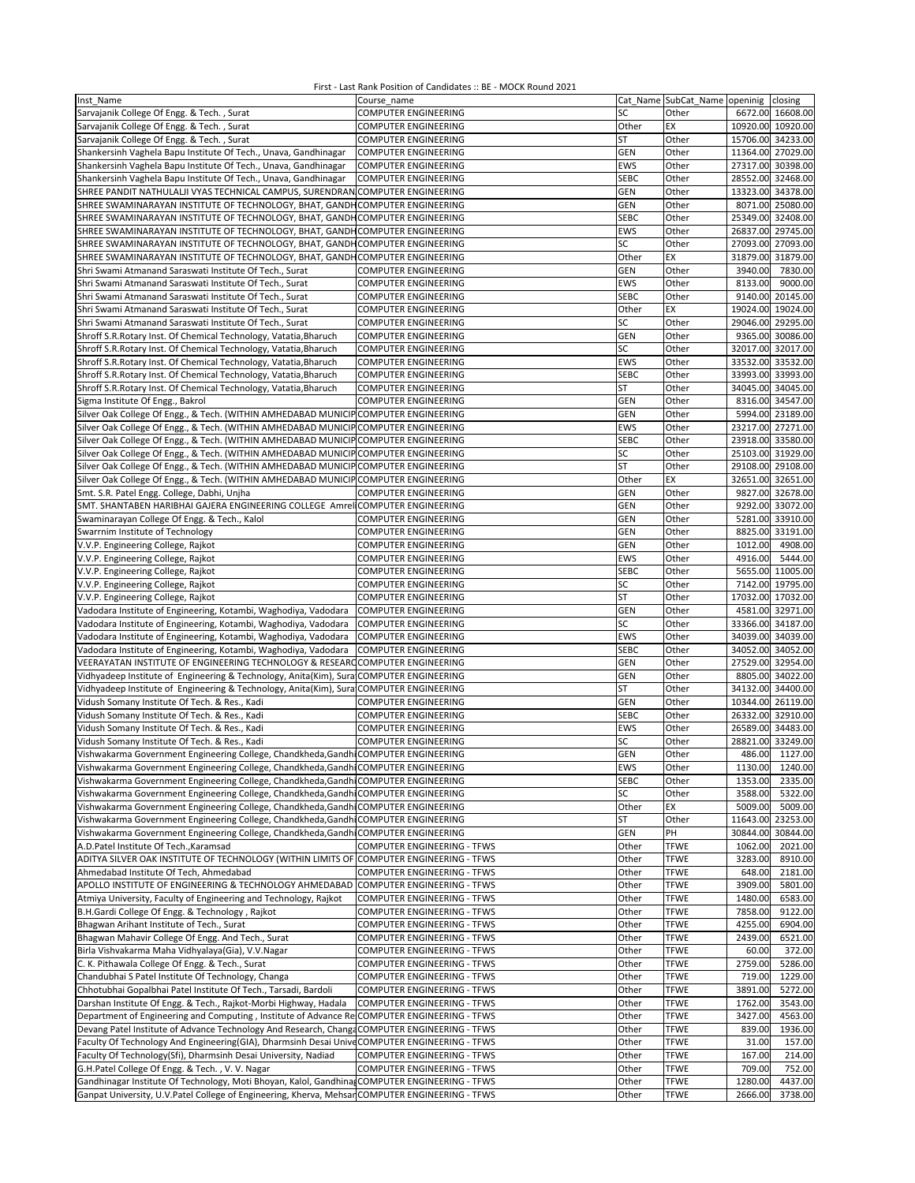First - Last Rank Position of Candidates :: BE - MOCK Round 2021

| Inst_Name | Course_name | Cat_Name | SubCat_Name | openinig | closing |
|---|---|---|---|---|---|
| Sarvajanik College Of Engg. & Tech. , Surat | COMPUTER ENGINEERING | SC | Other | 6672.00 | 16608.00 |
| Sarvajanik College Of Engg. & Tech. , Surat | COMPUTER ENGINEERING | Other | EX | 10920.00 | 10920.00 |
| Sarvajanik College Of Engg. & Tech. , Surat | COMPUTER ENGINEERING | ST | Other | 15706.00 | 34233.00 |
| Shankersinh Vaghela Bapu Institute Of Tech., Unava, Gandhinagar | COMPUTER ENGINEERING | GEN | Other | 11364.00 | 27029.00 |
| Shankersinh Vaghela Bapu Institute Of Tech., Unava, Gandhinagar | COMPUTER ENGINEERING | EWS | Other | 27317.00 | 30398.00 |
| Shankersinh Vaghela Bapu Institute Of Tech., Unava, Gandhinagar | COMPUTER ENGINEERING | SEBC | Other | 28552.00 | 32468.00 |
| SHREE PANDIT NATHULALJI VYAS TECHNICAL CAMPUS, SURENDRAN | COMPUTER ENGINEERING | GEN | Other | 13323.00 | 34378.00 |
| SHREE SWAMINARAYAN INSTITUTE OF TECHNOLOGY, BHAT, GANDH | COMPUTER ENGINEERING | GEN | Other | 8071.00 | 25080.00 |
| SHREE SWAMINARAYAN INSTITUTE OF TECHNOLOGY, BHAT, GANDH | COMPUTER ENGINEERING | SEBC | Other | 25349.00 | 32408.00 |
| SHREE SWAMINARAYAN INSTITUTE OF TECHNOLOGY, BHAT, GANDH | COMPUTER ENGINEERING | EWS | Other | 26837.00 | 29745.00 |
| SHREE SWAMINARAYAN INSTITUTE OF TECHNOLOGY, BHAT, GANDH | COMPUTER ENGINEERING | SC | Other | 27093.00 | 27093.00 |
| SHREE SWAMINARAYAN INSTITUTE OF TECHNOLOGY, BHAT, GANDH | COMPUTER ENGINEERING | Other | EX | 31879.00 | 31879.00 |
| Shri Swami Atmanand Saraswati Institute Of Tech., Surat | COMPUTER ENGINEERING | GEN | Other | 3940.00 | 7830.00 |
| Shri Swami Atmanand Saraswati Institute Of Tech., Surat | COMPUTER ENGINEERING | EWS | Other | 8133.00 | 9000.00 |
| Shri Swami Atmanand Saraswati Institute Of Tech., Surat | COMPUTER ENGINEERING | SEBC | Other | 9140.00 | 20145.00 |
| Shri Swami Atmanand Saraswati Institute Of Tech., Surat | COMPUTER ENGINEERING | Other | EX | 19024.00 | 19024.00 |
| Shri Swami Atmanand Saraswati Institute Of Tech., Surat | COMPUTER ENGINEERING | SC | Other | 29046.00 | 29295.00 |
| Shroff S.R.Rotary Inst. Of Chemical Technology, Vatatia,Bharuch | COMPUTER ENGINEERING | GEN | Other | 9365.00 | 30086.00 |
| Shroff S.R.Rotary Inst. Of Chemical Technology, Vatatia,Bharuch | COMPUTER ENGINEERING | SC | Other | 32017.00 | 32017.00 |
| Shroff S.R.Rotary Inst. Of Chemical Technology, Vatatia,Bharuch | COMPUTER ENGINEERING | EWS | Other | 33532.00 | 33532.00 |
| Shroff S.R.Rotary Inst. Of Chemical Technology, Vatatia,Bharuch | COMPUTER ENGINEERING | SEBC | Other | 33993.00 | 33993.00 |
| Shroff S.R.Rotary Inst. Of Chemical Technology, Vatatia,Bharuch | COMPUTER ENGINEERING | ST | Other | 34045.00 | 34045.00 |
| Sigma Institute Of Engg., Bakrol | COMPUTER ENGINEERING | GEN | Other | 8316.00 | 34547.00 |
| Silver Oak College Of Engg., & Tech. (WITHIN AMHEDABAD MUNICIP | COMPUTER ENGINEERING | GEN | Other | 5994.00 | 23189.00 |
| Silver Oak College Of Engg., & Tech. (WITHIN AMHEDABAD MUNICIP | COMPUTER ENGINEERING | EWS | Other | 23217.00 | 27271.00 |
| Silver Oak College Of Engg., & Tech. (WITHIN AMHEDABAD MUNICIP | COMPUTER ENGINEERING | SEBC | Other | 23918.00 | 33580.00 |
| Silver Oak College Of Engg., & Tech. (WITHIN AMHEDABAD MUNICIP | COMPUTER ENGINEERING | SC | Other | 25103.00 | 31929.00 |
| Silver Oak College Of Engg., & Tech. (WITHIN AMHEDABAD MUNICIP | COMPUTER ENGINEERING | ST | Other | 29108.00 | 29108.00 |
| Silver Oak College Of Engg., & Tech. (WITHIN AMHEDABAD MUNICIP | COMPUTER ENGINEERING | Other | EX | 32651.00 | 32651.00 |
| Smt. S.R. Patel Engg. College, Dabhi, Unjha | COMPUTER ENGINEERING | GEN | Other | 9827.00 | 32678.00 |
| SMT. SHANTABEN HARIBHAI GAJERA ENGINEERING COLLEGE Amreli | COMPUTER ENGINEERING | GEN | Other | 9292.00 | 33072.00 |
| Swaminarayan College Of Engg. & Tech., Kalol | COMPUTER ENGINEERING | GEN | Other | 5281.00 | 33910.00 |
| Swarrnim Institute of Technology | COMPUTER ENGINEERING | GEN | Other | 8825.00 | 33191.00 |
| V.V.P. Engineering College, Rajkot | COMPUTER ENGINEERING | GEN | Other | 1012.00 | 4908.00 |
| V.V.P. Engineering College, Rajkot | COMPUTER ENGINEERING | EWS | Other | 4916.00 | 5444.00 |
| V.V.P. Engineering College, Rajkot | COMPUTER ENGINEERING | SEBC | Other | 5655.00 | 11005.00 |
| V.V.P. Engineering College, Rajkot | COMPUTER ENGINEERING | SC | Other | 7142.00 | 19795.00 |
| V.V.P. Engineering College, Rajkot | COMPUTER ENGINEERING | ST | Other | 17032.00 | 17032.00 |
| Vadodara Institute of Engineering, Kotambi, Waghodiya, Vadodara | COMPUTER ENGINEERING | GEN | Other | 4581.00 | 32971.00 |
| Vadodara Institute of Engineering, Kotambi, Waghodiya, Vadodara | COMPUTER ENGINEERING | SC | Other | 33366.00 | 34187.00 |
| Vadodara Institute of Engineering, Kotambi, Waghodiya, Vadodara | COMPUTER ENGINEERING | EWS | Other | 34039.00 | 34039.00 |
| Vadodara Institute of Engineering, Kotambi, Waghodiya, Vadodara | COMPUTER ENGINEERING | SEBC | Other | 34052.00 | 34052.00 |
| VEERAYATAN INSTITUTE OF ENGINEERING TECHNOLOGY & RESEARC | COMPUTER ENGINEERING | GEN | Other | 27529.00 | 32954.00 |
| Vidhyadeep Institute of Engineering & Technology, Anita(Kim), Sura | COMPUTER ENGINEERING | GEN | Other | 8805.00 | 34022.00 |
| Vidhyadeep Institute of Engineering & Technology, Anita(Kim), Sura | COMPUTER ENGINEERING | ST | Other | 34132.00 | 34400.00 |
| Vidush Somany Institute Of Tech. & Res., Kadi | COMPUTER ENGINEERING | GEN | Other | 10344.00 | 26119.00 |
| Vidush Somany Institute Of Tech. & Res., Kadi | COMPUTER ENGINEERING | SEBC | Other | 26332.00 | 32910.00 |
| Vidush Somany Institute Of Tech. & Res., Kadi | COMPUTER ENGINEERING | EWS | Other | 26589.00 | 34483.00 |
| Vidush Somany Institute Of Tech. & Res., Kadi | COMPUTER ENGINEERING | SC | Other | 28821.00 | 33249.00 |
| Vishwakarma Government Engineering College, Chandkheda,Gandhi | COMPUTER ENGINEERING | GEN | Other | 486.00 | 1127.00 |
| Vishwakarma Government Engineering College, Chandkheda,Gandhi | COMPUTER ENGINEERING | EWS | Other | 1130.00 | 1240.00 |
| Vishwakarma Government Engineering College, Chandkheda,Gandhi | COMPUTER ENGINEERING | SEBC | Other | 1353.00 | 2335.00 |
| Vishwakarma Government Engineering College, Chandkheda,Gandhi | COMPUTER ENGINEERING | SC | Other | 3588.00 | 5322.00 |
| Vishwakarma Government Engineering College, Chandkheda,Gandhi | COMPUTER ENGINEERING | Other | EX | 5009.00 | 5009.00 |
| Vishwakarma Government Engineering College, Chandkheda,Gandhi | COMPUTER ENGINEERING | ST | Other | 11643.00 | 23253.00 |
| Vishwakarma Government Engineering College, Chandkheda,Gandhi | COMPUTER ENGINEERING | GEN | PH | 30844.00 | 30844.00 |
| A.D.Patel Institute Of Tech.,Karamsad | COMPUTER ENGINEERING - TFWS | Other | TFWE | 1062.00 | 2021.00 |
| ADITYA SILVER OAK INSTITUTE OF TECHNOLOGY (WITHIN LIMITS OF | COMPUTER ENGINEERING - TFWS | Other | TFWE | 3283.00 | 8910.00 |
| Ahmedabad Institute Of Tech, Ahmedabad | COMPUTER ENGINEERING - TFWS | Other | TFWE | 648.00 | 2181.00 |
| APOLLO INSTITUTE OF ENGINEERING & TECHNOLOGY AHMEDABAD | COMPUTER ENGINEERING - TFWS | Other | TFWE | 3909.00 | 5801.00 |
| Atmiya University, Faculty of Engineering and Technology, Rajkot | COMPUTER ENGINEERING - TFWS | Other | TFWE | 1480.00 | 6583.00 |
| B.H.Gardi College Of Engg. & Technology , Rajkot | COMPUTER ENGINEERING - TFWS | Other | TFWE | 7858.00 | 9122.00 |
| Bhagwan Arihant Institute of Tech., Surat | COMPUTER ENGINEERING - TFWS | Other | TFWE | 4255.00 | 6904.00 |
| Bhagwan Mahavir College Of Engg. And Tech., Surat | COMPUTER ENGINEERING - TFWS | Other | TFWE | 2439.00 | 6521.00 |
| Birla Vishvakarma Maha Vidhyalaya(Gia), V.V.Nagar | COMPUTER ENGINEERING - TFWS | Other | TFWE | 60.00 | 372.00 |
| C. K. Pithawala College Of Engg. & Tech., Surat | COMPUTER ENGINEERING - TFWS | Other | TFWE | 2759.00 | 5286.00 |
| Chandubhai S Patel Institute Of Technology, Changa | COMPUTER ENGINEERING - TFWS | Other | TFWE | 719.00 | 1229.00 |
| Chhotubhai Gopalbhai Patel Institute Of Tech., Tarsadi, Bardoli | COMPUTER ENGINEERING - TFWS | Other | TFWE | 3891.00 | 5272.00 |
| Darshan Institute Of Engg. & Tech., Rajkot-Morbi Highway, Hadala | COMPUTER ENGINEERING - TFWS | Other | TFWE | 1762.00 | 3543.00 |
| Department of Engineering and Computing , Institute of Advance Re | COMPUTER ENGINEERING - TFWS | Other | TFWE | 3427.00 | 4563.00 |
| Devang Patel Institute of Advance Technology And Research, Changa | COMPUTER ENGINEERING - TFWS | Other | TFWE | 839.00 | 1936.00 |
| Faculty Of Technology And Engineering(GIA), Dharmsinh Desai Unive | COMPUTER ENGINEERING - TFWS | Other | TFWE | 31.00 | 157.00 |
| Faculty Of Technology(Sfi), Dharmsinh Desai University, Nadiad | COMPUTER ENGINEERING - TFWS | Other | TFWE | 167.00 | 214.00 |
| G.H.Patel College Of Engg. & Tech. , V. V. Nagar | COMPUTER ENGINEERING - TFWS | Other | TFWE | 709.00 | 752.00 |
| Gandhinagar Institute Of Technology, Moti Bhoyan, Kalol, Gandhinag | COMPUTER ENGINEERING - TFWS | Other | TFWE | 1280.00 | 4437.00 |
| Ganpat University, U.V.Patel College of Engineering, Kherva, Mehsar | COMPUTER ENGINEERING - TFWS | Other | TFWE | 2666.00 | 3738.00 |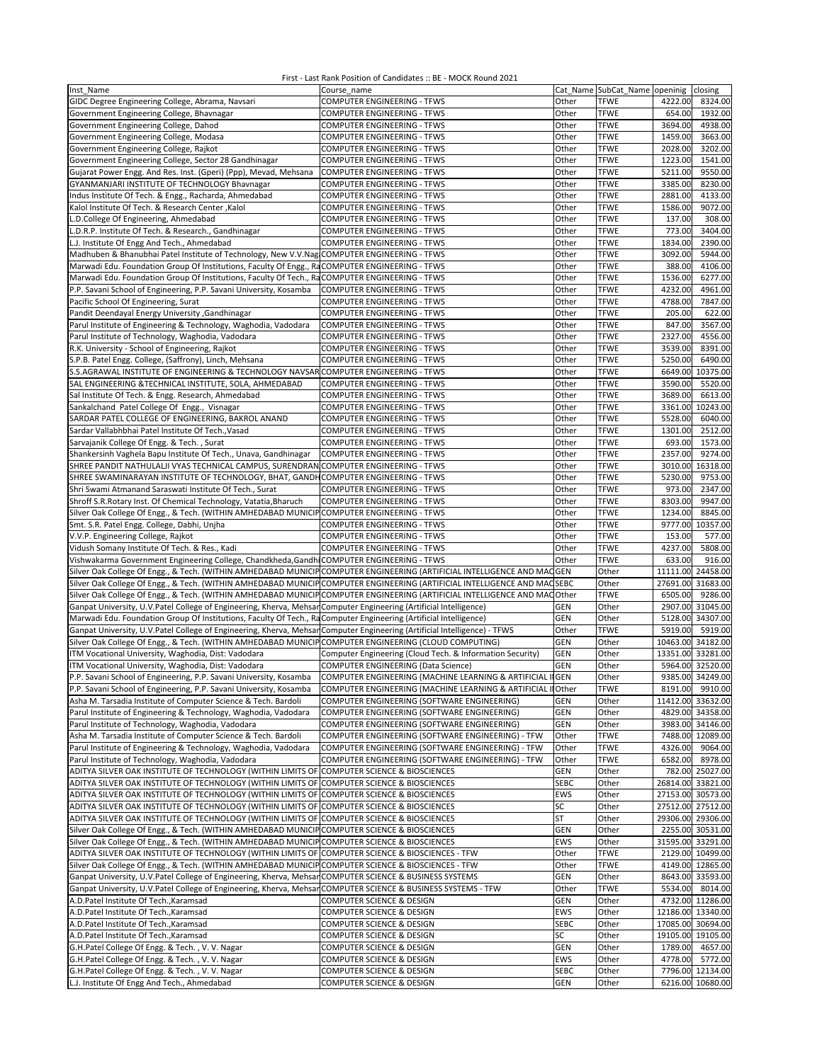First - Last Rank Position of Candidates :: BE - MOCK Round 2021

| Inst_Name | Course_name | Cat_Name | SubCat_Name | openinig | closing |
|---|---|---|---|---|---|
| GIDC Degree Engineering College, Abrama, Navsari | COMPUTER ENGINEERING - TFWS | Other | TFWE | 4222.00 | 8324.00 |
| Government Engineering College, Bhavnagar | COMPUTER ENGINEERING - TFWS | Other | TFWE | 654.00 | 1932.00 |
| Government Engineering College, Dahod | COMPUTER ENGINEERING - TFWS | Other | TFWE | 3694.00 | 4938.00 |
| Government Engineering College, Modasa | COMPUTER ENGINEERING - TFWS | Other | TFWE | 1459.00 | 3663.00 |
| Government Engineering College, Rajkot | COMPUTER ENGINEERING - TFWS | Other | TFWE | 2028.00 | 3202.00 |
| Government Engineering College, Sector 28 Gandhinagar | COMPUTER ENGINEERING - TFWS | Other | TFWE | 1223.00 | 1541.00 |
| Gujarat Power Engg. And Res. Inst. (Gperi) (Ppp), Mevad, Mehsana | COMPUTER ENGINEERING - TFWS | Other | TFWE | 5211.00 | 9550.00 |
| GYANMANJARI INSTITUTE OF TECHNOLOGY Bhavnagar | COMPUTER ENGINEERING - TFWS | Other | TFWE | 3385.00 | 8230.00 |
| Indus Institute Of Tech. & Engg., Racharda, Ahmedabad | COMPUTER ENGINEERING - TFWS | Other | TFWE | 2881.00 | 4133.00 |
| Kalol Institute Of Tech. & Research Center ,Kalol | COMPUTER ENGINEERING - TFWS | Other | TFWE | 1586.00 | 9072.00 |
| L.D.College Of Engineering, Ahmedabad | COMPUTER ENGINEERING - TFWS | Other | TFWE | 137.00 | 308.00 |
| L.D.R.P. Institute Of Tech. & Research., Gandhinagar | COMPUTER ENGINEERING - TFWS | Other | TFWE | 773.00 | 3404.00 |
| L.J. Institute Of Engg And Tech., Ahmedabad | COMPUTER ENGINEERING - TFWS | Other | TFWE | 1834.00 | 2390.00 |
| Madhuben & Bhanubhai Patel Institute of Technology, New V.V.Nag | COMPUTER ENGINEERING - TFWS | Other | TFWE | 3092.00 | 5944.00 |
| Marwadi Edu. Foundation Group Of Institutions, Faculty Of Engg., Ra | COMPUTER ENGINEERING - TFWS | Other | TFWE | 388.00 | 4106.00 |
| Marwadi Edu. Foundation Group Of Institutions, Faculty Of Tech., Ra | COMPUTER ENGINEERING - TFWS | Other | TFWE | 1536.00 | 6277.00 |
| P.P. Savani School of Engineering, P.P. Savani University, Kosamba | COMPUTER ENGINEERING - TFWS | Other | TFWE | 4232.00 | 4961.00 |
| Pacific School Of Engineering, Surat | COMPUTER ENGINEERING - TFWS | Other | TFWE | 4788.00 | 7847.00 |
| Pandit Deendayal Energy University ,Gandhinagar | COMPUTER ENGINEERING - TFWS | Other | TFWE | 205.00 | 622.00 |
| Parul Institute of Engineering & Technology, Waghodia, Vadodara | COMPUTER ENGINEERING - TFWS | Other | TFWE | 847.00 | 3567.00 |
| Parul Institute of Technology, Waghodia, Vadodara | COMPUTER ENGINEERING - TFWS | Other | TFWE | 2327.00 | 4556.00 |
| R.K. University - School of Engineering, Rajkot | COMPUTER ENGINEERING - TFWS | Other | TFWE | 3539.00 | 8391.00 |
| S.P.B. Patel Engg. College, (Saffrony), Linch, Mehsana | COMPUTER ENGINEERING - TFWS | Other | TFWE | 5250.00 | 6490.00 |
| S.S.AGRAWAL INSTITUTE OF ENGINEERING & TECHNOLOGY NAVSAR | COMPUTER ENGINEERING - TFWS | Other | TFWE | 6649.00 | 10375.00 |
| SAL ENGINEERING &TECHNICAL INSTITUTE, SOLA, AHMEDABAD | COMPUTER ENGINEERING - TFWS | Other | TFWE | 3590.00 | 5520.00 |
| Sal Institute Of Tech. & Engg. Research, Ahmedabad | COMPUTER ENGINEERING - TFWS | Other | TFWE | 3689.00 | 6613.00 |
| Sankalchand Patel College Of Engg., Visnagar | COMPUTER ENGINEERING - TFWS | Other | TFWE | 3361.00 | 10243.00 |
| SARDAR PATEL COLLEGE OF ENGINEERING, BAKROL ANAND | COMPUTER ENGINEERING - TFWS | Other | TFWE | 5528.00 | 6040.00 |
| Sardar Vallabhbhai Patel Institute Of Tech.,Vasad | COMPUTER ENGINEERING - TFWS | Other | TFWE | 1301.00 | 2512.00 |
| Sarvajanik College Of Engg. & Tech. , Surat | COMPUTER ENGINEERING - TFWS | Other | TFWE | 693.00 | 1573.00 |
| Shankersinh Vaghela Bapu Institute Of Tech., Unava, Gandhinagar | COMPUTER ENGINEERING - TFWS | Other | TFWE | 2357.00 | 9274.00 |
| SHREE PANDIT NATHULALJI VYAS TECHNICAL CAMPUS, SURENDRAN | COMPUTER ENGINEERING - TFWS | Other | TFWE | 3010.00 | 16318.00 |
| SHREE SWAMINARAYAN INSTITUTE OF TECHNOLOGY, BHAT, GANDH | COMPUTER ENGINEERING - TFWS | Other | TFWE | 5230.00 | 9753.00 |
| Shri Swami Atmanand Saraswati Institute Of Tech., Surat | COMPUTER ENGINEERING - TFWS | Other | TFWE | 973.00 | 2347.00 |
| Shroff S.R.Rotary Inst. Of Chemical Technology, Vatatia,Bharuch | COMPUTER ENGINEERING - TFWS | Other | TFWE | 8303.00 | 9947.00 |
| Silver Oak College Of Engg., & Tech. (WITHIN AMHEDABAD MUNICIP | COMPUTER ENGINEERING - TFWS | Other | TFWE | 1234.00 | 8845.00 |
| Smt. S.R. Patel Engg. College, Dabhi, Unjha | COMPUTER ENGINEERING - TFWS | Other | TFWE | 9777.00 | 10357.00 |
| V.V.P. Engineering College, Rajkot | COMPUTER ENGINEERING - TFWS | Other | TFWE | 153.00 | 577.00 |
| Vidush Somany Institute Of Tech. & Res., Kadi | COMPUTER ENGINEERING - TFWS | Other | TFWE | 4237.00 | 5808.00 |
| Vishwakarma Government Engineering College, Chandkheda,Gandhi | COMPUTER ENGINEERING - TFWS | Other | TFWE | 633.00 | 916.00 |
| Silver Oak College Of Engg., & Tech. (WITHIN AMHEDABAD MUNICIP | COMPUTER ENGINEERING (ARTIFICIAL INTELLIGENCE AND MAC | GEN | Other | 11111.00 | 24458.00 |
| Silver Oak College Of Engg., & Tech. (WITHIN AMHEDABAD MUNICIP | COMPUTER ENGINEERING (ARTIFICIAL INTELLIGENCE AND MAC | SEBC | Other | 27691.00 | 31683.00 |
| Silver Oak College Of Engg., & Tech. (WITHIN AMHEDABAD MUNICIP | COMPUTER ENGINEERING (ARTIFICIAL INTELLIGENCE AND MAC | Other | TFWE | 6505.00 | 9286.00 |
| Ganpat University, U.V.Patel College of Engineering, Kherva, Mehsar | Computer Engineering (Artificial Intelligence) | GEN | Other | 2907.00 | 31045.00 |
| Marwadi Edu. Foundation Group Of Institutions, Faculty Of Tech., Ra | Computer Engineering (Artificial Intelligence) | GEN | Other | 5128.00 | 34307.00 |
| Ganpat University, U.V.Patel College of Engineering, Kherva, Mehsar | Computer Engineering (Artificial Intelligence) - TFWS | Other | TFWE | 5919.00 | 5919.00 |
| Silver Oak College Of Engg., & Tech. (WITHIN AMHEDABAD MUNICIP | COMPUTER ENGINEERING (CLOUD COMPUTING) | GEN | Other | 10463.00 | 34182.00 |
| ITM Vocational University, Waghodia, Dist: Vodadara | Computer Engineering (Cloud Tech. & Information Security) | GEN | Other | 13351.00 | 33281.00 |
| ITM Vocational University, Waghodia, Dist: Vodadara | COMPUTER ENGINEERING (Data Science) | GEN | Other | 5964.00 | 32520.00 |
| P.P. Savani School of Engineering, P.P. Savani University, Kosamba | COMPUTER ENGINEERING (MACHINE LEARNING & ARTIFICIAL I | GEN | Other | 9385.00 | 34249.00 |
| P.P. Savani School of Engineering, P.P. Savani University, Kosamba | COMPUTER ENGINEERING (MACHINE LEARNING & ARTIFICIAL I | Other | TFWE | 8191.00 | 9910.00 |
| Asha M. Tarsadia Institute of Computer Science & Tech. Bardoli | COMPUTER ENGINEERING (SOFTWARE ENGINEERING) | GEN | Other | 11412.00 | 33632.00 |
| Parul Institute of Engineering & Technology, Waghodia, Vadodara | COMPUTER ENGINEERING (SOFTWARE ENGINEERING) | GEN | Other | 4829.00 | 34358.00 |
| Parul Institute of Technology, Waghodia, Vadodara | COMPUTER ENGINEERING (SOFTWARE ENGINEERING) | GEN | Other | 3983.00 | 34146.00 |
| Asha M. Tarsadia Institute of Computer Science & Tech. Bardoli | COMPUTER ENGINEERING (SOFTWARE ENGINEERING) - TFW | Other | TFWE | 7488.00 | 12089.00 |
| Parul Institute of Engineering & Technology, Waghodia, Vadodara | COMPUTER ENGINEERING (SOFTWARE ENGINEERING) - TFW | Other | TFWE | 4326.00 | 9064.00 |
| Parul Institute of Technology, Waghodia, Vadodara | COMPUTER ENGINEERING (SOFTWARE ENGINEERING) - TFW | Other | TFWE | 6582.00 | 8978.00 |
| ADITYA SILVER OAK INSTITUTE OF TECHNOLOGY (WITHIN LIMITS OF | COMPUTER SCIENCE & BIOSCIENCES | GEN | Other | 782.00 | 25027.00 |
| ADITYA SILVER OAK INSTITUTE OF TECHNOLOGY (WITHIN LIMITS OF | COMPUTER SCIENCE & BIOSCIENCES | SEBC | Other | 26814.00 | 33821.00 |
| ADITYA SILVER OAK INSTITUTE OF TECHNOLOGY (WITHIN LIMITS OF | COMPUTER SCIENCE & BIOSCIENCES | EWS | Other | 27153.00 | 30573.00 |
| ADITYA SILVER OAK INSTITUTE OF TECHNOLOGY (WITHIN LIMITS OF | COMPUTER SCIENCE & BIOSCIENCES | SC | Other | 27512.00 | 27512.00 |
| ADITYA SILVER OAK INSTITUTE OF TECHNOLOGY (WITHIN LIMITS OF | COMPUTER SCIENCE & BIOSCIENCES | ST | Other | 29306.00 | 29306.00 |
| Silver Oak College Of Engg., & Tech. (WITHIN AMHEDABAD MUNICIP | COMPUTER SCIENCE & BIOSCIENCES | GEN | Other | 2255.00 | 30531.00 |
| Silver Oak College Of Engg., & Tech. (WITHIN AMHEDABAD MUNICIP | COMPUTER SCIENCE & BIOSCIENCES | EWS | Other | 31595.00 | 33291.00 |
| ADITYA SILVER OAK INSTITUTE OF TECHNOLOGY (WITHIN LIMITS OF | COMPUTER SCIENCE & BIOSCIENCES - TFW | Other | TFWE | 2129.00 | 10499.00 |
| Silver Oak College Of Engg., & Tech. (WITHIN AMHEDABAD MUNICIP | COMPUTER SCIENCE & BIOSCIENCES - TFW | Other | TFWE | 4149.00 | 12865.00 |
| Ganpat University, U.V.Patel College of Engineering, Kherva, Mehsar | COMPUTER SCIENCE & BUSINESS SYSTEMS | GEN | Other | 8643.00 | 33593.00 |
| Ganpat University, U.V.Patel College of Engineering, Kherva, Mehsar | COMPUTER SCIENCE & BUSINESS SYSTEMS - TFW | Other | TFWE | 5534.00 | 8014.00 |
| A.D.Patel Institute Of Tech.,Karamsad | COMPUTER SCIENCE & DESIGN | GEN | Other | 4732.00 | 11286.00 |
| A.D.Patel Institute Of Tech.,Karamsad | COMPUTER SCIENCE & DESIGN | EWS | Other | 12186.00 | 13340.00 |
| A.D.Patel Institute Of Tech.,Karamsad | COMPUTER SCIENCE & DESIGN | SEBC | Other | 17085.00 | 30694.00 |
| A.D.Patel Institute Of Tech.,Karamsad | COMPUTER SCIENCE & DESIGN | SC | Other | 19105.00 | 19105.00 |
| G.H.Patel College Of Engg. & Tech. , V. V. Nagar | COMPUTER SCIENCE & DESIGN | GEN | Other | 1789.00 | 4657.00 |
| G.H.Patel College Of Engg. & Tech. , V. V. Nagar | COMPUTER SCIENCE & DESIGN | EWS | Other | 4778.00 | 5772.00 |
| G.H.Patel College Of Engg. & Tech. , V. V. Nagar | COMPUTER SCIENCE & DESIGN | SEBC | Other | 7796.00 | 12134.00 |
| L.J. Institute Of Engg And Tech., Ahmedabad | COMPUTER SCIENCE & DESIGN | GEN | Other | 6216.00 | 10680.00 |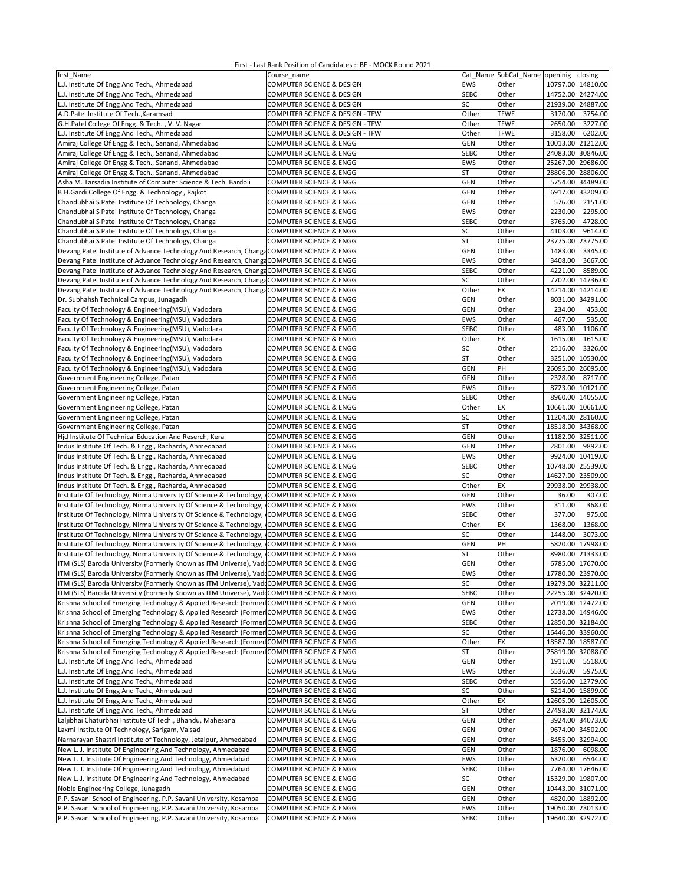First - Last Rank Position of Candidates :: BE - MOCK Round 2021

| Inst_Name | Course_name | Cat_Name | SubCat_Name | openinig | closing |
|---|---|---|---|---|---|
| L.J. Institute Of Engg And Tech., Ahmedabad | COMPUTER SCIENCE & DESIGN | EWS | Other | 10797.00 | 14810.00 |
| L.J. Institute Of Engg And Tech., Ahmedabad | COMPUTER SCIENCE & DESIGN | SEBC | Other | 14752.00 | 24274.00 |
| L.J. Institute Of Engg And Tech., Ahmedabad | COMPUTER SCIENCE & DESIGN | SC | Other | 21939.00 | 24887.00 |
| A.D.Patel Institute Of Tech.,Karamsad | COMPUTER SCIENCE & DESIGN - TFW | Other | TFWE | 3170.00 | 3754.00 |
| G.H.Patel College Of Engg. & Tech. , V. V. Nagar | COMPUTER SCIENCE & DESIGN - TFW | Other | TFWE | 2650.00 | 3227.00 |
| L.J. Institute Of Engg And Tech., Ahmedabad | COMPUTER SCIENCE & DESIGN - TFW | Other | TFWE | 3158.00 | 6202.00 |
| Amiraj College Of Engg & Tech., Sanand, Ahmedabad | COMPUTER SCIENCE & ENGG | GEN | Other | 10013.00 | 21212.00 |
| Amiraj College Of Engg & Tech., Sanand, Ahmedabad | COMPUTER SCIENCE & ENGG | SEBC | Other | 24083.00 | 30846.00 |
| Amiraj College Of Engg & Tech., Sanand, Ahmedabad | COMPUTER SCIENCE & ENGG | EWS | Other | 25267.00 | 29686.00 |
| Amiraj College Of Engg & Tech., Sanand, Ahmedabad | COMPUTER SCIENCE & ENGG | ST | Other | 28806.00 | 28806.00 |
| Asha M. Tarsadia Institute of Computer Science & Tech. Bardoli | COMPUTER SCIENCE & ENGG | GEN | Other | 5754.00 | 34489.00 |
| B.H.Gardi College Of Engg. & Technology , Rajkot | COMPUTER SCIENCE & ENGG | GEN | Other | 6917.00 | 33209.00 |
| Chandubhai S Patel Institute Of Technology, Changa | COMPUTER SCIENCE & ENGG | GEN | Other | 576.00 | 2151.00 |
| Chandubhai S Patel Institute Of Technology, Changa | COMPUTER SCIENCE & ENGG | EWS | Other | 2230.00 | 2295.00 |
| Chandubhai S Patel Institute Of Technology, Changa | COMPUTER SCIENCE & ENGG | SEBC | Other | 3765.00 | 4728.00 |
| Chandubhai S Patel Institute Of Technology, Changa | COMPUTER SCIENCE & ENGG | SC | Other | 4103.00 | 9614.00 |
| Chandubhai S Patel Institute Of Technology, Changa | COMPUTER SCIENCE & ENGG | ST | Other | 23775.00 | 23775.00 |
| Devang Patel Institute of Advance Technology And Research, Changa | COMPUTER SCIENCE & ENGG | GEN | Other | 1483.00 | 3345.00 |
| Devang Patel Institute of Advance Technology And Research, Changa | COMPUTER SCIENCE & ENGG | EWS | Other | 3408.00 | 3667.00 |
| Devang Patel Institute of Advance Technology And Research, Changa | COMPUTER SCIENCE & ENGG | SEBC | Other | 4221.00 | 8589.00 |
| Devang Patel Institute of Advance Technology And Research, Changa | COMPUTER SCIENCE & ENGG | SC | Other | 7702.00 | 14736.00 |
| Devang Patel Institute of Advance Technology And Research, Changa | COMPUTER SCIENCE & ENGG | Other | EX | 14214.00 | 14214.00 |
| Dr. Subhahsh Technical Campus, Junagadh | COMPUTER SCIENCE & ENGG | GEN | Other | 8031.00 | 34291.00 |
| Faculty Of Technology & Engineering(MSU), Vadodara | COMPUTER SCIENCE & ENGG | GEN | Other | 234.00 | 453.00 |
| Faculty Of Technology & Engineering(MSU), Vadodara | COMPUTER SCIENCE & ENGG | EWS | Other | 467.00 | 535.00 |
| Faculty Of Technology & Engineering(MSU), Vadodara | COMPUTER SCIENCE & ENGG | SEBC | Other | 483.00 | 1106.00 |
| Faculty Of Technology & Engineering(MSU), Vadodara | COMPUTER SCIENCE & ENGG | Other | EX | 1615.00 | 1615.00 |
| Faculty Of Technology & Engineering(MSU), Vadodara | COMPUTER SCIENCE & ENGG | SC | Other | 2516.00 | 3326.00 |
| Faculty Of Technology & Engineering(MSU), Vadodara | COMPUTER SCIENCE & ENGG | ST | Other | 3251.00 | 10530.00 |
| Faculty Of Technology & Engineering(MSU), Vadodara | COMPUTER SCIENCE & ENGG | GEN | PH | 26095.00 | 26095.00 |
| Government Engineering College, Patan | COMPUTER SCIENCE & ENGG | GEN | Other | 2328.00 | 8717.00 |
| Government Engineering College, Patan | COMPUTER SCIENCE & ENGG | EWS | Other | 8723.00 | 10121.00 |
| Government Engineering College, Patan | COMPUTER SCIENCE & ENGG | SEBC | Other | 8960.00 | 14055.00 |
| Government Engineering College, Patan | COMPUTER SCIENCE & ENGG | Other | EX | 10661.00 | 10661.00 |
| Government Engineering College, Patan | COMPUTER SCIENCE & ENGG | SC | Other | 11204.00 | 28160.00 |
| Government Engineering College, Patan | COMPUTER SCIENCE & ENGG | ST | Other | 18518.00 | 34368.00 |
| Hjd Institute Of Technical Education And Reserch, Kera | COMPUTER SCIENCE & ENGG | GEN | Other | 11182.00 | 32511.00 |
| Indus Institute Of Tech. & Engg., Racharda, Ahmedabad | COMPUTER SCIENCE & ENGG | GEN | Other | 2801.00 | 9892.00 |
| Indus Institute Of Tech. & Engg., Racharda, Ahmedabad | COMPUTER SCIENCE & ENGG | EWS | Other | 9924.00 | 10419.00 |
| Indus Institute Of Tech. & Engg., Racharda, Ahmedabad | COMPUTER SCIENCE & ENGG | SEBC | Other | 10748.00 | 25539.00 |
| Indus Institute Of Tech. & Engg., Racharda, Ahmedabad | COMPUTER SCIENCE & ENGG | SC | Other | 14627.00 | 23509.00 |
| Indus Institute Of Tech. & Engg., Racharda, Ahmedabad | COMPUTER SCIENCE & ENGG | Other | EX | 29938.00 | 29938.00 |
| Institute Of Technology, Nirma University Of Science & Technology, A | COMPUTER SCIENCE & ENGG | GEN | Other | 36.00 | 307.00 |
| Institute Of Technology, Nirma University Of Science & Technology, A | COMPUTER SCIENCE & ENGG | EWS | Other | 311.00 | 368.00 |
| Institute Of Technology, Nirma University Of Science & Technology, A | COMPUTER SCIENCE & ENGG | SEBC | Other | 377.00 | 975.00 |
| Institute Of Technology, Nirma University Of Science & Technology, A | COMPUTER SCIENCE & ENGG | Other | EX | 1368.00 | 1368.00 |
| Institute Of Technology, Nirma University Of Science & Technology, A | COMPUTER SCIENCE & ENGG | SC | Other | 1448.00 | 3073.00 |
| Institute Of Technology, Nirma University Of Science & Technology, A | COMPUTER SCIENCE & ENGG | GEN | PH | 5820.00 | 17998.00 |
| Institute Of Technology, Nirma University Of Science & Technology, A | COMPUTER SCIENCE & ENGG | ST | Other | 8980.00 | 21333.00 |
| ITM (SLS) Baroda University (Formerly Known as ITM Universe), Vado | COMPUTER SCIENCE & ENGG | GEN | Other | 6785.00 | 17670.00 |
| ITM (SLS) Baroda University (Formerly Known as ITM Universe), Vado | COMPUTER SCIENCE & ENGG | EWS | Other | 17780.00 | 23970.00 |
| ITM (SLS) Baroda University (Formerly Known as ITM Universe), Vado | COMPUTER SCIENCE & ENGG | SC | Other | 19279.00 | 32211.00 |
| ITM (SLS) Baroda University (Formerly Known as ITM Universe), Vado | COMPUTER SCIENCE & ENGG | SEBC | Other | 22255.00 | 32420.00 |
| Krishna School of Emerging Technology & Applied Research (Former | COMPUTER SCIENCE & ENGG | GEN | Other | 2019.00 | 12472.00 |
| Krishna School of Emerging Technology & Applied Research (Former | COMPUTER SCIENCE & ENGG | EWS | Other | 12738.00 | 14946.00 |
| Krishna School of Emerging Technology & Applied Research (Former | COMPUTER SCIENCE & ENGG | SEBC | Other | 12850.00 | 32184.00 |
| Krishna School of Emerging Technology & Applied Research (Former | COMPUTER SCIENCE & ENGG | SC | Other | 16446.00 | 33960.00 |
| Krishna School of Emerging Technology & Applied Research (Former | COMPUTER SCIENCE & ENGG | Other | EX | 18587.00 | 18587.00 |
| Krishna School of Emerging Technology & Applied Research (Former | COMPUTER SCIENCE & ENGG | ST | Other | 25819.00 | 32088.00 |
| L.J. Institute Of Engg And Tech., Ahmedabad | COMPUTER SCIENCE & ENGG | GEN | Other | 1911.00 | 5518.00 |
| L.J. Institute Of Engg And Tech., Ahmedabad | COMPUTER SCIENCE & ENGG | EWS | Other | 5536.00 | 5975.00 |
| L.J. Institute Of Engg And Tech., Ahmedabad | COMPUTER SCIENCE & ENGG | SEBC | Other | 5556.00 | 12779.00 |
| L.J. Institute Of Engg And Tech., Ahmedabad | COMPUTER SCIENCE & ENGG | SC | Other | 6214.00 | 15899.00 |
| L.J. Institute Of Engg And Tech., Ahmedabad | COMPUTER SCIENCE & ENGG | Other | EX | 12605.00 | 12605.00 |
| L.J. Institute Of Engg And Tech., Ahmedabad | COMPUTER SCIENCE & ENGG | ST | Other | 27498.00 | 32174.00 |
| Laljibhai Chaturbhai Institute Of Tech., Bhandu, Mahesana | COMPUTER SCIENCE & ENGG | GEN | Other | 3924.00 | 34073.00 |
| Laxmi Institute Of Technology, Sarigam, Valsad | COMPUTER SCIENCE & ENGG | GEN | Other | 9674.00 | 34502.00 |
| Narnarayan Shastri Institute of Technology, Jetalpur, Ahmedabad | COMPUTER SCIENCE & ENGG | GEN | Other | 8455.00 | 32994.00 |
| New L. J. Institute Of Engineering And Technology, Ahmedabad | COMPUTER SCIENCE & ENGG | GEN | Other | 1876.00 | 6098.00 |
| New L. J. Institute Of Engineering And Technology, Ahmedabad | COMPUTER SCIENCE & ENGG | EWS | Other | 6320.00 | 6544.00 |
| New L. J. Institute Of Engineering And Technology, Ahmedabad | COMPUTER SCIENCE & ENGG | SEBC | Other | 7764.00 | 17646.00 |
| New L. J. Institute Of Engineering And Technology, Ahmedabad | COMPUTER SCIENCE & ENGG | SC | Other | 15329.00 | 19807.00 |
| Noble Engineering College, Junagadh | COMPUTER SCIENCE & ENGG | GEN | Other | 10443.00 | 31071.00 |
| P.P. Savani School of Engineering, P.P. Savani University, Kosamba | COMPUTER SCIENCE & ENGG | GEN | Other | 4820.00 | 18892.00 |
| P.P. Savani School of Engineering, P.P. Savani University, Kosamba | COMPUTER SCIENCE & ENGG | EWS | Other | 19050.00 | 23013.00 |
| P.P. Savani School of Engineering, P.P. Savani University, Kosamba | COMPUTER SCIENCE & ENGG | SEBC | Other | 19640.00 | 32972.00 |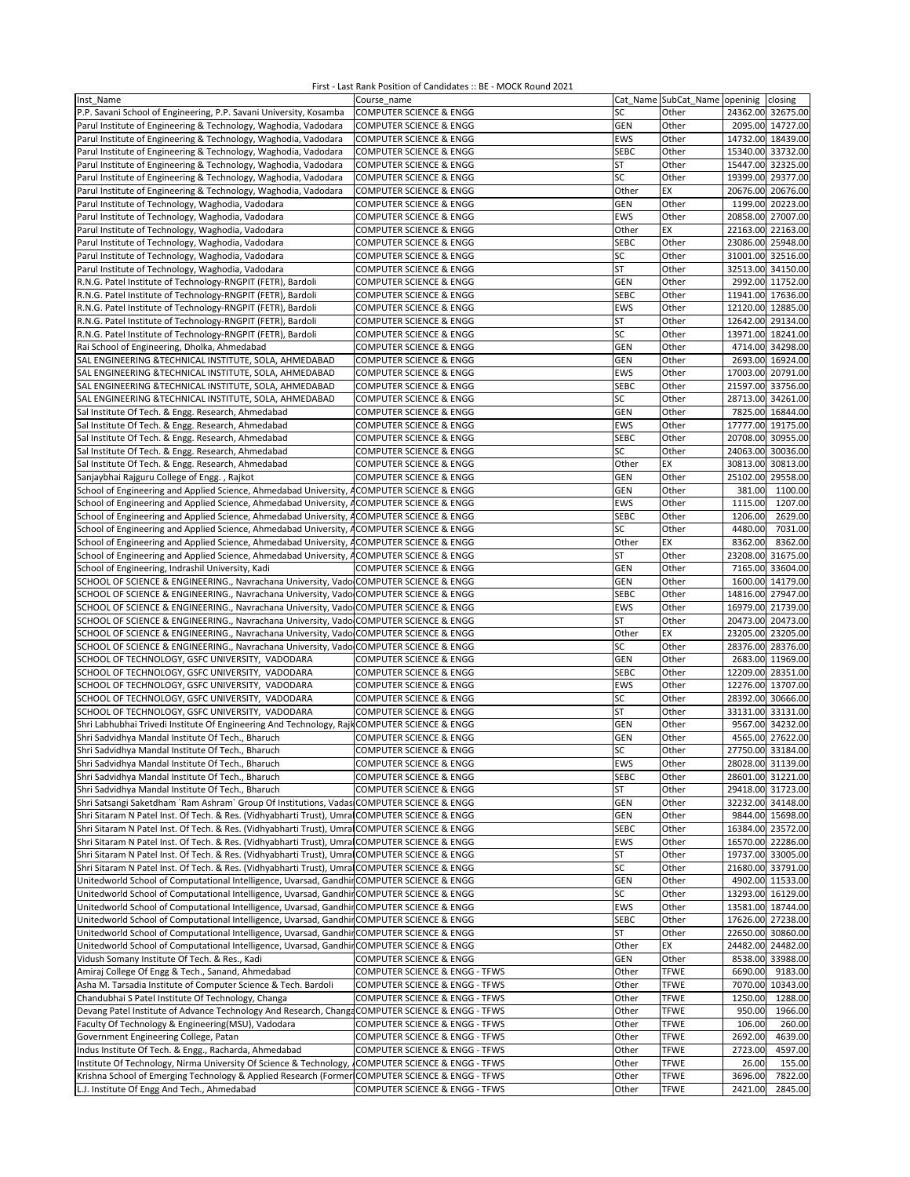First - Last Rank Position of Candidates :: BE - MOCK Round 2021

| Inst_Name | Course_name | Cat_Name | SubCat_Name | openinig | closing |
|---|---|---|---|---|---|
| P.P. Savani School of Engineering, P.P. Savani University, Kosamba | COMPUTER SCIENCE & ENGG | SC | Other | 24362.00 | 32675.00 |
| Parul Institute of Engineering & Technology, Waghodia, Vadodara | COMPUTER SCIENCE & ENGG | GEN | Other | 2095.00 | 14727.00 |
| Parul Institute of Engineering & Technology, Waghodia, Vadodara | COMPUTER SCIENCE & ENGG | EWS | Other | 14732.00 | 18439.00 |
| Parul Institute of Engineering & Technology, Waghodia, Vadodara | COMPUTER SCIENCE & ENGG | SEBC | Other | 15340.00 | 33732.00 |
| Parul Institute of Engineering & Technology, Waghodia, Vadodara | COMPUTER SCIENCE & ENGG | ST | Other | 15447.00 | 32325.00 |
| Parul Institute of Engineering & Technology, Waghodia, Vadodara | COMPUTER SCIENCE & ENGG | SC | Other | 19399.00 | 29377.00 |
| Parul Institute of Engineering & Technology, Waghodia, Vadodara | COMPUTER SCIENCE & ENGG | Other | EX | 20676.00 | 20676.00 |
| Parul Institute of Technology, Waghodia, Vadodara | COMPUTER SCIENCE & ENGG | GEN | Other | 1199.00 | 20223.00 |
| Parul Institute of Technology, Waghodia, Vadodara | COMPUTER SCIENCE & ENGG | EWS | Other | 20858.00 | 27007.00 |
| Parul Institute of Technology, Waghodia, Vadodara | COMPUTER SCIENCE & ENGG | Other | EX | 22163.00 | 22163.00 |
| Parul Institute of Technology, Waghodia, Vadodara | COMPUTER SCIENCE & ENGG | SEBC | Other | 23086.00 | 25948.00 |
| Parul Institute of Technology, Waghodia, Vadodara | COMPUTER SCIENCE & ENGG | SC | Other | 31001.00 | 32516.00 |
| Parul Institute of Technology, Waghodia, Vadodara | COMPUTER SCIENCE & ENGG | ST | Other | 32513.00 | 34150.00 |
| R.N.G. Patel Institute of Technology-RNGPIT (FETR), Bardoli | COMPUTER SCIENCE & ENGG | GEN | Other | 2992.00 | 11752.00 |
| R.N.G. Patel Institute of Technology-RNGPIT (FETR), Bardoli | COMPUTER SCIENCE & ENGG | SEBC | Other | 11941.00 | 17636.00 |
| R.N.G. Patel Institute of Technology-RNGPIT (FETR), Bardoli | COMPUTER SCIENCE & ENGG | EWS | Other | 12120.00 | 12885.00 |
| R.N.G. Patel Institute of Technology-RNGPIT (FETR), Bardoli | COMPUTER SCIENCE & ENGG | ST | Other | 12642.00 | 29134.00 |
| R.N.G. Patel Institute of Technology-RNGPIT (FETR), Bardoli | COMPUTER SCIENCE & ENGG | SC | Other | 13971.00 | 18241.00 |
| Rai School of Engineering, Dholka, Ahmedabad | COMPUTER SCIENCE & ENGG | GEN | Other | 4714.00 | 34298.00 |
| SAL ENGINEERING &TECHNICAL INSTITUTE, SOLA, AHMEDABAD | COMPUTER SCIENCE & ENGG | GEN | Other | 2693.00 | 16924.00 |
| SAL ENGINEERING &TECHNICAL INSTITUTE, SOLA, AHMEDABAD | COMPUTER SCIENCE & ENGG | EWS | Other | 17003.00 | 20791.00 |
| SAL ENGINEERING &TECHNICAL INSTITUTE, SOLA, AHMEDABAD | COMPUTER SCIENCE & ENGG | SEBC | Other | 21597.00 | 33756.00 |
| SAL ENGINEERING &TECHNICAL INSTITUTE, SOLA, AHMEDABAD | COMPUTER SCIENCE & ENGG | SC | Other | 28713.00 | 34261.00 |
| Sal Institute Of Tech. & Engg. Research, Ahmedabad | COMPUTER SCIENCE & ENGG | GEN | Other | 7825.00 | 16844.00 |
| Sal Institute Of Tech. & Engg. Research, Ahmedabad | COMPUTER SCIENCE & ENGG | EWS | Other | 17777.00 | 19175.00 |
| Sal Institute Of Tech. & Engg. Research, Ahmedabad | COMPUTER SCIENCE & ENGG | SEBC | Other | 20708.00 | 30955.00 |
| Sal Institute Of Tech. & Engg. Research, Ahmedabad | COMPUTER SCIENCE & ENGG | SC | Other | 24063.00 | 30036.00 |
| Sal Institute Of Tech. & Engg. Research, Ahmedabad | COMPUTER SCIENCE & ENGG | Other | EX | 30813.00 | 30813.00 |
| Sanjaybhai Rajguru College of Engg. , Rajkot | COMPUTER SCIENCE & ENGG | GEN | Other | 25102.00 | 29558.00 |
| School of Engineering and Applied Science, Ahmedabad University, A | COMPUTER SCIENCE & ENGG | GEN | Other | 381.00 | 1100.00 |
| School of Engineering and Applied Science, Ahmedabad University, A | COMPUTER SCIENCE & ENGG | EWS | Other | 1115.00 | 1207.00 |
| School of Engineering and Applied Science, Ahmedabad University, A | COMPUTER SCIENCE & ENGG | SEBC | Other | 1206.00 | 2629.00 |
| School of Engineering and Applied Science, Ahmedabad University, A | COMPUTER SCIENCE & ENGG | SC | Other | 4480.00 | 7031.00 |
| School of Engineering and Applied Science, Ahmedabad University, A | COMPUTER SCIENCE & ENGG | Other | EX | 8362.00 | 8362.00 |
| School of Engineering and Applied Science, Ahmedabad University, A | COMPUTER SCIENCE & ENGG | ST | Other | 23208.00 | 31675.00 |
| School of Engineering, Indrashil University, Kadi | COMPUTER SCIENCE & ENGG | GEN | Other | 7165.00 | 33604.00 |
| SCHOOL OF SCIENCE & ENGINEERING., Navrachana University, Vado | COMPUTER SCIENCE & ENGG | GEN | Other | 1600.00 | 14179.00 |
| SCHOOL OF SCIENCE & ENGINEERING., Navrachana University, Vado | COMPUTER SCIENCE & ENGG | SEBC | Other | 14816.00 | 27947.00 |
| SCHOOL OF SCIENCE & ENGINEERING., Navrachana University, Vado | COMPUTER SCIENCE & ENGG | EWS | Other | 16979.00 | 21739.00 |
| SCHOOL OF SCIENCE & ENGINEERING., Navrachana University, Vado | COMPUTER SCIENCE & ENGG | ST | Other | 20473.00 | 20473.00 |
| SCHOOL OF SCIENCE & ENGINEERING., Navrachana University, Vado | COMPUTER SCIENCE & ENGG | Other | EX | 23205.00 | 23205.00 |
| SCHOOL OF SCIENCE & ENGINEERING., Navrachana University, Vado | COMPUTER SCIENCE & ENGG | SC | Other | 28376.00 | 28376.00 |
| SCHOOL OF TECHNOLOGY, GSFC UNIVERSITY, VADODARA | COMPUTER SCIENCE & ENGG | GEN | Other | 2683.00 | 11969.00 |
| SCHOOL OF TECHNOLOGY, GSFC UNIVERSITY, VADODARA | COMPUTER SCIENCE & ENGG | SEBC | Other | 12209.00 | 28351.00 |
| SCHOOL OF TECHNOLOGY, GSFC UNIVERSITY, VADODARA | COMPUTER SCIENCE & ENGG | EWS | Other | 12276.00 | 13707.00 |
| SCHOOL OF TECHNOLOGY, GSFC UNIVERSITY, VADODARA | COMPUTER SCIENCE & ENGG | SC | Other | 28392.00 | 30666.00 |
| SCHOOL OF TECHNOLOGY, GSFC UNIVERSITY, VADODARA | COMPUTER SCIENCE & ENGG | ST | Other | 33131.00 | 33131.00 |
| Shri Labhubhai Trivedi Institute Of Engineering And Technology, Rajk | COMPUTER SCIENCE & ENGG | GEN | Other | 9567.00 | 34232.00 |
| Shri Sadvidhya Mandal Institute Of Tech., Bharuch | COMPUTER SCIENCE & ENGG | GEN | Other | 4565.00 | 27622.00 |
| Shri Sadvidhya Mandal Institute Of Tech., Bharuch | COMPUTER SCIENCE & ENGG | SC | Other | 27750.00 | 33184.00 |
| Shri Sadvidhya Mandal Institute Of Tech., Bharuch | COMPUTER SCIENCE & ENGG | EWS | Other | 28028.00 | 31139.00 |
| Shri Sadvidhya Mandal Institute Of Tech., Bharuch | COMPUTER SCIENCE & ENGG | SEBC | Other | 28601.00 | 31221.00 |
| Shri Sadvidhya Mandal Institute Of Tech., Bharuch | COMPUTER SCIENCE & ENGG | ST | Other | 29418.00 | 31723.00 |
| Shri Satsangi Saketdham `Ram Ashram` Group Of Institutions, Vadas | COMPUTER SCIENCE & ENGG | GEN | Other | 32232.00 | 34148.00 |
| Shri Sitaram N Patel Inst. Of Tech. & Res. (Vidhyabharti Trust), Umra | COMPUTER SCIENCE & ENGG | GEN | Other | 9844.00 | 15698.00 |
| Shri Sitaram N Patel Inst. Of Tech. & Res. (Vidhyabharti Trust), Umra | COMPUTER SCIENCE & ENGG | SEBC | Other | 16384.00 | 23572.00 |
| Shri Sitaram N Patel Inst. Of Tech. & Res. (Vidhyabharti Trust), Umra | COMPUTER SCIENCE & ENGG | EWS | Other | 16570.00 | 22286.00 |
| Shri Sitaram N Patel Inst. Of Tech. & Res. (Vidhyabharti Trust), Umra | COMPUTER SCIENCE & ENGG | ST | Other | 19737.00 | 33005.00 |
| Shri Sitaram N Patel Inst. Of Tech. & Res. (Vidhyabharti Trust), Umra | COMPUTER SCIENCE & ENGG | SC | Other | 21680.00 | 33791.00 |
| Unitedworld School of Computational Intelligence, Uvarsad, Gandhir | COMPUTER SCIENCE & ENGG | GEN | Other | 4902.00 | 11533.00 |
| Unitedworld School of Computational Intelligence, Uvarsad, Gandhir | COMPUTER SCIENCE & ENGG | SC | Other | 13293.00 | 16129.00 |
| Unitedworld School of Computational Intelligence, Uvarsad, Gandhir | COMPUTER SCIENCE & ENGG | EWS | Other | 13581.00 | 18744.00 |
| Unitedworld School of Computational Intelligence, Uvarsad, Gandhir | COMPUTER SCIENCE & ENGG | SEBC | Other | 17626.00 | 27238.00 |
| Unitedworld School of Computational Intelligence, Uvarsad, Gandhir | COMPUTER SCIENCE & ENGG | ST | Other | 22650.00 | 30860.00 |
| Unitedworld School of Computational Intelligence, Uvarsad, Gandhir | COMPUTER SCIENCE & ENGG | Other | EX | 24482.00 | 24482.00 |
| Vidush Somany Institute Of Tech. & Res., Kadi | COMPUTER SCIENCE & ENGG | GEN | Other | 8538.00 | 33988.00 |
| Amiraj College Of Engg & Tech., Sanand, Ahmedabad | COMPUTER SCIENCE & ENGG - TFWS | Other | TFWE | 6690.00 | 9183.00 |
| Asha M. Tarsadia Institute of Computer Science & Tech. Bardoli | COMPUTER SCIENCE & ENGG - TFWS | Other | TFWE | 7070.00 | 10343.00 |
| Chandubhai S Patel Institute Of Technology, Changa | COMPUTER SCIENCE & ENGG - TFWS | Other | TFWE | 1250.00 | 1288.00 |
| Devang Patel Institute of Advance Technology And Research, Changa | COMPUTER SCIENCE & ENGG - TFWS | Other | TFWE | 950.00 | 1966.00 |
| Faculty Of Technology & Engineering(MSU), Vadodara | COMPUTER SCIENCE & ENGG - TFWS | Other | TFWE | 106.00 | 260.00 |
| Government Engineering College, Patan | COMPUTER SCIENCE & ENGG - TFWS | Other | TFWE | 2692.00 | 4639.00 |
| Indus Institute Of Tech. & Engg., Racharda, Ahmedabad | COMPUTER SCIENCE & ENGG - TFWS | Other | TFWE | 2723.00 | 4597.00 |
| Institute Of Technology, Nirma University Of Science & Technology, A | COMPUTER SCIENCE & ENGG - TFWS | Other | TFWE | 26.00 | 155.00 |
| Krishna School of Emerging Technology & Applied Research (Former | COMPUTER SCIENCE & ENGG - TFWS | Other | TFWE | 3696.00 | 7822.00 |
| L.J. Institute Of Engg And Tech., Ahmedabad | COMPUTER SCIENCE & ENGG - TFWS | Other | TFWE | 2421.00 | 2845.00 |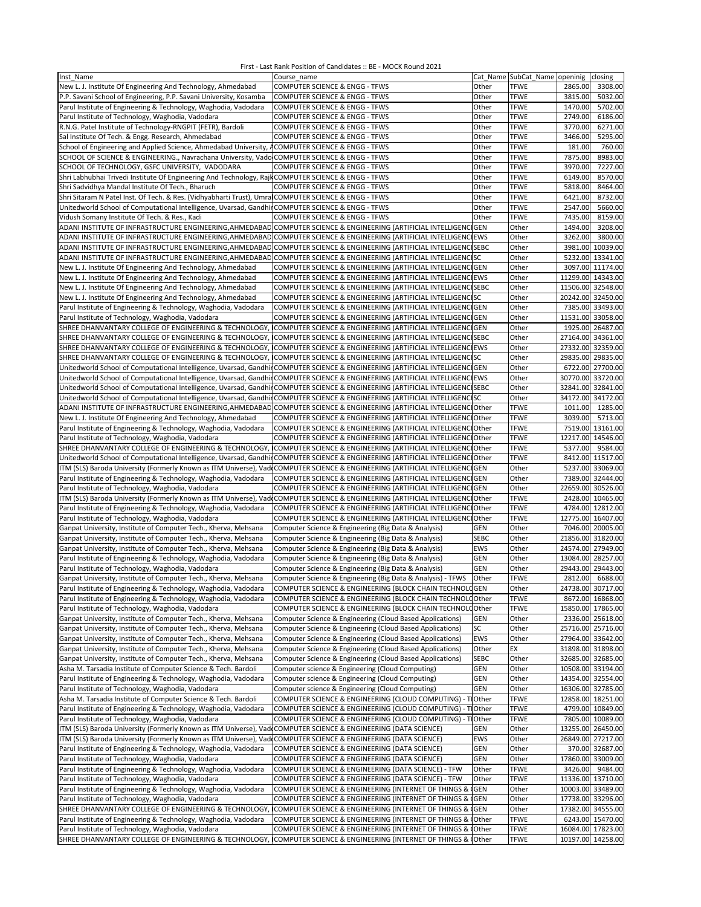First - Last Rank Position of Candidates :: BE - MOCK Round 2021

| Inst_Name | Course_name | Cat_Name | SubCat_Name | openinig | closing |
|---|---|---|---|---|---|
| New L. J. Institute Of Engineering And Technology, Ahmedabad | COMPUTER SCIENCE & ENGG - TFWS | Other | TFWE | 2865.00 | 3308.00 |
| P.P. Savani School of Engineering, P.P. Savani University, Kosamba | COMPUTER SCIENCE & ENGG - TFWS | Other | TFWE | 3815.00 | 5032.00 |
| Parul Institute of Engineering & Technology, Waghodia, Vadodara | COMPUTER SCIENCE & ENGG - TFWS | Other | TFWE | 1470.00 | 5702.00 |
| Parul Institute of Technology, Waghodia, Vadodara | COMPUTER SCIENCE & ENGG - TFWS | Other | TFWE | 2749.00 | 6186.00 |
| R.N.G. Patel Institute of Technology-RNGPIT (FETR), Bardoli | COMPUTER SCIENCE & ENGG - TFWS | Other | TFWE | 3770.00 | 6271.00 |
| Sal Institute Of Tech. & Engg. Research, Ahmedabad | COMPUTER SCIENCE & ENGG - TFWS | Other | TFWE | 3466.00 | 5295.00 |
| School of Engineering and Applied Science, Ahmedabad University, A | COMPUTER SCIENCE & ENGG - TFWS | Other | TFWE | 181.00 | 760.00 |
| SCHOOL OF SCIENCE & ENGINEERING., Navrachana University, Vado | COMPUTER SCIENCE & ENGG - TFWS | Other | TFWE | 7875.00 | 8983.00 |
| SCHOOL OF TECHNOLOGY, GSFC UNIVERSITY, VADODARA | COMPUTER SCIENCE & ENGG - TFWS | Other | TFWE | 3970.00 | 7227.00 |
| Shri Labhubhai Trivedi Institute Of Engineering And Technology, Rajk | COMPUTER SCIENCE & ENGG - TFWS | Other | TFWE | 6149.00 | 8570.00 |
| Shri Sadvidhya Mandal Institute Of Tech., Bharuch | COMPUTER SCIENCE & ENGG - TFWS | Other | TFWE | 5818.00 | 8464.00 |
| Shri Sitaram N Patel Inst. Of Tech. & Res. (Vidhyabharti Trust), Umra | COMPUTER SCIENCE & ENGG - TFWS | Other | TFWE | 6421.00 | 8732.00 |
| Unitedworld School of Computational Intelligence, Uvarsad, Gandhi | COMPUTER SCIENCE & ENGG - TFWS | Other | TFWE | 2547.00 | 5660.00 |
| Vidush Somany Institute Of Tech. & Res., Kadi | COMPUTER SCIENCE & ENGG - TFWS | Other | TFWE | 7435.00 | 8159.00 |
| ADANI INSTITUTE OF INFRASTRUCTURE ENGINEERING,AHMEDABAD | COMPUTER SCIENCE & ENGINEERING (ARTIFICIAL INTELLIGENC | GEN | Other | 1494.00 | 3208.00 |
| ADANI INSTITUTE OF INFRASTRUCTURE ENGINEERING,AHMEDABAD | COMPUTER SCIENCE & ENGINEERING (ARTIFICIAL INTELLIGENC | EWS | Other | 3262.00 | 3800.00 |
| ADANI INSTITUTE OF INFRASTRUCTURE ENGINEERING,AHMEDABAD | COMPUTER SCIENCE & ENGINEERING (ARTIFICIAL INTELLIGENC | SEBC | Other | 3981.00 | 10039.00 |
| ADANI INSTITUTE OF INFRASTRUCTURE ENGINEERING,AHMEDABAD | COMPUTER SCIENCE & ENGINEERING (ARTIFICIAL INTELLIGENC | SC | Other | 5232.00 | 13341.00 |
| New L. J. Institute Of Engineering And Technology, Ahmedabad | COMPUTER SCIENCE & ENGINEERING (ARTIFICIAL INTELLIGENC | GEN | Other | 3097.00 | 11174.00 |
| New L. J. Institute Of Engineering And Technology, Ahmedabad | COMPUTER SCIENCE & ENGINEERING (ARTIFICIAL INTELLIGENC | EWS | Other | 11299.00 | 14343.00 |
| New L. J. Institute Of Engineering And Technology, Ahmedabad | COMPUTER SCIENCE & ENGINEERING (ARTIFICIAL INTELLIGENC | SEBC | Other | 11506.00 | 32548.00 |
| New L. J. Institute Of Engineering And Technology, Ahmedabad | COMPUTER SCIENCE & ENGINEERING (ARTIFICIAL INTELLIGENC | SC | Other | 20242.00 | 32450.00 |
| Parul Institute of Engineering & Technology, Waghodia, Vadodara | COMPUTER SCIENCE & ENGINEERING (ARTIFICIAL INTELLIGENC | GEN | Other | 7385.00 | 33493.00 |
| Parul Institute of Technology, Waghodia, Vadodara | COMPUTER SCIENCE & ENGINEERING (ARTIFICIAL INTELLIGENC | GEN | Other | 11531.00 | 33058.00 |
| SHREE DHANVANTARY COLLEGE OF ENGINEERING & TECHNOLOGY, | COMPUTER SCIENCE & ENGINEERING (ARTIFICIAL INTELLIGENC | GEN | Other | 1925.00 | 26487.00 |
| SHREE DHANVANTARY COLLEGE OF ENGINEERING & TECHNOLOGY, | COMPUTER SCIENCE & ENGINEERING (ARTIFICIAL INTELLIGENC | SEBC | Other | 27164.00 | 34361.00 |
| SHREE DHANVANTARY COLLEGE OF ENGINEERING & TECHNOLOGY, | COMPUTER SCIENCE & ENGINEERING (ARTIFICIAL INTELLIGENC | EWS | Other | 27332.00 | 32359.00 |
| SHREE DHANVANTARY COLLEGE OF ENGINEERING & TECHNOLOGY, | COMPUTER SCIENCE & ENGINEERING (ARTIFICIAL INTELLIGENC | SC | Other | 29835.00 | 29835.00 |
| Unitedworld School of Computational Intelligence, Uvarsad, Gandhi | COMPUTER SCIENCE & ENGINEERING (ARTIFICIAL INTELLIGENC | GEN | Other | 6722.00 | 27700.00 |
| Unitedworld School of Computational Intelligence, Uvarsad, Gandhi | COMPUTER SCIENCE & ENGINEERING (ARTIFICIAL INTELLIGENC | EWS | Other | 30770.00 | 33720.00 |
| Unitedworld School of Computational Intelligence, Uvarsad, Gandhi | COMPUTER SCIENCE & ENGINEERING (ARTIFICIAL INTELLIGENC | SEBC | Other | 32841.00 | 32841.00 |
| Unitedworld School of Computational Intelligence, Uvarsad, Gandhi | COMPUTER SCIENCE & ENGINEERING (ARTIFICIAL INTELLIGENC | SC | Other | 34172.00 | 34172.00 |
| ADANI INSTITUTE OF INFRASTRUCTURE ENGINEERING,AHMEDABAD | COMPUTER SCIENCE & ENGINEERING (ARTIFICIAL INTELLIGENC | Other | TFWE | 1011.00 | 1285.00 |
| New L. J. Institute Of Engineering And Technology, Ahmedabad | COMPUTER SCIENCE & ENGINEERING (ARTIFICIAL INTELLIGENC | Other | TFWE | 3039.00 | 5713.00 |
| Parul Institute of Engineering & Technology, Waghodia, Vadodara | COMPUTER SCIENCE & ENGINEERING (ARTIFICIAL INTELLIGENC | Other | TFWE | 7519.00 | 13161.00 |
| Parul Institute of Technology, Waghodia, Vadodara | COMPUTER SCIENCE & ENGINEERING (ARTIFICIAL INTELLIGENC | Other | TFWE | 12217.00 | 14546.00 |
| SHREE DHANVANTARY COLLEGE OF ENGINEERING & TECHNOLOGY, | COMPUTER SCIENCE & ENGINEERING (ARTIFICIAL INTELLIGENC | Other | TFWE | 5377.00 | 9584.00 |
| Unitedworld School of Computational Intelligence, Uvarsad, Gandhi | COMPUTER SCIENCE & ENGINEERING (ARTIFICIAL INTELLIGENC | Other | TFWE | 8412.00 | 11517.00 |
| ITM (SLS) Baroda University (Formerly Known as ITM Universe), Vado | COMPUTER SCIENCE & ENGINEERING (ARTIFICIAL INTELLIGENC | GEN | Other | 5237.00 | 33069.00 |
| Parul Institute of Engineering & Technology, Waghodia, Vadodara | COMPUTER SCIENCE & ENGINEERING (ARTIFICIAL INTELLIGENC | GEN | Other | 7389.00 | 32444.00 |
| Parul Institute of Technology, Waghodia, Vadodara | COMPUTER SCIENCE & ENGINEERING (ARTIFICIAL INTELLIGENC | GEN | Other | 22659.00 | 30526.00 |
| ITM (SLS) Baroda University (Formerly Known as ITM Universe), Vado | COMPUTER SCIENCE & ENGINEERING (ARTIFICIAL INTELLIGENC | Other | TFWE | 2428.00 | 10465.00 |
| Parul Institute of Engineering & Technology, Waghodia, Vadodara | COMPUTER SCIENCE & ENGINEERING (ARTIFICIAL INTELLIGENC | Other | TFWE | 4784.00 | 12812.00 |
| Parul Institute of Technology, Waghodia, Vadodara | COMPUTER SCIENCE & ENGINEERING (ARTIFICIAL INTELLIGENC | Other | TFWE | 12775.00 | 16407.00 |
| Ganpat University, Institute of Computer Tech., Kherva, Mehsana | Computer Science & Engineering (Big Data & Analysis) | GEN | Other | 7046.00 | 20005.00 |
| Ganpat University, Institute of Computer Tech., Kherva, Mehsana | Computer Science & Engineering (Big Data & Analysis) | SEBC | Other | 21856.00 | 31820.00 |
| Ganpat University, Institute of Computer Tech., Kherva, Mehsana | Computer Science & Engineering (Big Data & Analysis) | EWS | Other | 24574.00 | 27949.00 |
| Parul Institute of Engineering & Technology, Waghodia, Vadodara | Computer Science & Engineering (Big Data & Analysis) | GEN | Other | 13084.00 | 28257.00 |
| Parul Institute of Technology, Waghodia, Vadodara | Computer Science & Engineering (Big Data & Analysis) | GEN | Other | 29443.00 | 29443.00 |
| Ganpat University, Institute of Computer Tech., Kherva, Mehsana | Computer Science & Engineering (Big Data & Analysis) - TFWS | Other | TFWE | 2812.00 | 6688.00 |
| Parul Institute of Engineering & Technology, Waghodia, Vadodara | COMPUTER SCIENCE & ENGINEERING (BLOCK CHAIN TECHNOLO | GEN | Other | 24738.00 | 30717.00 |
| Parul Institute of Engineering & Technology, Waghodia, Vadodara | COMPUTER SCIENCE & ENGINEERING (BLOCK CHAIN TECHNOLO | Other | TFWE | 8672.00 | 16868.00 |
| Parul Institute of Technology, Waghodia, Vadodara | COMPUTER SCIENCE & ENGINEERING (BLOCK CHAIN TECHNOLO | Other | TFWE | 15850.00 | 17865.00 |
| Ganpat University, Institute of Computer Tech., Kherva, Mehsana | Computer Science & Engineering (Cloud Based Applications) | GEN | Other | 2336.00 | 25618.00 |
| Ganpat University, Institute of Computer Tech., Kherva, Mehsana | Computer Science & Engineering (Cloud Based Applications) | SC | Other | 25716.00 | 25716.00 |
| Ganpat University, Institute of Computer Tech., Kherva, Mehsana | Computer Science & Engineering (Cloud Based Applications) | EWS | Other | 27964.00 | 33642.00 |
| Ganpat University, Institute of Computer Tech., Kherva, Mehsana | Computer Science & Engineering (Cloud Based Applications) | Other | EX | 31898.00 | 31898.00 |
| Ganpat University, Institute of Computer Tech., Kherva, Mehsana | Computer Science & Engineering (Cloud Based Applications) | SEBC | Other | 32685.00 | 32685.00 |
| Asha M. Tarsadia Institute of Computer Science & Tech. Bardoli | Computer science & Engineering (Cloud Computing) | GEN | Other | 10508.00 | 33194.00 |
| Parul Institute of Engineering & Technology, Waghodia, Vadodara | Computer science & Engineering (Cloud Computing) | GEN | Other | 14354.00 | 32554.00 |
| Parul Institute of Technology, Waghodia, Vadodara | Computer science & Engineering (Cloud Computing) | GEN | Other | 16306.00 | 32785.00 |
| Asha M. Tarsadia Institute of Computer Science & Tech. Bardoli | COMPUTER SCIENCE & ENGINEERING (CLOUD COMPUTING) - T | Other | TFWE | 12858.00 | 18251.00 |
| Parul Institute of Engineering & Technology, Waghodia, Vadodara | COMPUTER SCIENCE & ENGINEERING (CLOUD COMPUTING) - T | Other | TFWE | 4799.00 | 10849.00 |
| Parul Institute of Technology, Waghodia, Vadodara | COMPUTER SCIENCE & ENGINEERING (CLOUD COMPUTING) - T | Other | TFWE | 7805.00 | 10089.00 |
| ITM (SLS) Baroda University (Formerly Known as ITM Universe), Vado | COMPUTER SCIENCE & ENGINEERING (DATA SCIENCE) | GEN | Other | 13255.00 | 26450.00 |
| ITM (SLS) Baroda University (Formerly Known as ITM Universe), Vado | COMPUTER SCIENCE & ENGINEERING (DATA SCIENCE) | EWS | Other | 26849.00 | 27217.00 |
| Parul Institute of Engineering & Technology, Waghodia, Vadodara | COMPUTER SCIENCE & ENGINEERING (DATA SCIENCE) | GEN | Other | 370.00 | 32687.00 |
| Parul Institute of Technology, Waghodia, Vadodara | COMPUTER SCIENCE & ENGINEERING (DATA SCIENCE) | GEN | Other | 17860.00 | 33009.00 |
| Parul Institute of Engineering & Technology, Waghodia, Vadodara | COMPUTER SCIENCE & ENGINEERING (DATA SCIENCE) - TFW | Other | TFWE | 3426.00 | 9484.00 |
| Parul Institute of Technology, Waghodia, Vadodara | COMPUTER SCIENCE & ENGINEERING (DATA SCIENCE) - TFW | Other | TFWE | 11336.00 | 13710.00 |
| Parul Institute of Engineering & Technology, Waghodia, Vadodara | COMPUTER SCIENCE & ENGINEERING (INTERNET OF THINGS & | GEN | Other | 10003.00 | 33489.00 |
| Parul Institute of Technology, Waghodia, Vadodara | COMPUTER SCIENCE & ENGINEERING (INTERNET OF THINGS & | GEN | Other | 17738.00 | 33296.00 |
| SHREE DHANVANTARY COLLEGE OF ENGINEERING & TECHNOLOGY, | COMPUTER SCIENCE & ENGINEERING (INTERNET OF THINGS & | GEN | Other | 17382.00 | 34555.00 |
| Parul Institute of Engineering & Technology, Waghodia, Vadodara | COMPUTER SCIENCE & ENGINEERING (INTERNET OF THINGS & | Other | TFWE | 6243.00 | 15470.00 |
| Parul Institute of Technology, Waghodia, Vadodara | COMPUTER SCIENCE & ENGINEERING (INTERNET OF THINGS & | Other | TFWE | 16084.00 | 17823.00 |
| SHREE DHANVANTARY COLLEGE OF ENGINEERING & TECHNOLOGY, | COMPUTER SCIENCE & ENGINEERING (INTERNET OF THINGS & | Other | TFWE | 10197.00 | 14258.00 |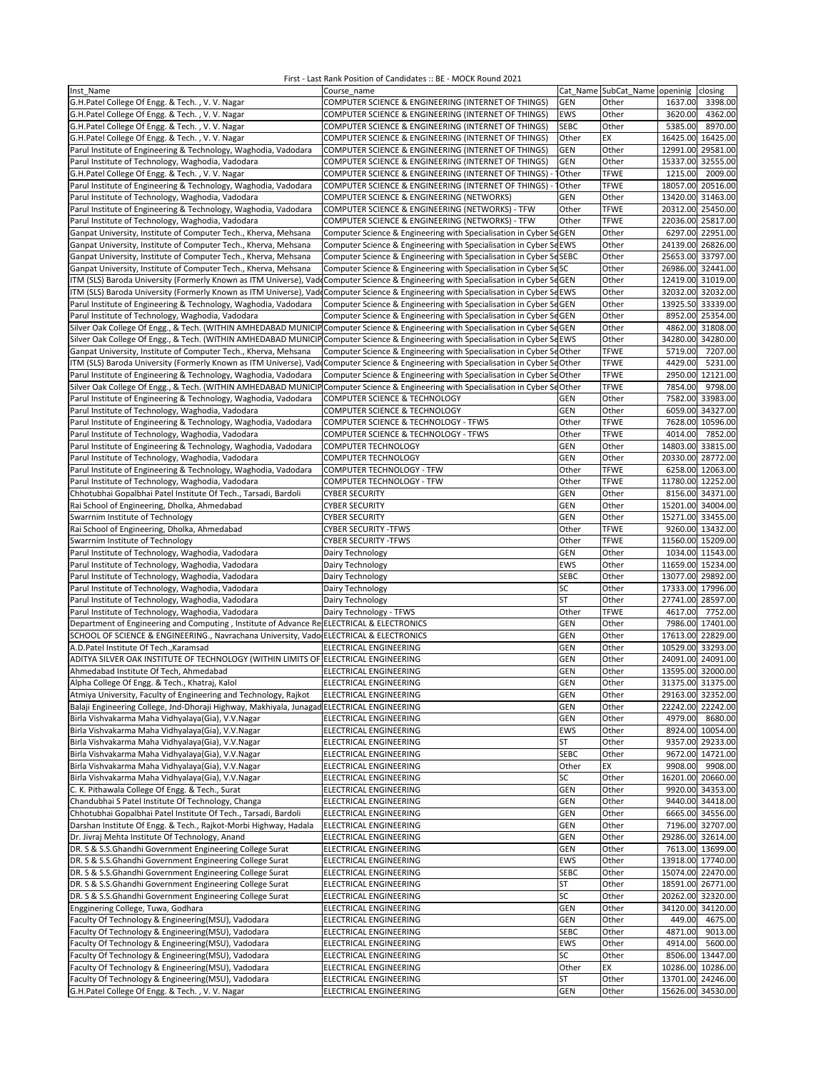First - Last Rank Position of Candidates :: BE - MOCK Round 2021

| Inst_Name | Course_name | Cat_Name | SubCat_Name | openinig | closing |
|---|---|---|---|---|---|
| G.H.Patel College Of Engg. & Tech. , V. V. Nagar | COMPUTER SCIENCE & ENGINEERING (INTERNET OF THINGS) | GEN | Other | 1637.00 | 3398.00 |
| G.H.Patel College Of Engg. & Tech. , V. V. Nagar | COMPUTER SCIENCE & ENGINEERING (INTERNET OF THINGS) | EWS | Other | 3620.00 | 4362.00 |
| G.H.Patel College Of Engg. & Tech. , V. V. Nagar | COMPUTER SCIENCE & ENGINEERING (INTERNET OF THINGS) | SEBC | Other | 5385.00 | 8970.00 |
| G.H.Patel College Of Engg. & Tech. , V. V. Nagar | COMPUTER SCIENCE & ENGINEERING (INTERNET OF THINGS) | Other | EX | 16425.00 | 16425.00 |
| Parul Institute of Engineering & Technology, Waghodia, Vadodara | COMPUTER SCIENCE & ENGINEERING (INTERNET OF THINGS) | GEN | Other | 12991.00 | 29581.00 |
| Parul Institute of Technology, Waghodia, Vadodara | COMPUTER SCIENCE & ENGINEERING (INTERNET OF THINGS) | GEN | Other | 15337.00 | 32555.00 |
| G.H.Patel College Of Engg. & Tech. , V. V. Nagar | COMPUTER SCIENCE & ENGINEERING (INTERNET OF THINGS) - T | Other | TFWE | 1215.00 | 2009.00 |
| Parul Institute of Engineering & Technology, Waghodia, Vadodara | COMPUTER SCIENCE & ENGINEERING (INTERNET OF THINGS) - T | Other | TFWE | 18057.00 | 20516.00 |
| Parul Institute of Technology, Waghodia, Vadodara | COMPUTER SCIENCE & ENGINEERING (NETWORKS) | GEN | Other | 13420.00 | 31463.00 |
| Parul Institute of Engineering & Technology, Waghodia, Vadodara | COMPUTER SCIENCE & ENGINEERING (NETWORKS) - TFW | Other | TFWE | 20312.00 | 25450.00 |
| Parul Institute of Technology, Waghodia, Vadodara | COMPUTER SCIENCE & ENGINEERING (NETWORKS) - TFW | Other | TFWE | 22036.00 | 25817.00 |
| Ganpat University, Institute of Computer Tech., Kherva, Mehsana | Computer Science & Engineering with Specialisation in Cyber Se | GEN | Other | 6297.00 | 22951.00 |
| Ganpat University, Institute of Computer Tech., Kherva, Mehsana | Computer Science & Engineering with Specialisation in Cyber Se | EWS | Other | 24139.00 | 26826.00 |
| Ganpat University, Institute of Computer Tech., Kherva, Mehsana | Computer Science & Engineering with Specialisation in Cyber Se | SEBC | Other | 25653.00 | 33797.00 |
| Ganpat University, Institute of Computer Tech., Kherva, Mehsana | Computer Science & Engineering with Specialisation in Cyber Se | SC | Other | 26986.00 | 32441.00 |
| ITM (SLS) Baroda University (Formerly Known as ITM Universe), Vad | Computer Science & Engineering with Specialisation in Cyber Se | GEN | Other | 12419.00 | 31019.00 |
| ITM (SLS) Baroda University (Formerly Known as ITM Universe), Vad | Computer Science & Engineering with Specialisation in Cyber Se | EWS | Other | 32032.00 | 32032.00 |
| Parul Institute of Engineering & Technology, Waghodia, Vadodara | Computer Science & Engineering with Specialisation in Cyber Se | GEN | Other | 13925.50 | 33339.00 |
| Parul Institute of Technology, Waghodia, Vadodara | Computer Science & Engineering with Specialisation in Cyber Se | GEN | Other | 8952.00 | 25354.00 |
| Silver Oak College Of Engg., & Tech. (WITHIN AMHEDABAD MUNICIP | Computer Science & Engineering with Specialisation in Cyber Se | GEN | Other | 4862.00 | 31808.00 |
| Silver Oak College Of Engg., & Tech. (WITHIN AMHEDABAD MUNICIP | Computer Science & Engineering with Specialisation in Cyber Se | EWS | Other | 34280.00 | 34280.00 |
| Ganpat University, Institute of Computer Tech., Kherva, Mehsana | Computer Science & Engineering with Specialisation in Cyber Se | Other | TFWE | 5719.00 | 7207.00 |
| ITM (SLS) Baroda University (Formerly Known as ITM Universe), Vad | Computer Science & Engineering with Specialisation in Cyber Se | Other | TFWE | 4429.00 | 5231.00 |
| Parul Institute of Engineering & Technology, Waghodia, Vadodara | Computer Science & Engineering with Specialisation in Cyber Se | Other | TFWE | 2950.00 | 12121.00 |
| Silver Oak College Of Engg., & Tech. (WITHIN AMHEDABAD MUNICIP | Computer Science & Engineering with Specialisation in Cyber Se | Other | TFWE | 7854.00 | 9798.00 |
| Parul Institute of Engineering & Technology, Waghodia, Vadodara | COMPUTER SCIENCE & TECHNOLOGY | GEN | Other | 7582.00 | 33983.00 |
| Parul Institute of Technology, Waghodia, Vadodara | COMPUTER SCIENCE & TECHNOLOGY | GEN | Other | 6059.00 | 34327.00 |
| Parul Institute of Engineering & Technology, Waghodia, Vadodara | COMPUTER SCIENCE & TECHNOLOGY - TFWS | Other | TFWE | 7628.00 | 10596.00 |
| Parul Institute of Technology, Waghodia, Vadodara | COMPUTER SCIENCE & TECHNOLOGY - TFWS | Other | TFWE | 4014.00 | 7852.00 |
| Parul Institute of Engineering & Technology, Waghodia, Vadodara | COMPUTER TECHNOLOGY | GEN | Other | 14803.00 | 33815.00 |
| Parul Institute of Technology, Waghodia, Vadodara | COMPUTER TECHNOLOGY | GEN | Other | 20330.00 | 28772.00 |
| Parul Institute of Engineering & Technology, Waghodia, Vadodara | COMPUTER TECHNOLOGY - TFW | Other | TFWE | 6258.00 | 12063.00 |
| Parul Institute of Technology, Waghodia, Vadodara | COMPUTER TECHNOLOGY - TFW | Other | TFWE | 11780.00 | 12252.00 |
| Chhotubhai Gopalbhai Patel Institute Of Tech., Tarsadi, Bardoli | CYBER SECURITY | GEN | Other | 8156.00 | 34371.00 |
| Rai School of Engineering, Dholka, Ahmedabad | CYBER SECURITY | GEN | Other | 15201.00 | 34004.00 |
| Swarrnim Institute of Technology | CYBER SECURITY | GEN | Other | 15271.00 | 33455.00 |
| Rai School of Engineering, Dholka, Ahmedabad | CYBER SECURITY -TFWS | Other | TFWE | 9260.00 | 13432.00 |
| Swarrnim Institute of Technology | CYBER SECURITY -TFWS | Other | TFWE | 11560.00 | 15209.00 |
| Parul Institute of Technology, Waghodia, Vadodara | Dairy Technology | GEN | Other | 1034.00 | 11543.00 |
| Parul Institute of Technology, Waghodia, Vadodara | Dairy Technology | EWS | Other | 11659.00 | 15234.00 |
| Parul Institute of Technology, Waghodia, Vadodara | Dairy Technology | SEBC | Other | 13077.00 | 29892.00 |
| Parul Institute of Technology, Waghodia, Vadodara | Dairy Technology | SC | Other | 17333.00 | 17996.00 |
| Parul Institute of Technology, Waghodia, Vadodara | Dairy Technology | ST | Other | 27741.00 | 28597.00 |
| Parul Institute of Technology, Waghodia, Vadodara | Dairy Technology - TFWS | Other | TFWE | 4617.00 | 7752.00 |
| Department of Engineering and Computing , Institute of Advance Re | ELECTRICAL & ELECTRONICS | GEN | Other | 7986.00 | 17401.00 |
| SCHOOL OF SCIENCE & ENGINEERING., Navrachana University, Vado | ELECTRICAL & ELECTRONICS | GEN | Other | 17613.00 | 22829.00 |
| A.D.Patel Institute Of Tech.,Karamsad | ELECTRICAL ENGINEERING | GEN | Other | 10529.00 | 33293.00 |
| ADITYA SILVER OAK INSTITUTE OF TECHNOLOGY (WITHIN LIMITS OF | ELECTRICAL ENGINEERING | GEN | Other | 24091.00 | 24091.00 |
| Ahmedabad Institute Of Tech, Ahmedabad | ELECTRICAL ENGINEERING | GEN | Other | 13595.00 | 32000.00 |
| Alpha College Of Engg. & Tech., Khatraj, Kalol | ELECTRICAL ENGINEERING | GEN | Other | 31375.00 | 31375.00 |
| Atmiya University, Faculty of Engineering and Technology, Rajkot | ELECTRICAL ENGINEERING | GEN | Other | 29163.00 | 32352.00 |
| Balaji Engineering College, Jnd-Dhoraji Highway, Makhiyala, Junagad | ELECTRICAL ENGINEERING | GEN | Other | 22242.00 | 22242.00 |
| Birla Vishvakarma Maha Vidhyalaya(Gia), V.V.Nagar | ELECTRICAL ENGINEERING | GEN | Other | 4979.00 | 8680.00 |
| Birla Vishvakarma Maha Vidhyalaya(Gia), V.V.Nagar | ELECTRICAL ENGINEERING | EWS | Other | 8924.00 | 10054.00 |
| Birla Vishvakarma Maha Vidhyalaya(Gia), V.V.Nagar | ELECTRICAL ENGINEERING | ST | Other | 9357.00 | 29233.00 |
| Birla Vishvakarma Maha Vidhyalaya(Gia), V.V.Nagar | ELECTRICAL ENGINEERING | SEBC | Other | 9672.00 | 14721.00 |
| Birla Vishvakarma Maha Vidhyalaya(Gia), V.V.Nagar | ELECTRICAL ENGINEERING | Other | EX | 9908.00 | 9908.00 |
| Birla Vishvakarma Maha Vidhyalaya(Gia), V.V.Nagar | ELECTRICAL ENGINEERING | SC | Other | 16201.00 | 20660.00 |
| C. K. Pithawala College Of Engg. & Tech., Surat | ELECTRICAL ENGINEERING | GEN | Other | 9920.00 | 34353.00 |
| Chandubhai S Patel Institute Of Technology, Changa | ELECTRICAL ENGINEERING | GEN | Other | 9440.00 | 34418.00 |
| Chhotubhai Gopalbhai Patel Institute Of Tech., Tarsadi, Bardoli | ELECTRICAL ENGINEERING | GEN | Other | 6665.00 | 34556.00 |
| Darshan Institute Of Engg. & Tech., Rajkot-Morbi Highway, Hadala | ELECTRICAL ENGINEERING | GEN | Other | 7196.00 | 32707.00 |
| Dr. Jivraj Mehta Institute Of Technology, Anand | ELECTRICAL ENGINEERING | GEN | Other | 29286.00 | 32614.00 |
| DR. S & S.S.Ghandhi Government Engineering College Surat | ELECTRICAL ENGINEERING | GEN | Other | 7613.00 | 13699.00 |
| DR. S & S.S.Ghandhi Government Engineering College Surat | ELECTRICAL ENGINEERING | EWS | Other | 13918.00 | 17740.00 |
| DR. S & S.S.Ghandhi Government Engineering College Surat | ELECTRICAL ENGINEERING | SEBC | Other | 15074.00 | 22470.00 |
| DR. S & S.S.Ghandhi Government Engineering College Surat | ELECTRICAL ENGINEERING | ST | Other | 18591.00 | 26771.00 |
| DR. S & S.S.Ghandhi Government Engineering College Surat | ELECTRICAL ENGINEERING | SC | Other | 20262.00 | 32320.00 |
| Engginering College, Tuwa, Godhara | ELECTRICAL ENGINEERING | GEN | Other | 34120.00 | 34120.00 |
| Faculty Of Technology & Engineering(MSU), Vadodara | ELECTRICAL ENGINEERING | GEN | Other | 449.00 | 4675.00 |
| Faculty Of Technology & Engineering(MSU), Vadodara | ELECTRICAL ENGINEERING | SEBC | Other | 4871.00 | 9013.00 |
| Faculty Of Technology & Engineering(MSU), Vadodara | ELECTRICAL ENGINEERING | EWS | Other | 4914.00 | 5600.00 |
| Faculty Of Technology & Engineering(MSU), Vadodara | ELECTRICAL ENGINEERING | SC | Other | 8506.00 | 13447.00 |
| Faculty Of Technology & Engineering(MSU), Vadodara | ELECTRICAL ENGINEERING | Other | EX | 10286.00 | 10286.00 |
| Faculty Of Technology & Engineering(MSU), Vadodara | ELECTRICAL ENGINEERING | ST | Other | 13701.00 | 24246.00 |
| G.H.Patel College Of Engg. & Tech. , V. V. Nagar | ELECTRICAL ENGINEERING | GEN | Other | 15626.00 | 34530.00 |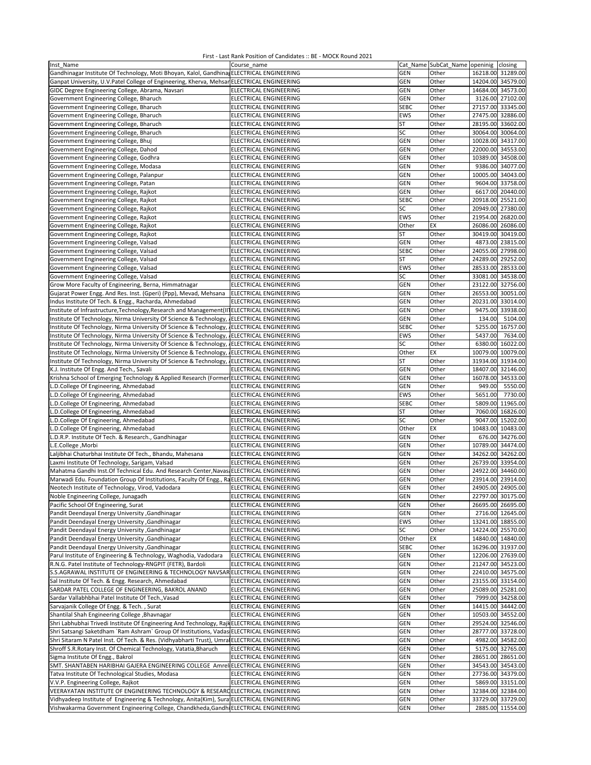First - Last Rank Position of Candidates :: BE - MOCK Round 2021

| Inst_Name | Course_name | Cat_Name | SubCat_Name | openinig | closing |
|---|---|---|---|---|---|
| Gandhinagar Institute Of Technology, Moti Bhoyan, Kalol, Gandhinag | ELECTRICAL ENGINEERING | GEN | Other | 16218.00 | 31289.00 |
| Ganpat University, U.V.Patel College of Engineering, Kherva, Mehsar | ELECTRICAL ENGINEERING | GEN | Other | 14204.00 | 34579.00 |
| GIDC Degree Engineering College, Abrama, Navsari | ELECTRICAL ENGINEERING | GEN | Other | 14684.00 | 34573.00 |
| Government Engineering College, Bharuch | ELECTRICAL ENGINEERING | GEN | Other | 3126.00 | 27102.00 |
| Government Engineering College, Bharuch | ELECTRICAL ENGINEERING | SEBC | Other | 27157.00 | 33345.00 |
| Government Engineering College, Bharuch | ELECTRICAL ENGINEERING | EWS | Other | 27475.00 | 32886.00 |
| Government Engineering College, Bharuch | ELECTRICAL ENGINEERING | ST | Other | 28195.00 | 33602.00 |
| Government Engineering College, Bharuch | ELECTRICAL ENGINEERING | SC | Other | 30064.00 | 30064.00 |
| Government Engineering College, Bhuj | ELECTRICAL ENGINEERING | GEN | Other | 10028.00 | 34317.00 |
| Government Engineering College, Dahod | ELECTRICAL ENGINEERING | GEN | Other | 22000.00 | 34553.00 |
| Government Engineering College, Godhra | ELECTRICAL ENGINEERING | GEN | Other | 10389.00 | 34508.00 |
| Government Engineering College, Modasa | ELECTRICAL ENGINEERING | GEN | Other | 9386.00 | 34077.00 |
| Government Engineering College, Palanpur | ELECTRICAL ENGINEERING | GEN | Other | 10005.00 | 34043.00 |
| Government Engineering College, Patan | ELECTRICAL ENGINEERING | GEN | Other | 9604.00 | 33758.00 |
| Government Engineering College, Rajkot | ELECTRICAL ENGINEERING | GEN | Other | 6617.00 | 20440.00 |
| Government Engineering College, Rajkot | ELECTRICAL ENGINEERING | SEBC | Other | 20918.00 | 25521.00 |
| Government Engineering College, Rajkot | ELECTRICAL ENGINEERING | SC | Other | 20949.00 | 27380.00 |
| Government Engineering College, Rajkot | ELECTRICAL ENGINEERING | EWS | Other | 21954.00 | 26820.00 |
| Government Engineering College, Rajkot | ELECTRICAL ENGINEERING | Other | EX | 26086.00 | 26086.00 |
| Government Engineering College, Rajkot | ELECTRICAL ENGINEERING | ST | Other | 30419.00 | 30419.00 |
| Government Engineering College, Valsad | ELECTRICAL ENGINEERING | GEN | Other | 4873.00 | 23815.00 |
| Government Engineering College, Valsad | ELECTRICAL ENGINEERING | SEBC | Other | 24055.00 | 27998.00 |
| Government Engineering College, Valsad | ELECTRICAL ENGINEERING | ST | Other | 24289.00 | 29252.00 |
| Government Engineering College, Valsad | ELECTRICAL ENGINEERING | EWS | Other | 28533.00 | 28533.00 |
| Government Engineering College, Valsad | ELECTRICAL ENGINEERING | SC | Other | 33081.00 | 34538.00 |
| Grow More Faculty of Engineering, Berna, Himmatnagar | ELECTRICAL ENGINEERING | GEN | Other | 23122.00 | 32756.00 |
| Gujarat Power Engg. And Res. Inst. (Gperi) (Ppp), Mevad, Mehsana | ELECTRICAL ENGINEERING | GEN | Other | 26553.00 | 30051.00 |
| Indus Institute Of Tech. & Engg., Racharda, Ahmedabad | ELECTRICAL ENGINEERING | GEN | Other | 20231.00 | 33014.00 |
| Institute of Infrastructure,Technology,Research and Management(II | ELECTRICAL ENGINEERING | GEN | Other | 9475.00 | 33938.00 |
| Institute Of Technology, Nirma University Of Science & Technology, A | ELECTRICAL ENGINEERING | GEN | Other | 134.00 | 5104.00 |
| Institute Of Technology, Nirma University Of Science & Technology, A | ELECTRICAL ENGINEERING | SEBC | Other | 5255.00 | 16757.00 |
| Institute Of Technology, Nirma University Of Science & Technology, A | ELECTRICAL ENGINEERING | EWS | Other | 5437.00 | 7634.00 |
| Institute Of Technology, Nirma University Of Science & Technology, A | ELECTRICAL ENGINEERING | SC | Other | 6380.00 | 16022.00 |
| Institute Of Technology, Nirma University Of Science & Technology, A | ELECTRICAL ENGINEERING | Other | EX | 10079.00 | 10079.00 |
| Institute Of Technology, Nirma University Of Science & Technology, A | ELECTRICAL ENGINEERING | ST | Other | 31934.00 | 31934.00 |
| K.J. Institute Of Engg. And Tech., Savali | ELECTRICAL ENGINEERING | GEN | Other | 18407.00 | 32146.00 |
| Krishna School of Emerging Technology & Applied Research (Former | ELECTRICAL ENGINEERING | GEN | Other | 16078.00 | 34533.00 |
| L.D.College Of Engineering, Ahmedabad | ELECTRICAL ENGINEERING | GEN | Other | 949.00 | 5550.00 |
| L.D.College Of Engineering, Ahmedabad | ELECTRICAL ENGINEERING | EWS | Other | 5651.00 | 7730.00 |
| L.D.College Of Engineering, Ahmedabad | ELECTRICAL ENGINEERING | SEBC | Other | 5809.00 | 11965.00 |
| L.D.College Of Engineering, Ahmedabad | ELECTRICAL ENGINEERING | ST | Other | 7060.00 | 16826.00 |
| L.D.College Of Engineering, Ahmedabad | ELECTRICAL ENGINEERING | SC | Other | 9047.00 | 15202.00 |
| L.D.College Of Engineering, Ahmedabad | ELECTRICAL ENGINEERING | Other | EX | 10483.00 | 10483.00 |
| L.D.R.P. Institute Of Tech. & Research., Gandhinagar | ELECTRICAL ENGINEERING | GEN | Other | 676.00 | 34276.00 |
| L.E.College ,Morbi | ELECTRICAL ENGINEERING | GEN | Other | 10789.00 | 34474.00 |
| Laljibhai Chaturbhai Institute Of Tech., Bhandu, Mahesana | ELECTRICAL ENGINEERING | GEN | Other | 34262.00 | 34262.00 |
| Laxmi Institute Of Technology, Sarigam, Valsad | ELECTRICAL ENGINEERING | GEN | Other | 26739.00 | 33954.00 |
| Mahatma Gandhi Inst.Of Technical Edu. And Research Center,Navsa | ELECTRICAL ENGINEERING | GEN | Other | 24922.00 | 34460.00 |
| Marwadi Edu. Foundation Group Of Institutions, Faculty Of Engg., Ra | ELECTRICAL ENGINEERING | GEN | Other | 23914.00 | 23914.00 |
| Neotech Institute of Technology, Virod, Vadodara | ELECTRICAL ENGINEERING | GEN | Other | 24905.00 | 24905.00 |
| Noble Engineering College, Junagadh | ELECTRICAL ENGINEERING | GEN | Other | 22797.00 | 30175.00 |
| Pacific School Of Engineering, Surat | ELECTRICAL ENGINEERING | GEN | Other | 26695.00 | 26695.00 |
| Pandit Deendayal Energy University ,Gandhinagar | ELECTRICAL ENGINEERING | GEN | Other | 2716.00 | 12645.00 |
| Pandit Deendayal Energy University ,Gandhinagar | ELECTRICAL ENGINEERING | EWS | Other | 13241.00 | 18855.00 |
| Pandit Deendayal Energy University ,Gandhinagar | ELECTRICAL ENGINEERING | SC | Other | 14224.00 | 25570.00 |
| Pandit Deendayal Energy University ,Gandhinagar | ELECTRICAL ENGINEERING | Other | EX | 14840.00 | 14840.00 |
| Pandit Deendayal Energy University ,Gandhinagar | ELECTRICAL ENGINEERING | SEBC | Other | 16296.00 | 31937.00 |
| Parul Institute of Engineering & Technology, Waghodia, Vadodara | ELECTRICAL ENGINEERING | GEN | Other | 12206.00 | 27639.00 |
| R.N.G. Patel Institute of Technology-RNGPIT (FETR), Bardoli | ELECTRICAL ENGINEERING | GEN | Other | 21247.00 | 34523.00 |
| S.S.AGRAWAL INSTITUTE OF ENGINEERING & TECHNOLOGY NAVSAR | ELECTRICAL ENGINEERING | GEN | Other | 22410.00 | 34575.00 |
| Sal Institute Of Tech. & Engg. Research, Ahmedabad | ELECTRICAL ENGINEERING | GEN | Other | 23155.00 | 33154.00 |
| SARDAR PATEL COLLEGE OF ENGINEERING, BAKROL ANAND | ELECTRICAL ENGINEERING | GEN | Other | 25089.00 | 25281.00 |
| Sardar Vallabhbhai Patel Institute Of Tech.,Vasad | ELECTRICAL ENGINEERING | GEN | Other | 7999.00 | 34258.00 |
| Sarvajanik College Of Engg. & Tech. , Surat | ELECTRICAL ENGINEERING | GEN | Other | 14415.00 | 34442.00 |
| Shantilal Shah Engineering College ,Bhavnagar | ELECTRICAL ENGINEERING | GEN | Other | 10503.00 | 34552.00 |
| Shri Labhubhai Trivedi Institute Of Engineering And Technology, Rajk | ELECTRICAL ENGINEERING | GEN | Other | 29524.00 | 32546.00 |
| Shri Satsangi Saketdham `Ram Ashram` Group Of Institutions, Vadas | ELECTRICAL ENGINEERING | GEN | Other | 28777.00 | 33728.00 |
| Shri Sitaram N Patel Inst. Of Tech. & Res. (Vidhyabharti Trust), Umra | ELECTRICAL ENGINEERING | GEN | Other | 4982.00 | 34582.00 |
| Shroff S.R.Rotary Inst. Of Chemical Technology, Vatatia,Bharuch | ELECTRICAL ENGINEERING | GEN | Other | 5175.00 | 32765.00 |
| Sigma Institute Of Engg., Bakrol | ELECTRICAL ENGINEERING | GEN | Other | 28651.00 | 28651.00 |
| SMT. SHANTABEN HARIBHAI GAJERA ENGINEERING COLLEGE Amreli | ELECTRICAL ENGINEERING | GEN | Other | 34543.00 | 34543.00 |
| Tatva Institute Of Technological Studies, Modasa | ELECTRICAL ENGINEERING | GEN | Other | 27736.00 | 34379.00 |
| V.V.P. Engineering College, Rajkot | ELECTRICAL ENGINEERING | GEN | Other | 5869.00 | 33151.00 |
| VEERAYATAN INSTITUTE OF ENGINEERING TECHNOLOGY & RESEARC | ELECTRICAL ENGINEERING | GEN | Other | 32384.00 | 32384.00 |
| Vidhyadeep Institute of Engineering & Technology, Anita(Kim), Sura | ELECTRICAL ENGINEERING | GEN | Other | 33729.00 | 33729.00 |
| Vishwakarma Government Engineering College, Chandkheda,Gandh | ELECTRICAL ENGINEERING | GEN | Other | 2885.00 | 11554.00 |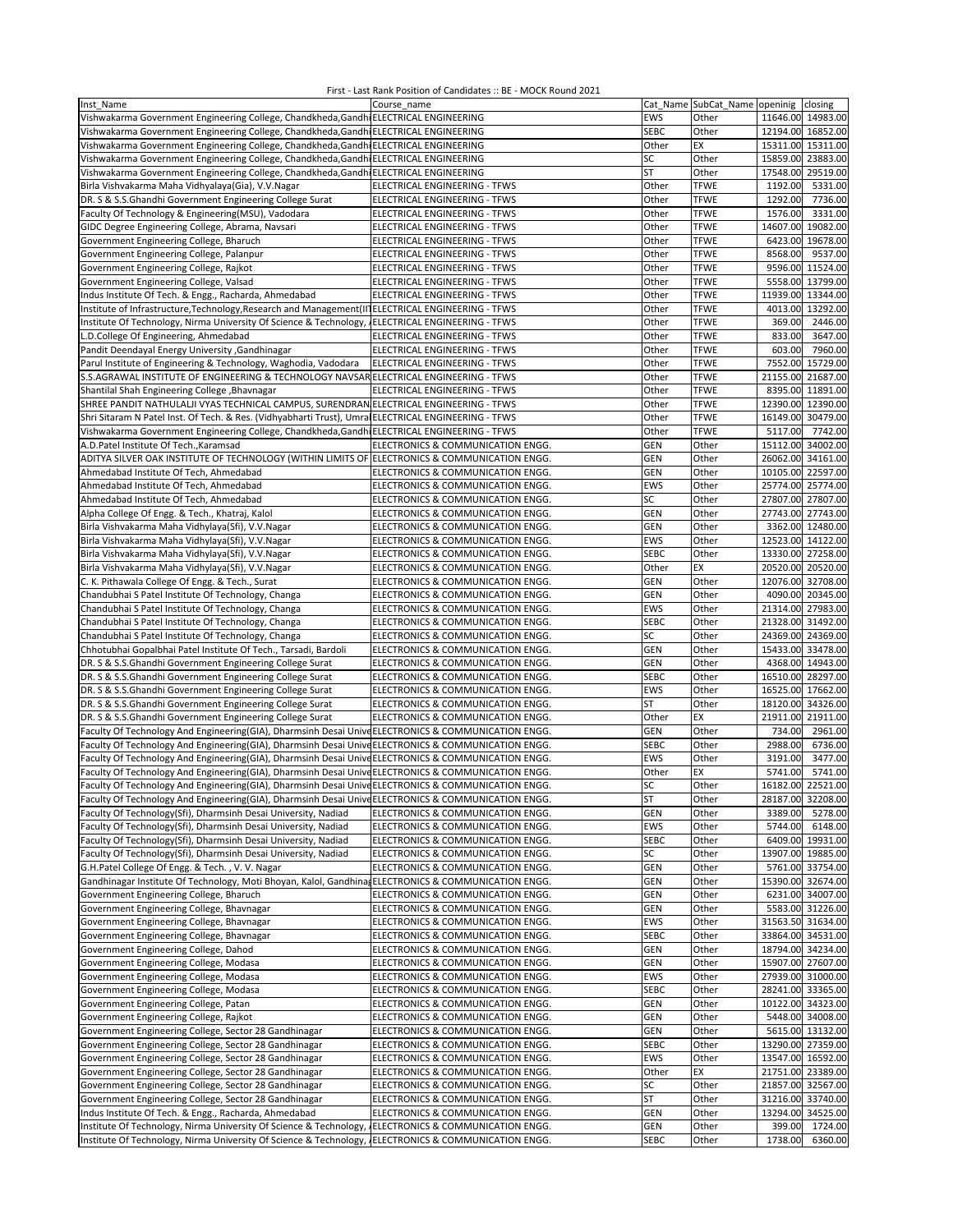First - Last Rank Position of Candidates :: BE - MOCK Round 2021

| Inst_Name | Course_name | Cat_Name | SubCat_Name | openinig | closing |
|---|---|---|---|---|---|
| Vishwakarma Government Engineering College, Chandkheda,Gandhi | ELECTRICAL ENGINEERING | EWS | Other | 11646.00 | 14983.00 |
| Vishwakarma Government Engineering College, Chandkheda,Gandhi | ELECTRICAL ENGINEERING | SEBC | Other | 12194.00 | 16852.00 |
| Vishwakarma Government Engineering College, Chandkheda,Gandhi | ELECTRICAL ENGINEERING | Other | EX | 15311.00 | 15311.00 |
| Vishwakarma Government Engineering College, Chandkheda,Gandhi | ELECTRICAL ENGINEERING | SC | Other | 15859.00 | 23883.00 |
| Vishwakarma Government Engineering College, Chandkheda,Gandhi | ELECTRICAL ENGINEERING | ST | Other | 17548.00 | 29519.00 |
| Birla Vishvakarma Maha Vidhyalaya(Gia), V.V.Nagar | ELECTRICAL ENGINEERING - TFWS | Other | TFWE | 1192.00 | 5331.00 |
| DR. S & S.S.Ghandhi Government Engineering College Surat | ELECTRICAL ENGINEERING - TFWS | Other | TFWE | 1292.00 | 7736.00 |
| Faculty Of Technology & Engineering(MSU), Vadodara | ELECTRICAL ENGINEERING - TFWS | Other | TFWE | 1576.00 | 3331.00 |
| GIDC Degree Engineering College, Abrama, Navsari | ELECTRICAL ENGINEERING - TFWS | Other | TFWE | 14607.00 | 19082.00 |
| Government Engineering College, Bharuch | ELECTRICAL ENGINEERING - TFWS | Other | TFWE | 6423.00 | 19678.00 |
| Government Engineering College, Palanpur | ELECTRICAL ENGINEERING - TFWS | Other | TFWE | 8568.00 | 9537.00 |
| Government Engineering College, Rajkot | ELECTRICAL ENGINEERING - TFWS | Other | TFWE | 9596.00 | 11524.00 |
| Government Engineering College, Valsad | ELECTRICAL ENGINEERING - TFWS | Other | TFWE | 5558.00 | 13799.00 |
| Indus Institute Of Tech. & Engg., Racharda, Ahmedabad | ELECTRICAL ENGINEERING - TFWS | Other | TFWE | 11939.00 | 13344.00 |
| Institute of Infrastructure,Technology,Research and Management(IIT | ELECTRICAL ENGINEERING - TFWS | Other | TFWE | 4013.00 | 13292.00 |
| Institute Of Technology, Nirma University Of Science & Technology, A | ELECTRICAL ENGINEERING - TFWS | Other | TFWE | 369.00 | 2446.00 |
| L.D.College Of Engineering, Ahmedabad | ELECTRICAL ENGINEERING - TFWS | Other | TFWE | 833.00 | 3647.00 |
| Pandit Deendayal Energy University ,Gandhinagar | ELECTRICAL ENGINEERING - TFWS | Other | TFWE | 603.00 | 7960.00 |
| Parul Institute of Engineering & Technology, Waghodia, Vadodara | ELECTRICAL ENGINEERING - TFWS | Other | TFWE | 7552.00 | 15729.00 |
| S.S.AGRAWAL INSTITUTE OF ENGINEERING & TECHNOLOGY NAVSAR | ELECTRICAL ENGINEERING - TFWS | Other | TFWE | 21155.00 | 21687.00 |
| Shantilal Shah Engineering College ,Bhavnagar | ELECTRICAL ENGINEERING - TFWS | Other | TFWE | 8395.00 | 11891.00 |
| SHREE PANDIT NATHULALJI VYAS TECHNICAL CAMPUS, SURENDRAN | ELECTRICAL ENGINEERING - TFWS | Other | TFWE | 12390.00 | 12390.00 |
| Shri Sitaram N Patel Inst. Of Tech. & Res. (Vidhyabharti Trust), Umra | ELECTRICAL ENGINEERING - TFWS | Other | TFWE | 16149.00 | 30479.00 |
| Vishwakarma Government Engineering College, Chandkheda,Gandhi | ELECTRICAL ENGINEERING - TFWS | Other | TFWE | 5117.00 | 7742.00 |
| A.D.Patel Institute Of Tech.,Karamsad | ELECTRONICS & COMMUNICATION ENGG. | GEN | Other | 15112.00 | 34002.00 |
| ADITYA SILVER OAK INSTITUTE OF TECHNOLOGY (WITHIN LIMITS OF | ELECTRONICS & COMMUNICATION ENGG. | GEN | Other | 26062.00 | 34161.00 |
| Ahmedabad Institute Of Tech, Ahmedabad | ELECTRONICS & COMMUNICATION ENGG. | GEN | Other | 10105.00 | 22597.00 |
| Ahmedabad Institute Of Tech, Ahmedabad | ELECTRONICS & COMMUNICATION ENGG. | EWS | Other | 25774.00 | 25774.00 |
| Ahmedabad Institute Of Tech, Ahmedabad | ELECTRONICS & COMMUNICATION ENGG. | SC | Other | 27807.00 | 27807.00 |
| Alpha College Of Engg. & Tech., Khatraj, Kalol | ELECTRONICS & COMMUNICATION ENGG. | GEN | Other | 27743.00 | 27743.00 |
| Birla Vishvakarma Maha Vidhyalaya(Sfi), V.V.Nagar | ELECTRONICS & COMMUNICATION ENGG. | GEN | Other | 3362.00 | 12480.00 |
| Birla Vishvakarma Maha Vidhyalaya(Sfi), V.V.Nagar | ELECTRONICS & COMMUNICATION ENGG. | EWS | Other | 12523.00 | 14122.00 |
| Birla Vishvakarma Maha Vidhyalaya(Sfi), V.V.Nagar | ELECTRONICS & COMMUNICATION ENGG. | SEBC | Other | 13330.00 | 27258.00 |
| Birla Vishvakarma Maha Vidhyalaya(Sfi), V.V.Nagar | ELECTRONICS & COMMUNICATION ENGG. | Other | EX | 20520.00 | 20520.00 |
| C. K. Pithawala College Of Engg. & Tech., Surat | ELECTRONICS & COMMUNICATION ENGG. | GEN | Other | 12076.00 | 32708.00 |
| Chandubhai S Patel Institute Of Technology, Changa | ELECTRONICS & COMMUNICATION ENGG. | GEN | Other | 4090.00 | 20345.00 |
| Chandubhai S Patel Institute Of Technology, Changa | ELECTRONICS & COMMUNICATION ENGG. | EWS | Other | 21314.00 | 27983.00 |
| Chandubhai S Patel Institute Of Technology, Changa | ELECTRONICS & COMMUNICATION ENGG. | SEBC | Other | 21328.00 | 31492.00 |
| Chandubhai S Patel Institute Of Technology, Changa | ELECTRONICS & COMMUNICATION ENGG. | SC | Other | 24369.00 | 24369.00 |
| Chhotubhai Gopalbhai Patel Institute Of Tech., Tarsadi, Bardoli | ELECTRONICS & COMMUNICATION ENGG. | GEN | Other | 15433.00 | 33478.00 |
| DR. S & S.S.Ghandhi Government Engineering College Surat | ELECTRONICS & COMMUNICATION ENGG. | GEN | Other | 4368.00 | 14943.00 |
| DR. S & S.S.Ghandhi Government Engineering College Surat | ELECTRONICS & COMMUNICATION ENGG. | SEBC | Other | 16510.00 | 28297.00 |
| DR. S & S.S.Ghandhi Government Engineering College Surat | ELECTRONICS & COMMUNICATION ENGG. | EWS | Other | 16525.00 | 17662.00 |
| DR. S & S.S.Ghandhi Government Engineering College Surat | ELECTRONICS & COMMUNICATION ENGG. | ST | Other | 18120.00 | 34326.00 |
| DR. S & S.S.Ghandhi Government Engineering College Surat | ELECTRONICS & COMMUNICATION ENGG. | Other | EX | 21911.00 | 21911.00 |
| Faculty Of Technology And Engineering(GIA), Dharmsinh Desai Unive | ELECTRONICS & COMMUNICATION ENGG. | GEN | Other | 734.00 | 2961.00 |
| Faculty Of Technology And Engineering(GIA), Dharmsinh Desai Unive | ELECTRONICS & COMMUNICATION ENGG. | SEBC | Other | 2988.00 | 6736.00 |
| Faculty Of Technology And Engineering(GIA), Dharmsinh Desai Unive | ELECTRONICS & COMMUNICATION ENGG. | EWS | Other | 3191.00 | 3477.00 |
| Faculty Of Technology And Engineering(GIA), Dharmsinh Desai Unive | ELECTRONICS & COMMUNICATION ENGG. | Other | EX | 5741.00 | 5741.00 |
| Faculty Of Technology And Engineering(GIA), Dharmsinh Desai Unive | ELECTRONICS & COMMUNICATION ENGG. | SC | Other | 16182.00 | 22521.00 |
| Faculty Of Technology And Engineering(GIA), Dharmsinh Desai Unive | ELECTRONICS & COMMUNICATION ENGG. | ST | Other | 28187.00 | 32208.00 |
| Faculty Of Technology(Sfi), Dharmsinh Desai University, Nadiad | ELECTRONICS & COMMUNICATION ENGG. | GEN | Other | 3389.00 | 5278.00 |
| Faculty Of Technology(Sfi), Dharmsinh Desai University, Nadiad | ELECTRONICS & COMMUNICATION ENGG. | EWS | Other | 5744.00 | 6148.00 |
| Faculty Of Technology(Sfi), Dharmsinh Desai University, Nadiad | ELECTRONICS & COMMUNICATION ENGG. | SEBC | Other | 6409.00 | 19931.00 |
| Faculty Of Technology(Sfi), Dharmsinh Desai University, Nadiad | ELECTRONICS & COMMUNICATION ENGG. | SC | Other | 13907.00 | 19885.00 |
| G.H.Patel College Of Engg. & Tech. , V. V. Nagar | ELECTRONICS & COMMUNICATION ENGG. | GEN | Other | 5761.00 | 33754.00 |
| Gandhinagar Institute Of Technology, Moti Bhoyan, Kalol, Gandhinag | ELECTRONICS & COMMUNICATION ENGG. | GEN | Other | 15390.00 | 32674.00 |
| Government Engineering College, Bharuch | ELECTRONICS & COMMUNICATION ENGG. | GEN | Other | 6231.00 | 34007.00 |
| Government Engineering College, Bhavnagar | ELECTRONICS & COMMUNICATION ENGG. | GEN | Other | 5583.00 | 31226.00 |
| Government Engineering College, Bhavnagar | ELECTRONICS & COMMUNICATION ENGG. | EWS | Other | 31563.50 | 31634.00 |
| Government Engineering College, Bhavnagar | ELECTRONICS & COMMUNICATION ENGG. | SEBC | Other | 33864.00 | 34531.00 |
| Government Engineering College, Dahod | ELECTRONICS & COMMUNICATION ENGG. | GEN | Other | 18794.00 | 34234.00 |
| Government Engineering College, Modasa | ELECTRONICS & COMMUNICATION ENGG. | GEN | Other | 15907.00 | 27607.00 |
| Government Engineering College, Modasa | ELECTRONICS & COMMUNICATION ENGG. | EWS | Other | 27939.00 | 31000.00 |
| Government Engineering College, Modasa | ELECTRONICS & COMMUNICATION ENGG. | SEBC | Other | 28241.00 | 33365.00 |
| Government Engineering College, Patan | ELECTRONICS & COMMUNICATION ENGG. | GEN | Other | 10122.00 | 34323.00 |
| Government Engineering College, Rajkot | ELECTRONICS & COMMUNICATION ENGG. | GEN | Other | 5448.00 | 34008.00 |
| Government Engineering College, Sector 28 Gandhinagar | ELECTRONICS & COMMUNICATION ENGG. | GEN | Other | 5615.00 | 13132.00 |
| Government Engineering College, Sector 28 Gandhinagar | ELECTRONICS & COMMUNICATION ENGG. | SEBC | Other | 13290.00 | 27359.00 |
| Government Engineering College, Sector 28 Gandhinagar | ELECTRONICS & COMMUNICATION ENGG. | EWS | Other | 13547.00 | 16592.00 |
| Government Engineering College, Sector 28 Gandhinagar | ELECTRONICS & COMMUNICATION ENGG. | Other | EX | 21751.00 | 23389.00 |
| Government Engineering College, Sector 28 Gandhinagar | ELECTRONICS & COMMUNICATION ENGG. | SC | Other | 21857.00 | 32567.00 |
| Government Engineering College, Sector 28 Gandhinagar | ELECTRONICS & COMMUNICATION ENGG. | ST | Other | 31216.00 | 33740.00 |
| Indus Institute Of Tech. & Engg., Racharda, Ahmedabad | ELECTRONICS & COMMUNICATION ENGG. | GEN | Other | 13294.00 | 34525.00 |
| Institute Of Technology, Nirma University Of Science & Technology, A | ELECTRONICS & COMMUNICATION ENGG. | GEN | Other | 399.00 | 1724.00 |
| Institute Of Technology, Nirma University Of Science & Technology, A | ELECTRONICS & COMMUNICATION ENGG. | SEBC | Other | 1738.00 | 6360.00 |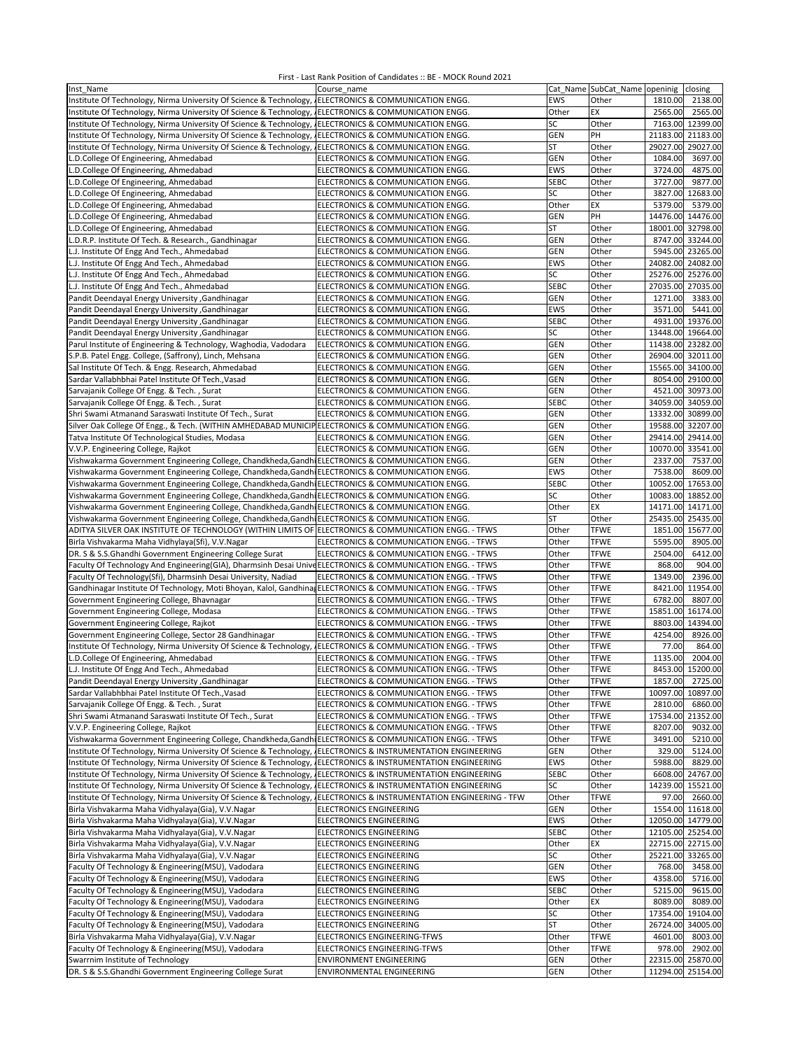First - Last Rank Position of Candidates :: BE - MOCK Round 2021

| Inst_Name | Course_name | Cat_Name | SubCat_Name | openinig | closing |
|---|---|---|---|---|---|
| Institute Of Technology, Nirma University Of Science & Technology, A | ELECTRONICS & COMMUNICATION ENGG. | EWS | Other | 1810.00 | 2138.00 |
| Institute Of Technology, Nirma University Of Science & Technology, A | ELECTRONICS & COMMUNICATION ENGG. | Other | EX | 2565.00 | 2565.00 |
| Institute Of Technology, Nirma University Of Science & Technology, A | ELECTRONICS & COMMUNICATION ENGG. | SC | Other | 7163.00 | 12399.00 |
| Institute Of Technology, Nirma University Of Science & Technology, A | ELECTRONICS & COMMUNICATION ENGG. | GEN | PH | 21183.00 | 21183.00 |
| Institute Of Technology, Nirma University Of Science & Technology, A | ELECTRONICS & COMMUNICATION ENGG. | ST | Other | 29027.00 | 29027.00 |
| L.D.College Of Engineering, Ahmedabad | ELECTRONICS & COMMUNICATION ENGG. | GEN | Other | 1084.00 | 3697.00 |
| L.D.College Of Engineering, Ahmedabad | ELECTRONICS & COMMUNICATION ENGG. | EWS | Other | 3724.00 | 4875.00 |
| L.D.College Of Engineering, Ahmedabad | ELECTRONICS & COMMUNICATION ENGG. | SEBC | Other | 3727.00 | 9877.00 |
| L.D.College Of Engineering, Ahmedabad | ELECTRONICS & COMMUNICATION ENGG. | SC | Other | 3827.00 | 12683.00 |
| L.D.College Of Engineering, Ahmedabad | ELECTRONICS & COMMUNICATION ENGG. | Other | EX | 5379.00 | 5379.00 |
| L.D.College Of Engineering, Ahmedabad | ELECTRONICS & COMMUNICATION ENGG. | GEN | PH | 14476.00 | 14476.00 |
| L.D.College Of Engineering, Ahmedabad | ELECTRONICS & COMMUNICATION ENGG. | ST | Other | 18001.00 | 32798.00 |
| L.D.R.P. Institute Of Tech. & Research., Gandhinagar | ELECTRONICS & COMMUNICATION ENGG. | GEN | Other | 8747.00 | 33244.00 |
| L.J. Institute Of Engg And Tech., Ahmedabad | ELECTRONICS & COMMUNICATION ENGG. | GEN | Other | 5945.00 | 23265.00 |
| L.J. Institute Of Engg And Tech., Ahmedabad | ELECTRONICS & COMMUNICATION ENGG. | EWS | Other | 24082.00 | 24082.00 |
| L.J. Institute Of Engg And Tech., Ahmedabad | ELECTRONICS & COMMUNICATION ENGG. | SC | Other | 25276.00 | 25276.00 |
| L.J. Institute Of Engg And Tech., Ahmedabad | ELECTRONICS & COMMUNICATION ENGG. | SEBC | Other | 27035.00 | 27035.00 |
| Pandit Deendayal Energy University ,Gandhinagar | ELECTRONICS & COMMUNICATION ENGG. | GEN | Other | 1271.00 | 3383.00 |
| Pandit Deendayal Energy University ,Gandhinagar | ELECTRONICS & COMMUNICATION ENGG. | EWS | Other | 3571.00 | 5441.00 |
| Pandit Deendayal Energy University ,Gandhinagar | ELECTRONICS & COMMUNICATION ENGG. | SEBC | Other | 4931.00 | 19376.00 |
| Pandit Deendayal Energy University ,Gandhinagar | ELECTRONICS & COMMUNICATION ENGG. | SC | Other | 13448.00 | 19664.00 |
| Parul Institute of Engineering & Technology, Waghodia, Vadodara | ELECTRONICS & COMMUNICATION ENGG. | GEN | Other | 11438.00 | 23282.00 |
| S.P.B. Patel Engg. College, (Saffrony), Linch, Mehsana | ELECTRONICS & COMMUNICATION ENGG. | GEN | Other | 26904.00 | 32011.00 |
| Sal Institute Of Tech. & Engg. Research, Ahmedabad | ELECTRONICS & COMMUNICATION ENGG. | GEN | Other | 15565.00 | 34100.00 |
| Sardar Vallabhbhai Patel Institute Of Tech.,Vasad | ELECTRONICS & COMMUNICATION ENGG. | GEN | Other | 8054.00 | 29100.00 |
| Sarvajanik College Of Engg. & Tech. , Surat | ELECTRONICS & COMMUNICATION ENGG. | GEN | Other | 4521.00 | 30973.00 |
| Sarvajanik College Of Engg. & Tech. , Surat | ELECTRONICS & COMMUNICATION ENGG. | SEBC | Other | 34059.00 | 34059.00 |
| Shri Swami Atmanand Saraswati Institute Of Tech., Surat | ELECTRONICS & COMMUNICATION ENGG. | GEN | Other | 13332.00 | 30899.00 |
| Silver Oak College Of Engg., & Tech. (WITHIN AMHEDABAD MUNICIP | ELECTRONICS & COMMUNICATION ENGG. | GEN | Other | 19588.00 | 32207.00 |
| Tatva Institute Of Technological Studies, Modasa | ELECTRONICS & COMMUNICATION ENGG. | GEN | Other | 29414.00 | 29414.00 |
| V.V.P. Engineering College, Rajkot | ELECTRONICS & COMMUNICATION ENGG. | GEN | Other | 10070.00 | 33541.00 |
| Vishwakarma Government Engineering College, Chandkheda,Gandhi | ELECTRONICS & COMMUNICATION ENGG. | GEN | Other | 2337.00 | 7537.00 |
| Vishwakarma Government Engineering College, Chandkheda,Gandhi | ELECTRONICS & COMMUNICATION ENGG. | EWS | Other | 7538.00 | 8609.00 |
| Vishwakarma Government Engineering College, Chandkheda,Gandhi | ELECTRONICS & COMMUNICATION ENGG. | SEBC | Other | 10052.00 | 17653.00 |
| Vishwakarma Government Engineering College, Chandkheda,Gandhi | ELECTRONICS & COMMUNICATION ENGG. | SC | Other | 10083.00 | 18852.00 |
| Vishwakarma Government Engineering College, Chandkheda,Gandhi | ELECTRONICS & COMMUNICATION ENGG. | Other | EX | 14171.00 | 14171.00 |
| Vishwakarma Government Engineering College, Chandkheda,Gandhi | ELECTRONICS & COMMUNICATION ENGG. | ST | Other | 25435.00 | 25435.00 |
| ADITYA SILVER OAK INSTITUTE OF TECHNOLOGY (WITHIN LIMITS OF | ELECTRONICS & COMMUNICATION ENGG. - TFWS | Other | TFWE | 1851.00 | 15677.00 |
| Birla Vishvakarma Maha Vidhyalaya(Sfi), V.V.Nagar | ELECTRONICS & COMMUNICATION ENGG. - TFWS | Other | TFWE | 5595.00 | 8905.00 |
| DR. S & S.S.Ghandhi Government Engineering College Surat | ELECTRONICS & COMMUNICATION ENGG. - TFWS | Other | TFWE | 2504.00 | 6412.00 |
| Faculty Of Technology And Engineering(GIA), Dharmsinh Desai Unive | ELECTRONICS & COMMUNICATION ENGG. - TFWS | Other | TFWE | 868.00 | 904.00 |
| Faculty Of Technology(Sfi), Dharmsinh Desai University, Nadiad | ELECTRONICS & COMMUNICATION ENGG. - TFWS | Other | TFWE | 1349.00 | 2396.00 |
| Gandhinagar Institute Of Technology, Moti Bhoyan, Kalol, Gandhinag | ELECTRONICS & COMMUNICATION ENGG. - TFWS | Other | TFWE | 8421.00 | 11954.00 |
| Government Engineering College, Bhavnagar | ELECTRONICS & COMMUNICATION ENGG. - TFWS | Other | TFWE | 6782.00 | 8807.00 |
| Government Engineering College, Modasa | ELECTRONICS & COMMUNICATION ENGG. - TFWS | Other | TFWE | 15851.00 | 16174.00 |
| Government Engineering College, Rajkot | ELECTRONICS & COMMUNICATION ENGG. - TFWS | Other | TFWE | 8803.00 | 14394.00 |
| Government Engineering College, Sector 28 Gandhinagar | ELECTRONICS & COMMUNICATION ENGG. - TFWS | Other | TFWE | 4254.00 | 8926.00 |
| Institute Of Technology, Nirma University Of Science & Technology, A | ELECTRONICS & COMMUNICATION ENGG. - TFWS | Other | TFWE | 77.00 | 864.00 |
| L.D.College Of Engineering, Ahmedabad | ELECTRONICS & COMMUNICATION ENGG. - TFWS | Other | TFWE | 1135.00 | 2004.00 |
| L.J. Institute Of Engg And Tech., Ahmedabad | ELECTRONICS & COMMUNICATION ENGG. - TFWS | Other | TFWE | 8453.00 | 15200.00 |
| Pandit Deendayal Energy University ,Gandhinagar | ELECTRONICS & COMMUNICATION ENGG. - TFWS | Other | TFWE | 1857.00 | 2725.00 |
| Sardar Vallabhbhai Patel Institute Of Tech.,Vasad | ELECTRONICS & COMMUNICATION ENGG. - TFWS | Other | TFWE | 10097.00 | 10897.00 |
| Sarvajanik College Of Engg. & Tech. , Surat | ELECTRONICS & COMMUNICATION ENGG. - TFWS | Other | TFWE | 2810.00 | 6860.00 |
| Shri Swami Atmanand Saraswati Institute Of Tech., Surat | ELECTRONICS & COMMUNICATION ENGG. - TFWS | Other | TFWE | 17534.00 | 21352.00 |
| V.V.P. Engineering College, Rajkot | ELECTRONICS & COMMUNICATION ENGG. - TFWS | Other | TFWE | 8207.00 | 9032.00 |
| Vishwakarma Government Engineering College, Chandkheda,Gandhi | ELECTRONICS & COMMUNICATION ENGG. - TFWS | Other | TFWE | 3491.00 | 5210.00 |
| Institute Of Technology, Nirma University Of Science & Technology, A | ELECTRONICS & INSTRUMENTATION ENGINEERING | GEN | Other | 329.00 | 5124.00 |
| Institute Of Technology, Nirma University Of Science & Technology, A | ELECTRONICS & INSTRUMENTATION ENGINEERING | EWS | Other | 5988.00 | 8829.00 |
| Institute Of Technology, Nirma University Of Science & Technology, A | ELECTRONICS & INSTRUMENTATION ENGINEERING | SEBC | Other | 6608.00 | 24767.00 |
| Institute Of Technology, Nirma University Of Science & Technology, A | ELECTRONICS & INSTRUMENTATION ENGINEERING | SC | Other | 14239.00 | 15521.00 |
| Institute Of Technology, Nirma University Of Science & Technology, A | ELECTRONICS & INSTRUMENTATION ENGINEERING - TFW | Other | TFWE | 97.00 | 2660.00 |
| Birla Vishvakarma Maha Vidhyalaya(Gia), V.V.Nagar | ELECTRONICS ENGINEERING | GEN | Other | 1554.00 | 11618.00 |
| Birla Vishvakarma Maha Vidhyalaya(Gia), V.V.Nagar | ELECTRONICS ENGINEERING | EWS | Other | 12050.00 | 14779.00 |
| Birla Vishvakarma Maha Vidhyalaya(Gia), V.V.Nagar | ELECTRONICS ENGINEERING | SEBC | Other | 12105.00 | 25254.00 |
| Birla Vishvakarma Maha Vidhyalaya(Gia), V.V.Nagar | ELECTRONICS ENGINEERING | Other | EX | 22715.00 | 22715.00 |
| Birla Vishvakarma Maha Vidhyalaya(Gia), V.V.Nagar | ELECTRONICS ENGINEERING | SC | Other | 25221.00 | 33265.00 |
| Faculty Of Technology & Engineering(MSU), Vadodara | ELECTRONICS ENGINEERING | GEN | Other | 768.00 | 3458.00 |
| Faculty Of Technology & Engineering(MSU), Vadodara | ELECTRONICS ENGINEERING | EWS | Other | 4358.00 | 5716.00 |
| Faculty Of Technology & Engineering(MSU), Vadodara | ELECTRONICS ENGINEERING | SEBC | Other | 5215.00 | 9615.00 |
| Faculty Of Technology & Engineering(MSU), Vadodara | ELECTRONICS ENGINEERING | Other | EX | 8089.00 | 8089.00 |
| Faculty Of Technology & Engineering(MSU), Vadodara | ELECTRONICS ENGINEERING | SC | Other | 17354.00 | 19104.00 |
| Faculty Of Technology & Engineering(MSU), Vadodara | ELECTRONICS ENGINEERING | ST | Other | 26724.00 | 34005.00 |
| Birla Vishvakarma Maha Vidhyalaya(Gia), V.V.Nagar | ELECTRONICS ENGINEERING-TFWS | Other | TFWE | 4601.00 | 8003.00 |
| Faculty Of Technology & Engineering(MSU), Vadodara | ELECTRONICS ENGINEERING-TFWS | Other | TFWE | 978.00 | 2902.00 |
| Swarrnim Institute of Technology | ENVIRONMENT ENGINEERING | GEN | Other | 22315.00 | 25870.00 |
| DR. S & S.S.Ghandhi Government Engineering College Surat | ENVIRONMENTAL ENGINEERING | GEN | Other | 11294.00 | 25154.00 |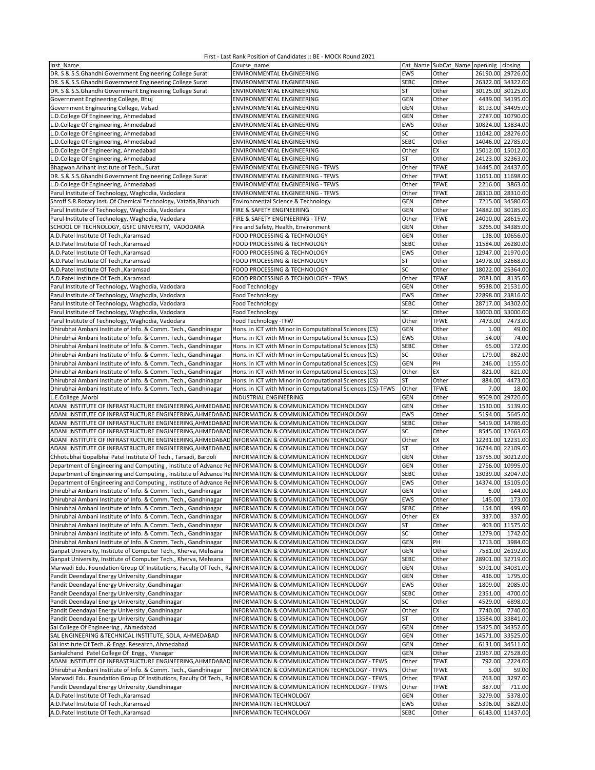First - Last Rank Position of Candidates :: BE - MOCK Round 2021

| Inst_Name | Course_name | Cat_Name | SubCat_Name | openinig | closing |
|---|---|---|---|---|---|
| DR. S & S.S.Ghandhi Government Engineering College Surat | ENVIRONMENTAL ENGINEERING | EWS | Other | 26190.00 | 29726.00 |
| DR. S & S.S.Ghandhi Government Engineering College Surat | ENVIRONMENTAL ENGINEERING | SEBC | Other | 26322.00 | 34322.00 |
| DR. S & S.S.Ghandhi Government Engineering College Surat | ENVIRONMENTAL ENGINEERING | ST | Other | 30125.00 | 30125.00 |
| Government Engineering College, Bhuj | ENVIRONMENTAL ENGINEERING | GEN | Other | 4439.00 | 34195.00 |
| Government Engineering College, Valsad | ENVIRONMENTAL ENGINEERING | GEN | Other | 8193.00 | 34495.00 |
| L.D.College Of Engineering, Ahmedabad | ENVIRONMENTAL ENGINEERING | GEN | Other | 2787.00 | 10790.00 |
| L.D.College Of Engineering, Ahmedabad | ENVIRONMENTAL ENGINEERING | EWS | Other | 10824.00 | 13834.00 |
| L.D.College Of Engineering, Ahmedabad | ENVIRONMENTAL ENGINEERING | SC | Other | 11042.00 | 28276.00 |
| L.D.College Of Engineering, Ahmedabad | ENVIRONMENTAL ENGINEERING | SEBC | Other | 14046.00 | 22785.00 |
| L.D.College Of Engineering, Ahmedabad | ENVIRONMENTAL ENGINEERING | Other | EX | 15012.00 | 15012.00 |
| L.D.College Of Engineering, Ahmedabad | ENVIRONMENTAL ENGINEERING | ST | Other | 24123.00 | 32363.00 |
| Bhagwan Arihant Institute of Tech., Surat | ENVIRONMENTAL ENGINEERING - TFWS | Other | TFWE | 14445.00 | 24437.00 |
| DR. S & S.S.Ghandhi Government Engineering College Surat | ENVIRONMENTAL ENGINEERING - TFWS | Other | TFWE | 11051.00 | 11698.00 |
| L.D.College Of Engineering, Ahmedabad | ENVIRONMENTAL ENGINEERING - TFWS | Other | TFWE | 2216.00 | 3863.00 |
| Parul Institute of Technology, Waghodia, Vadodara | ENVIRONMENTAL ENGINEERING - TFWS | Other | TFWE | 28310.00 | 28310.00 |
| Shroff S.R.Rotary Inst. Of Chemical Technology, Vatatia,Bharuch | Environmental Science & Technology | GEN | Other | 7215.00 | 34580.00 |
| Parul Institute of Technology, Waghodia, Vadodara | FIRE & SAFETY ENGINEERING | GEN | Other | 14882.00 | 30185.00 |
| Parul Institute of Technology, Waghodia, Vadodara | FIRE & SAFETY ENGINEERING - TFW | Other | TFWE | 24010.00 | 28615.00 |
| SCHOOL OF TECHNOLOGY, GSFC UNIVERSITY, VADODARA | Fire and Safety, Health, Environment | GEN | Other | 3265.00 | 34385.00 |
| A.D.Patel Institute Of Tech.,Karamsad | FOOD PROCESSING & TECHNOLOGY | GEN | Other | 138.00 | 10656.00 |
| A.D.Patel Institute Of Tech.,Karamsad | FOOD PROCESSING & TECHNOLOGY | SEBC | Other | 11584.00 | 26280.00 |
| A.D.Patel Institute Of Tech.,Karamsad | FOOD PROCESSING & TECHNOLOGY | EWS | Other | 12947.00 | 21970.00 |
| A.D.Patel Institute Of Tech.,Karamsad | FOOD PROCESSING & TECHNOLOGY | ST | Other | 14978.00 | 32668.00 |
| A.D.Patel Institute Of Tech.,Karamsad | FOOD PROCESSING & TECHNOLOGY | SC | Other | 18022.00 | 25364.00 |
| A.D.Patel Institute Of Tech.,Karamsad | FOOD PROCESSING & TECHNOLOGY - TFWS | Other | TFWE | 2081.00 | 8135.00 |
| Parul Institute of Technology, Waghodia, Vadodara | Food Technology | GEN | Other | 9538.00 | 21531.00 |
| Parul Institute of Technology, Waghodia, Vadodara | Food Technology | EWS | Other | 22898.00 | 23816.00 |
| Parul Institute of Technology, Waghodia, Vadodara | Food Technology | SEBC | Other | 28717.00 | 34302.00 |
| Parul Institute of Technology, Waghodia, Vadodara | Food Technology | SC | Other | 33000.00 | 33000.00 |
| Parul Institute of Technology, Waghodia, Vadodara | Food Technology -TFW | Other | TFWE | 7473.00 | 7473.00 |
| Dhirubhai Ambani Institute of Info. & Comm. Tech., Gandhinagar | Hons. in ICT with Minor in Computational Sciences (CS) | GEN | Other | 1.00 | 49.00 |
| Dhirubhai Ambani Institute of Info. & Comm. Tech., Gandhinagar | Hons. in ICT with Minor in Computational Sciences (CS) | EWS | Other | 54.00 | 74.00 |
| Dhirubhai Ambani Institute of Info. & Comm. Tech., Gandhinagar | Hons. in ICT with Minor in Computational Sciences (CS) | SEBC | Other | 65.00 | 172.00 |
| Dhirubhai Ambani Institute of Info. & Comm. Tech., Gandhinagar | Hons. in ICT with Minor in Computational Sciences (CS) | SC | Other | 179.00 | 862.00 |
| Dhirubhai Ambani Institute of Info. & Comm. Tech., Gandhinagar | Hons. in ICT with Minor in Computational Sciences (CS) | GEN | PH | 246.00 | 1155.00 |
| Dhirubhai Ambani Institute of Info. & Comm. Tech., Gandhinagar | Hons. in ICT with Minor in Computational Sciences (CS) | Other | EX | 821.00 | 821.00 |
| Dhirubhai Ambani Institute of Info. & Comm. Tech., Gandhinagar | Hons. in ICT with Minor in Computational Sciences (CS) | ST | Other | 884.00 | 4473.00 |
| Dhirubhai Ambani Institute of Info. & Comm. Tech., Gandhinagar | Hons. in ICT with Minor in Computational Sciences (CS)-TFWS | Other | TFWE | 7.00 | 18.00 |
| L.E.College ,Morbi | INDUSTRIAL ENGINEERING | GEN | Other | 9509.00 | 29720.00 |
| ADANI INSTITUTE OF INFRASTRUCTURE ENGINEERING,AHMEDABAD | INFORMATION & COMMUNICATION TECHNOLOGY | GEN | Other | 1530.00 | 5139.00 |
| ADANI INSTITUTE OF INFRASTRUCTURE ENGINEERING,AHMEDABAD | INFORMATION & COMMUNICATION TECHNOLOGY | EWS | Other | 5194.00 | 5645.00 |
| ADANI INSTITUTE OF INFRASTRUCTURE ENGINEERING,AHMEDABAD | INFORMATION & COMMUNICATION TECHNOLOGY | SEBC | Other | 5419.00 | 14786.00 |
| ADANI INSTITUTE OF INFRASTRUCTURE ENGINEERING,AHMEDABAD | INFORMATION & COMMUNICATION TECHNOLOGY | SC | Other | 8545.00 | 12663.00 |
| ADANI INSTITUTE OF INFRASTRUCTURE ENGINEERING,AHMEDABAD | INFORMATION & COMMUNICATION TECHNOLOGY | Other | EX | 12231.00 | 12231.00 |
| ADANI INSTITUTE OF INFRASTRUCTURE ENGINEERING,AHMEDABAD | INFORMATION & COMMUNICATION TECHNOLOGY | ST | Other | 16734.00 | 22109.00 |
| Chhotubhai Gopalbhai Patel Institute Of Tech., Tarsadi, Bardoli | INFORMATION & COMMUNICATION TECHNOLOGY | GEN | Other | 13755.00 | 30212.00 |
| Department of Engineering and Computing , Institute of Advance Re | INFORMATION & COMMUNICATION TECHNOLOGY | GEN | Other | 2756.00 | 10995.00 |
| Department of Engineering and Computing , Institute of Advance Re | INFORMATION & COMMUNICATION TECHNOLOGY | SEBC | Other | 13039.00 | 32047.00 |
| Department of Engineering and Computing , Institute of Advance Re | INFORMATION & COMMUNICATION TECHNOLOGY | EWS | Other | 14374.00 | 15105.00 |
| Dhirubhai Ambani Institute of Info. & Comm. Tech., Gandhinagar | INFORMATION & COMMUNICATION TECHNOLOGY | GEN | Other | 6.00 | 144.00 |
| Dhirubhai Ambani Institute of Info. & Comm. Tech., Gandhinagar | INFORMATION & COMMUNICATION TECHNOLOGY | EWS | Other | 145.00 | 173.00 |
| Dhirubhai Ambani Institute of Info. & Comm. Tech., Gandhinagar | INFORMATION & COMMUNICATION TECHNOLOGY | SEBC | Other | 154.00 | 499.00 |
| Dhirubhai Ambani Institute of Info. & Comm. Tech., Gandhinagar | INFORMATION & COMMUNICATION TECHNOLOGY | Other | EX | 337.00 | 337.00 |
| Dhirubhai Ambani Institute of Info. & Comm. Tech., Gandhinagar | INFORMATION & COMMUNICATION TECHNOLOGY | ST | Other | 403.00 | 11575.00 |
| Dhirubhai Ambani Institute of Info. & Comm. Tech., Gandhinagar | INFORMATION & COMMUNICATION TECHNOLOGY | SC | Other | 1279.00 | 1742.00 |
| Dhirubhai Ambani Institute of Info. & Comm. Tech., Gandhinagar | INFORMATION & COMMUNICATION TECHNOLOGY | GEN | PH | 1713.00 | 3984.00 |
| Ganpat University, Institute of Computer Tech., Kherva, Mehsana | INFORMATION & COMMUNICATION TECHNOLOGY | GEN | Other | 7581.00 | 26192.00 |
| Ganpat University, Institute of Computer Tech., Kherva, Mehsana | INFORMATION & COMMUNICATION TECHNOLOGY | SEBC | Other | 28901.00 | 32719.00 |
| Marwadi Edu. Foundation Group Of Institutions, Faculty Of Tech., Ra | INFORMATION & COMMUNICATION TECHNOLOGY | GEN | Other | 5991.00 | 34031.00 |
| Pandit Deendayal Energy University ,Gandhinagar | INFORMATION & COMMUNICATION TECHNOLOGY | GEN | Other | 436.00 | 1795.00 |
| Pandit Deendayal Energy University ,Gandhinagar | INFORMATION & COMMUNICATION TECHNOLOGY | EWS | Other | 1809.00 | 2085.00 |
| Pandit Deendayal Energy University ,Gandhinagar | INFORMATION & COMMUNICATION TECHNOLOGY | SEBC | Other | 2351.00 | 4700.00 |
| Pandit Deendayal Energy University ,Gandhinagar | INFORMATION & COMMUNICATION TECHNOLOGY | SC | Other | 4529.00 | 6898.00 |
| Pandit Deendayal Energy University ,Gandhinagar | INFORMATION & COMMUNICATION TECHNOLOGY | Other | EX | 7740.00 | 7740.00 |
| Pandit Deendayal Energy University ,Gandhinagar | INFORMATION & COMMUNICATION TECHNOLOGY | ST | Other | 13584.00 | 33841.00 |
| Sal College Of Engineering , Ahmedabad | INFORMATION & COMMUNICATION TECHNOLOGY | GEN | Other | 15425.00 | 34352.00 |
| SAL ENGINEERING &TECHNICAL INSTITUTE, SOLA, AHMEDABAD | INFORMATION & COMMUNICATION TECHNOLOGY | GEN | Other | 14571.00 | 33525.00 |
| Sal Institute Of Tech. & Engg. Research, Ahmedabad | INFORMATION & COMMUNICATION TECHNOLOGY | GEN | Other | 6131.00 | 34511.00 |
| Sankalchand Patel College Of Engg., Visnagar | INFORMATION & COMMUNICATION TECHNOLOGY | GEN | Other | 21967.00 | 27528.00 |
| ADANI INSTITUTE OF INFRASTRUCTURE ENGINEERING,AHMEDABAD | INFORMATION & COMMUNICATION TECHNOLOGY - TFWS | Other | TFWE | 792.00 | 2224.00 |
| Dhirubhai Ambani Institute of Info. & Comm. Tech., Gandhinagar | INFORMATION & COMMUNICATION TECHNOLOGY - TFWS | Other | TFWE | 5.00 | 59.00 |
| Marwadi Edu. Foundation Group Of Institutions, Faculty Of Tech., Ra | INFORMATION & COMMUNICATION TECHNOLOGY - TFWS | Other | TFWE | 763.00 | 3297.00 |
| Pandit Deendayal Energy University ,Gandhinagar | INFORMATION & COMMUNICATION TECHNOLOGY - TFWS | Other | TFWE | 387.00 | 711.00 |
| A.D.Patel Institute Of Tech.,Karamsad | INFORMATION TECHNOLOGY | GEN | Other | 3279.00 | 5378.00 |
| A.D.Patel Institute Of Tech.,Karamsad | INFORMATION TECHNOLOGY | EWS | Other | 5396.00 | 5829.00 |
| A.D.Patel Institute Of Tech.,Karamsad | INFORMATION TECHNOLOGY | SEBC | Other | 6143.00 | 11437.00 |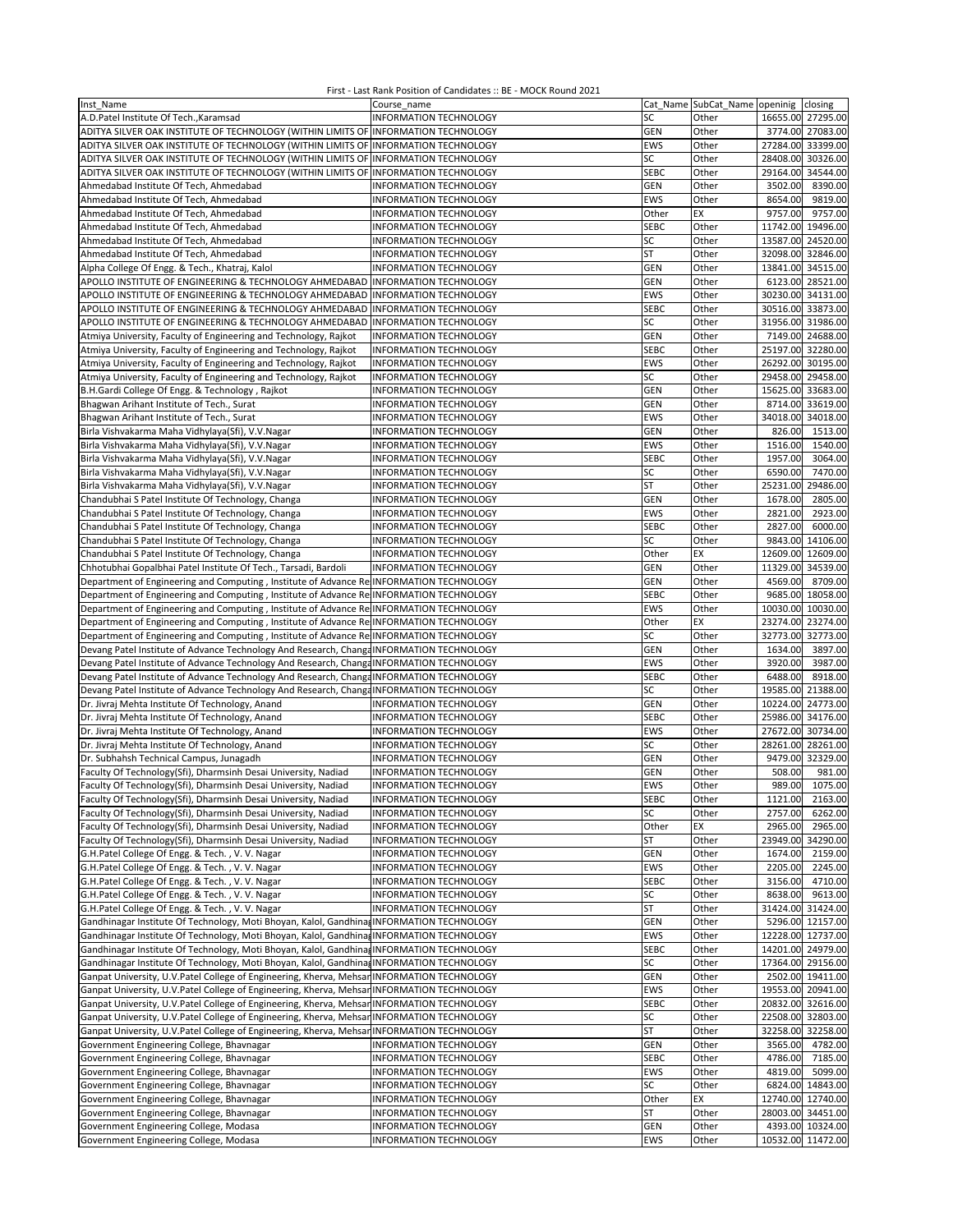First - Last Rank Position of Candidates :: BE - MOCK Round 2021

| Inst_Name | Course_name | Cat_Name | SubCat_Name | openinig | closing |
|---|---|---|---|---|---|
| A.D.Patel Institute Of Tech.,Karamsad | INFORMATION TECHNOLOGY | SC | Other | 16655.00 | 27295.00 |
| ADITYA SILVER OAK INSTITUTE OF TECHNOLOGY (WITHIN LIMITS OF | INFORMATION TECHNOLOGY | GEN | Other | 3774.00 | 27083.00 |
| ADITYA SILVER OAK INSTITUTE OF TECHNOLOGY (WITHIN LIMITS OF | INFORMATION TECHNOLOGY | EWS | Other | 27284.00 | 33399.00 |
| ADITYA SILVER OAK INSTITUTE OF TECHNOLOGY (WITHIN LIMITS OF | INFORMATION TECHNOLOGY | SC | Other | 28408.00 | 30326.00 |
| ADITYA SILVER OAK INSTITUTE OF TECHNOLOGY (WITHIN LIMITS OF | INFORMATION TECHNOLOGY | SEBC | Other | 29164.00 | 34544.00 |
| Ahmedabad Institute Of Tech, Ahmedabad | INFORMATION TECHNOLOGY | GEN | Other | 3502.00 | 8390.00 |
| Ahmedabad Institute Of Tech, Ahmedabad | INFORMATION TECHNOLOGY | EWS | Other | 8654.00 | 9819.00 |
| Ahmedabad Institute Of Tech, Ahmedabad | INFORMATION TECHNOLOGY | Other | EX | 9757.00 | 9757.00 |
| Ahmedabad Institute Of Tech, Ahmedabad | INFORMATION TECHNOLOGY | SEBC | Other | 11742.00 | 19496.00 |
| Ahmedabad Institute Of Tech, Ahmedabad | INFORMATION TECHNOLOGY | SC | Other | 13587.00 | 24520.00 |
| Ahmedabad Institute Of Tech, Ahmedabad | INFORMATION TECHNOLOGY | ST | Other | 32098.00 | 32846.00 |
| Alpha College Of Engg. & Tech., Khatraj, Kalol | INFORMATION TECHNOLOGY | GEN | Other | 13841.00 | 34515.00 |
| APOLLO INSTITUTE OF ENGINEERING & TECHNOLOGY AHMEDABAD | INFORMATION TECHNOLOGY | GEN | Other | 6123.00 | 28521.00 |
| APOLLO INSTITUTE OF ENGINEERING & TECHNOLOGY AHMEDABAD | INFORMATION TECHNOLOGY | EWS | Other | 30230.00 | 34131.00 |
| APOLLO INSTITUTE OF ENGINEERING & TECHNOLOGY AHMEDABAD | INFORMATION TECHNOLOGY | SEBC | Other | 30516.00 | 33873.00 |
| APOLLO INSTITUTE OF ENGINEERING & TECHNOLOGY AHMEDABAD | INFORMATION TECHNOLOGY | SC | Other | 31956.00 | 31986.00 |
| Atmiya University, Faculty of Engineering and Technology, Rajkot | INFORMATION TECHNOLOGY | GEN | Other | 7149.00 | 24688.00 |
| Atmiya University, Faculty of Engineering and Technology, Rajkot | INFORMATION TECHNOLOGY | SEBC | Other | 25197.00 | 32280.00 |
| Atmiya University, Faculty of Engineering and Technology, Rajkot | INFORMATION TECHNOLOGY | EWS | Other | 26292.00 | 30195.00 |
| Atmiya University, Faculty of Engineering and Technology, Rajkot | INFORMATION TECHNOLOGY | SC | Other | 29458.00 | 29458.00 |
| B.H.Gardi College Of Engg. & Technology , Rajkot | INFORMATION TECHNOLOGY | GEN | Other | 15625.00 | 33683.00 |
| Bhagwan Arihant Institute of Tech., Surat | INFORMATION TECHNOLOGY | GEN | Other | 8714.00 | 33619.00 |
| Bhagwan Arihant Institute of Tech., Surat | INFORMATION TECHNOLOGY | EWS | Other | 34018.00 | 34018.00 |
| Birla Vishvakarma Maha Vidhyalaya(Sfi), V.V.Nagar | INFORMATION TECHNOLOGY | GEN | Other | 826.00 | 1513.00 |
| Birla Vishvakarma Maha Vidhyalaya(Sfi), V.V.Nagar | INFORMATION TECHNOLOGY | EWS | Other | 1516.00 | 1540.00 |
| Birla Vishvakarma Maha Vidhyalaya(Sfi), V.V.Nagar | INFORMATION TECHNOLOGY | SEBC | Other | 1957.00 | 3064.00 |
| Birla Vishvakarma Maha Vidhyalaya(Sfi), V.V.Nagar | INFORMATION TECHNOLOGY | SC | Other | 6590.00 | 7470.00 |
| Birla Vishvakarma Maha Vidhyalaya(Sfi), V.V.Nagar | INFORMATION TECHNOLOGY | ST | Other | 25231.00 | 29486.00 |
| Chandubhai S Patel Institute Of Technology, Changa | INFORMATION TECHNOLOGY | GEN | Other | 1678.00 | 2805.00 |
| Chandubhai S Patel Institute Of Technology, Changa | INFORMATION TECHNOLOGY | EWS | Other | 2821.00 | 2923.00 |
| Chandubhai S Patel Institute Of Technology, Changa | INFORMATION TECHNOLOGY | SEBC | Other | 2827.00 | 6000.00 |
| Chandubhai S Patel Institute Of Technology, Changa | INFORMATION TECHNOLOGY | SC | Other | 9843.00 | 14106.00 |
| Chandubhai S Patel Institute Of Technology, Changa | INFORMATION TECHNOLOGY | Other | EX | 12609.00 | 12609.00 |
| Chhotubhai Gopalbhai Patel Institute Of Tech., Tarsadi, Bardoli | INFORMATION TECHNOLOGY | GEN | Other | 11329.00 | 34539.00 |
| Department of Engineering and Computing , Institute of Advance Re | INFORMATION TECHNOLOGY | GEN | Other | 4569.00 | 8709.00 |
| Department of Engineering and Computing , Institute of Advance Re | INFORMATION TECHNOLOGY | SEBC | Other | 9685.00 | 18058.00 |
| Department of Engineering and Computing , Institute of Advance Re | INFORMATION TECHNOLOGY | EWS | Other | 10030.00 | 10030.00 |
| Department of Engineering and Computing , Institute of Advance Re | INFORMATION TECHNOLOGY | Other | EX | 23274.00 | 23274.00 |
| Department of Engineering and Computing , Institute of Advance Re | INFORMATION TECHNOLOGY | SC | Other | 32773.00 | 32773.00 |
| Devang Patel Institute of Advance Technology And Research, Changa | INFORMATION TECHNOLOGY | GEN | Other | 1634.00 | 3897.00 |
| Devang Patel Institute of Advance Technology And Research, Changa | INFORMATION TECHNOLOGY | EWS | Other | 3920.00 | 3987.00 |
| Devang Patel Institute of Advance Technology And Research, Changa | INFORMATION TECHNOLOGY | SEBC | Other | 6488.00 | 8918.00 |
| Devang Patel Institute of Advance Technology And Research, Changa | INFORMATION TECHNOLOGY | SC | Other | 19585.00 | 21388.00 |
| Dr. Jivraj Mehta Institute Of Technology, Anand | INFORMATION TECHNOLOGY | GEN | Other | 10224.00 | 24773.00 |
| Dr. Jivraj Mehta Institute Of Technology, Anand | INFORMATION TECHNOLOGY | SEBC | Other | 25986.00 | 34176.00 |
| Dr. Jivraj Mehta Institute Of Technology, Anand | INFORMATION TECHNOLOGY | EWS | Other | 27672.00 | 30734.00 |
| Dr. Jivraj Mehta Institute Of Technology, Anand | INFORMATION TECHNOLOGY | SC | Other | 28261.00 | 28261.00 |
| Dr. Subhahsh Technical Campus, Junagadh | INFORMATION TECHNOLOGY | GEN | Other | 9479.00 | 32329.00 |
| Faculty Of Technology(Sfi), Dharmsinh Desai University, Nadiad | INFORMATION TECHNOLOGY | GEN | Other | 508.00 | 981.00 |
| Faculty Of Technology(Sfi), Dharmsinh Desai University, Nadiad | INFORMATION TECHNOLOGY | EWS | Other | 989.00 | 1075.00 |
| Faculty Of Technology(Sfi), Dharmsinh Desai University, Nadiad | INFORMATION TECHNOLOGY | SEBC | Other | 1121.00 | 2163.00 |
| Faculty Of Technology(Sfi), Dharmsinh Desai University, Nadiad | INFORMATION TECHNOLOGY | SC | Other | 2757.00 | 6262.00 |
| Faculty Of Technology(Sfi), Dharmsinh Desai University, Nadiad | INFORMATION TECHNOLOGY | Other | EX | 2965.00 | 2965.00 |
| Faculty Of Technology(Sfi), Dharmsinh Desai University, Nadiad | INFORMATION TECHNOLOGY | ST | Other | 23949.00 | 34290.00 |
| G.H.Patel College Of Engg. & Tech. , V. V. Nagar | INFORMATION TECHNOLOGY | GEN | Other | 1674.00 | 2159.00 |
| G.H.Patel College Of Engg. & Tech. , V. V. Nagar | INFORMATION TECHNOLOGY | EWS | Other | 2205.00 | 2245.00 |
| G.H.Patel College Of Engg. & Tech. , V. V. Nagar | INFORMATION TECHNOLOGY | SEBC | Other | 3156.00 | 4710.00 |
| G.H.Patel College Of Engg. & Tech. , V. V. Nagar | INFORMATION TECHNOLOGY | SC | Other | 8638.00 | 9613.00 |
| G.H.Patel College Of Engg. & Tech. , V. V. Nagar | INFORMATION TECHNOLOGY | ST | Other | 31424.00 | 31424.00 |
| Gandhinagar Institute Of Technology, Moti Bhoyan, Kalol, Gandhinag | INFORMATION TECHNOLOGY | GEN | Other | 5296.00 | 12157.00 |
| Gandhinagar Institute Of Technology, Moti Bhoyan, Kalol, Gandhinag | INFORMATION TECHNOLOGY | EWS | Other | 12228.00 | 12737.00 |
| Gandhinagar Institute Of Technology, Moti Bhoyan, Kalol, Gandhinag | INFORMATION TECHNOLOGY | SEBC | Other | 14201.00 | 24979.00 |
| Gandhinagar Institute Of Technology, Moti Bhoyan, Kalol, Gandhinag | INFORMATION TECHNOLOGY | SC | Other | 17364.00 | 29156.00 |
| Ganpat University, U.V.Patel College of Engineering, Kherva, Mehsar | INFORMATION TECHNOLOGY | GEN | Other | 2502.00 | 19411.00 |
| Ganpat University, U.V.Patel College of Engineering, Kherva, Mehsar | INFORMATION TECHNOLOGY | EWS | Other | 19553.00 | 20941.00 |
| Ganpat University, U.V.Patel College of Engineering, Kherva, Mehsar | INFORMATION TECHNOLOGY | SEBC | Other | 20832.00 | 32616.00 |
| Ganpat University, U.V.Patel College of Engineering, Kherva, Mehsar | INFORMATION TECHNOLOGY | SC | Other | 22508.00 | 32803.00 |
| Ganpat University, U.V.Patel College of Engineering, Kherva, Mehsar | INFORMATION TECHNOLOGY | ST | Other | 32258.00 | 32258.00 |
| Government Engineering College, Bhavnagar | INFORMATION TECHNOLOGY | GEN | Other | 3565.00 | 4782.00 |
| Government Engineering College, Bhavnagar | INFORMATION TECHNOLOGY | SEBC | Other | 4786.00 | 7185.00 |
| Government Engineering College, Bhavnagar | INFORMATION TECHNOLOGY | EWS | Other | 4819.00 | 5099.00 |
| Government Engineering College, Bhavnagar | INFORMATION TECHNOLOGY | SC | Other | 6824.00 | 14843.00 |
| Government Engineering College, Bhavnagar | INFORMATION TECHNOLOGY | Other | EX | 12740.00 | 12740.00 |
| Government Engineering College, Bhavnagar | INFORMATION TECHNOLOGY | ST | Other | 28003.00 | 34451.00 |
| Government Engineering College, Modasa | INFORMATION TECHNOLOGY | GEN | Other | 4393.00 | 10324.00 |
| Government Engineering College, Modasa | INFORMATION TECHNOLOGY | EWS | Other | 10532.00 | 11472.00 |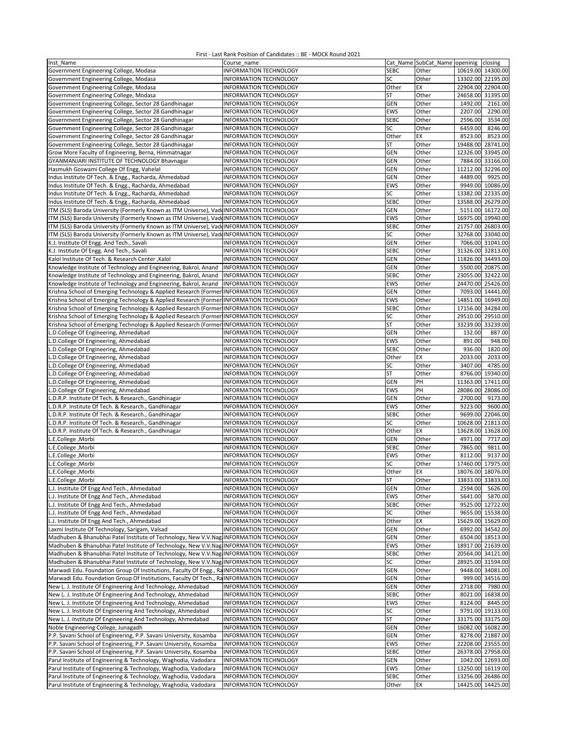First - Last Rank Position of Candidates :: BE - MOCK Round 2021

| Inst_Name | Course_name | Cat_Name | SubCat_Name | openinig | closing |
|---|---|---|---|---|---|
| Government Engineering College, Modasa | INFORMATION TECHNOLOGY | SEBC | Other | 10619.00 | 14300.00 |
| Government Engineering College, Modasa | INFORMATION TECHNOLOGY | SC | Other | 13302.00 | 22195.00 |
| Government Engineering College, Modasa | INFORMATION TECHNOLOGY | Other | EX | 22904.00 | 22904.00 |
| Government Engineering College, Modasa | INFORMATION TECHNOLOGY | ST | Other | 24658.00 | 31395.00 |
| Government Engineering College, Sector 28 Gandhinagar | INFORMATION TECHNOLOGY | GEN | Other | 1492.00 | 2161.00 |
| Government Engineering College, Sector 28 Gandhinagar | INFORMATION TECHNOLOGY | EWS | Other | 2207.00 | 2290.00 |
| Government Engineering College, Sector 28 Gandhinagar | INFORMATION TECHNOLOGY | SEBC | Other | 2596.00 | 3534.00 |
| Government Engineering College, Sector 28 Gandhinagar | INFORMATION TECHNOLOGY | SC | Other | 6459.00 | 8246.00 |
| Government Engineering College, Sector 28 Gandhinagar | INFORMATION TECHNOLOGY | Other | EX | 8523.00 | 8523.00 |
| Government Engineering College, Sector 28 Gandhinagar | INFORMATION TECHNOLOGY | ST | Other | 19488.00 | 28741.00 |
| Grow More Faculty of Engineering, Berna, Himmatnagar | INFORMATION TECHNOLOGY | GEN | Other | 12326.00 | 33945.00 |
| GYANMANJARI INSTITUTE OF TECHNOLOGY Bhavnagar | INFORMATION TECHNOLOGY | GEN | Other | 7884.00 | 33166.00 |
| Hasmukh Goswami College Of Engg, Vahelal | INFORMATION TECHNOLOGY | GEN | Other | 11212.00 | 32296.00 |
| Indus Institute Of Tech. & Engg., Racharda, Ahmedabad | INFORMATION TECHNOLOGY | GEN | Other | 4489.00 | 9925.00 |
| Indus Institute Of Tech. & Engg., Racharda, Ahmedabad | INFORMATION TECHNOLOGY | EWS | Other | 9949.00 | 10086.00 |
| Indus Institute Of Tech. & Engg., Racharda, Ahmedabad | INFORMATION TECHNOLOGY | SC | Other | 13382.00 | 22335.00 |
| Indus Institute Of Tech. & Engg., Racharda, Ahmedabad | INFORMATION TECHNOLOGY | SEBC | Other | 13588.00 | 26279.00 |
| ITM (SLS) Baroda University (Formerly Known as ITM Universe), Vad | INFORMATION TECHNOLOGY | GEN | Other | 5151.00 | 16172.00 |
| ITM (SLS) Baroda University (Formerly Known as ITM Universe), Vad | INFORMATION TECHNOLOGY | EWS | Other | 16975.00 | 19940.00 |
| ITM (SLS) Baroda University (Formerly Known as ITM Universe), Vad | INFORMATION TECHNOLOGY | SEBC | Other | 21757.00 | 26803.00 |
| ITM (SLS) Baroda University (Formerly Known as ITM Universe), Vad | INFORMATION TECHNOLOGY | SC | Other | 32768.00 | 33040.00 |
| K.J. Institute Of Engg. And Tech., Savali | INFORMATION TECHNOLOGY | GEN | Other | 7066.00 | 31041.00 |
| K.J. Institute Of Engg. And Tech., Savali | INFORMATION TECHNOLOGY | SEBC | Other | 31326.00 | 32813.00 |
| Kalol Institute Of Tech. & Research Center ,Kalol | INFORMATION TECHNOLOGY | GEN | Other | 11826.00 | 34493.00 |
| Knowledge Institute of Technology and Engineering, Bakrol, Anand | INFORMATION TECHNOLOGY | GEN | Other | 5500.00 | 20875.00 |
| Knowledge Institute of Technology and Engineering, Bakrol, Anand | INFORMATION TECHNOLOGY | SEBC | Other | 23055.00 | 32422.00 |
| Knowledge Institute of Technology and Engineering, Bakrol, Anand | INFORMATION TECHNOLOGY | EWS | Other | 24470.00 | 25426.00 |
| Krishna School of Emerging Technology & Applied Research (Former | INFORMATION TECHNOLOGY | GEN | Other | 7093.00 | 14441.00 |
| Krishna School of Emerging Technology & Applied Research (Former | INFORMATION TECHNOLOGY | EWS | Other | 14851.00 | 16949.00 |
| Krishna School of Emerging Technology & Applied Research (Former | INFORMATION TECHNOLOGY | SEBC | Other | 17156.00 | 34284.00 |
| Krishna School of Emerging Technology & Applied Research (Former | INFORMATION TECHNOLOGY | SC | Other | 29510.00 | 29510.00 |
| Krishna School of Emerging Technology & Applied Research (Former | INFORMATION TECHNOLOGY | ST | Other | 33239.00 | 33239.00 |
| L.D.College Of Engineering, Ahmedabad | INFORMATION TECHNOLOGY | GEN | Other | 132.00 | 887.00 |
| L.D.College Of Engineering, Ahmedabad | INFORMATION TECHNOLOGY | EWS | Other | 891.00 | 948.00 |
| L.D.College Of Engineering, Ahmedabad | INFORMATION TECHNOLOGY | SEBC | Other | 936.00 | 1820.00 |
| L.D.College Of Engineering, Ahmedabad | INFORMATION TECHNOLOGY | Other | EX | 2033.00 | 2033.00 |
| L.D.College Of Engineering, Ahmedabad | INFORMATION TECHNOLOGY | SC | Other | 3407.00 | 4785.00 |
| L.D.College Of Engineering, Ahmedabad | INFORMATION TECHNOLOGY | ST | Other | 8766.00 | 19340.00 |
| L.D.College Of Engineering, Ahmedabad | INFORMATION TECHNOLOGY | GEN | PH | 11363.00 | 17411.00 |
| L.D.College Of Engineering, Ahmedabad | INFORMATION TECHNOLOGY | EWS | PH | 28086.00 | 28086.00 |
| L.D.R.P. Institute Of Tech. & Research., Gandhinagar | INFORMATION TECHNOLOGY | GEN | Other | 2700.00 | 9173.00 |
| L.D.R.P. Institute Of Tech. & Research., Gandhinagar | INFORMATION TECHNOLOGY | EWS | Other | 9223.00 | 9600.00 |
| L.D.R.P. Institute Of Tech. & Research., Gandhinagar | INFORMATION TECHNOLOGY | SEBC | Other | 9699.00 | 22046.00 |
| L.D.R.P. Institute Of Tech. & Research., Gandhinagar | INFORMATION TECHNOLOGY | SC | Other | 10628.00 | 21813.00 |
| L.D.R.P. Institute Of Tech. & Research., Gandhinagar | INFORMATION TECHNOLOGY | Other | EX | 13628.00 | 13628.00 |
| L.E.College ,Morbi | INFORMATION TECHNOLOGY | GEN | Other | 4971.00 | 7717.00 |
| L.E.College ,Morbi | INFORMATION TECHNOLOGY | SEBC | Other | 7865.00 | 9811.00 |
| L.E.College ,Morbi | INFORMATION TECHNOLOGY | EWS | Other | 8112.00 | 9137.00 |
| L.E.College ,Morbi | INFORMATION TECHNOLOGY | SC | Other | 17460.00 | 17975.00 |
| L.E.College ,Morbi | INFORMATION TECHNOLOGY | Other | EX | 18076.00 | 18076.00 |
| L.E.College ,Morbi | INFORMATION TECHNOLOGY | ST | Other | 33833.00 | 33833.00 |
| L.J. Institute Of Engg And Tech., Ahmedabad | INFORMATION TECHNOLOGY | GEN | Other | 2594.00 | 5626.00 |
| L.J. Institute Of Engg And Tech., Ahmedabad | INFORMATION TECHNOLOGY | EWS | Other | 5641.00 | 5870.00 |
| L.J. Institute Of Engg And Tech., Ahmedabad | INFORMATION TECHNOLOGY | SEBC | Other | 9525.00 | 12722.00 |
| L.J. Institute Of Engg And Tech., Ahmedabad | INFORMATION TECHNOLOGY | SC | Other | 9655.00 | 15538.00 |
| L.J. Institute Of Engg And Tech., Ahmedabad | INFORMATION TECHNOLOGY | Other | EX | 15629.00 | 15629.00 |
| Laxmi Institute Of Technology, Sarigam, Valsad | INFORMATION TECHNOLOGY | GEN | Other | 6992.00 | 34542.00 |
| Madhuben & Bhanubhai Patel Institute of Technology, New V.V.Nag | INFORMATION TECHNOLOGY | GEN | Other | 6504.00 | 18513.00 |
| Madhuben & Bhanubhai Patel Institute of Technology, New V.V.Nag | INFORMATION TECHNOLOGY | EWS | Other | 18917.00 | 21639.00 |
| Madhuben & Bhanubhai Patel Institute of Technology, New V.V.Nag | INFORMATION TECHNOLOGY | SEBC | Other | 20564.00 | 34121.00 |
| Madhuben & Bhanubhai Patel Institute of Technology, New V.V.Nag | INFORMATION TECHNOLOGY | SC | Other | 28925.00 | 31594.00 |
| Marwadi Edu. Foundation Group Of Institutions, Faculty Of Engg., Ra | INFORMATION TECHNOLOGY | GEN | Other | 9448.00 | 34081.00 |
| Marwadi Edu. Foundation Group Of Institutions, Faculty Of Tech., Ra | INFORMATION TECHNOLOGY | GEN | Other | 999.00 | 34516.00 |
| New L. J. Institute Of Engineering And Technology, Ahmedabad | INFORMATION TECHNOLOGY | GEN | Other | 2718.00 | 7980.00 |
| New L. J. Institute Of Engineering And Technology, Ahmedabad | INFORMATION TECHNOLOGY | SEBC | Other | 8021.00 | 16838.00 |
| New L. J. Institute Of Engineering And Technology, Ahmedabad | INFORMATION TECHNOLOGY | EWS | Other | 8124.00 | 8445.00 |
| New L. J. Institute Of Engineering And Technology, Ahmedabad | INFORMATION TECHNOLOGY | SC | Other | 9791.00 | 19133.00 |
| New L. J. Institute Of Engineering And Technology, Ahmedabad | INFORMATION TECHNOLOGY | ST | Other | 33175.00 | 33175.00 |
| Noble Engineering College, Junagadh | INFORMATION TECHNOLOGY | GEN | Other | 16082.00 | 16082.00 |
| P.P. Savani School of Engineering, P.P. Savani University, Kosamba | INFORMATION TECHNOLOGY | GEN | Other | 8278.00 | 21887.00 |
| P.P. Savani School of Engineering, P.P. Savani University, Kosamba | INFORMATION TECHNOLOGY | EWS | Other | 22208.00 | 23555.00 |
| P.P. Savani School of Engineering, P.P. Savani University, Kosamba | INFORMATION TECHNOLOGY | SEBC | Other | 26378.00 | 27958.00 |
| Parul Institute of Engineering & Technology, Waghodia, Vadodara | INFORMATION TECHNOLOGY | GEN | Other | 1042.00 | 12693.00 |
| Parul Institute of Engineering & Technology, Waghodia, Vadodara | INFORMATION TECHNOLOGY | EWS | Other | 13250.00 | 16119.00 |
| Parul Institute of Engineering & Technology, Waghodia, Vadodara | INFORMATION TECHNOLOGY | SEBC | Other | 13256.00 | 26486.00 |
| Parul Institute of Engineering & Technology, Waghodia, Vadodara | INFORMATION TECHNOLOGY | Other | EX | 14425.00 | 14425.00 |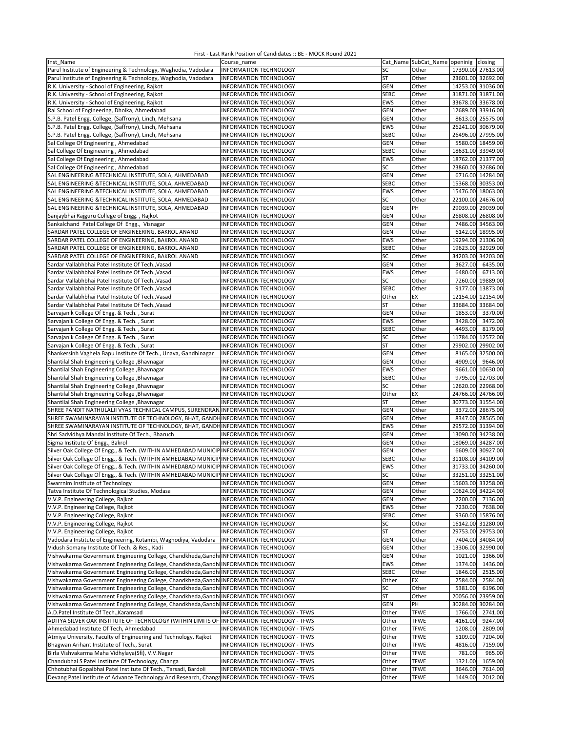First - Last Rank Position of Candidates :: BE - MOCK Round 2021

| Inst_Name | Course_name | Cat_Name | SubCat_Name | openinig | closing |
|---|---|---|---|---|---|
| Parul Institute of Engineering & Technology, Waghodia, Vodadara | INFORMATION TECHNOLOGY | SC | Other | 17390.00 | 27613.00 |
| Parul Institute of Engineering & Technology, Waghodia, Vodadara | INFORMATION TECHNOLOGY | ST | Other | 23601.00 | 32692.00 |
| R.K. University - School of Engineering, Rajkot | INFORMATION TECHNOLOGY | GEN | Other | 14253.00 | 31036.00 |
| R.K. University - School of Engineering, Rajkot | INFORMATION TECHNOLOGY | SEBC | Other | 31871.00 | 31871.00 |
| R.K. University - School of Engineering, Rajkot | INFORMATION TECHNOLOGY | EWS | Other | 33678.00 | 33678.00 |
| Rai School of Engineering, Dholka, Ahmedabad | INFORMATION TECHNOLOGY | GEN | Other | 12689.00 | 33916.00 |
| S.P.B. Patel Engg. College, (Saffrony), Linch, Mehsana | INFORMATION TECHNOLOGY | GEN | Other | 8613.00 | 25575.00 |
| S.P.B. Patel Engg. College, (Saffrony), Linch, Mehsana | INFORMATION TECHNOLOGY | EWS | Other | 26241.00 | 30679.00 |
| S.P.B. Patel Engg. College, (Saffrony), Linch, Mehsana | INFORMATION TECHNOLOGY | SEBC | Other | 26496.00 | 27995.00 |
| Sal College Of Engineering , Ahmedabad | INFORMATION TECHNOLOGY | GEN | Other | 5580.00 | 18459.00 |
| Sal College Of Engineering , Ahmedabad | INFORMATION TECHNOLOGY | SEBC | Other | 18631.00 | 33949.00 |
| Sal College Of Engineering , Ahmedabad | INFORMATION TECHNOLOGY | EWS | Other | 18762.00 | 21377.00 |
| Sal College Of Engineering , Ahmedabad | INFORMATION TECHNOLOGY | SC | Other | 23860.00 | 32686.00 |
| SAL ENGINEERING &TECHNICAL INSTITUTE, SOLA, AHMEDABAD | INFORMATION TECHNOLOGY | GEN | Other | 6716.00 | 14284.00 |
| SAL ENGINEERING &TECHNICAL INSTITUTE, SOLA, AHMEDABAD | INFORMATION TECHNOLOGY | SEBC | Other | 15368.00 | 30353.00 |
| SAL ENGINEERING &TECHNICAL INSTITUTE, SOLA, AHMEDABAD | INFORMATION TECHNOLOGY | EWS | Other | 15476.00 | 18063.00 |
| SAL ENGINEERING &TECHNICAL INSTITUTE, SOLA, AHMEDABAD | INFORMATION TECHNOLOGY | SC | Other | 22100.00 | 24676.00 |
| SAL ENGINEERING &TECHNICAL INSTITUTE, SOLA, AHMEDABAD | INFORMATION TECHNOLOGY | GEN | PH | 29039.00 | 29039.00 |
| Sanjaybhai Rajguru College of Engg. , Rajkot | INFORMATION TECHNOLOGY | GEN | Other | 26808.00 | 26808.00 |
| Sankalchand Patel College Of Engg., Visnagar | INFORMATION TECHNOLOGY | GEN | Other | 7486.00 | 34563.00 |
| SARDAR PATEL COLLEGE OF ENGINEERING, BAKROL ANAND | INFORMATION TECHNOLOGY | GEN | Other | 6142.00 | 18995.00 |
| SARDAR PATEL COLLEGE OF ENGINEERING, BAKROL ANAND | INFORMATION TECHNOLOGY | EWS | Other | 19294.00 | 21306.00 |
| SARDAR PATEL COLLEGE OF ENGINEERING, BAKROL ANAND | INFORMATION TECHNOLOGY | SEBC | Other | 19623.00 | 32929.00 |
| SARDAR PATEL COLLEGE OF ENGINEERING, BAKROL ANAND | INFORMATION TECHNOLOGY | SC | Other | 34203.00 | 34203.00 |
| Sardar Vallabhbhai Patel Institute Of Tech.,Vasad | INFORMATION TECHNOLOGY | GEN | Other | 3627.00 | 6435.00 |
| Sardar Vallabhbhai Patel Institute Of Tech.,Vasad | INFORMATION TECHNOLOGY | EWS | Other | 6480.00 | 6713.00 |
| Sardar Vallabhbhai Patel Institute Of Tech.,Vasad | INFORMATION TECHNOLOGY | SC | Other | 7260.00 | 19889.00 |
| Sardar Vallabhbhai Patel Institute Of Tech.,Vasad | INFORMATION TECHNOLOGY | SEBC | Other | 9177.00 | 13873.00 |
| Sardar Vallabhbhai Patel Institute Of Tech.,Vasad | INFORMATION TECHNOLOGY | Other | EX | 12154.00 | 12154.00 |
| Sardar Vallabhbhai Patel Institute Of Tech.,Vasad | INFORMATION TECHNOLOGY | ST | Other | 33684.00 | 33684.00 |
| Sarvajanik College Of Engg. & Tech. , Surat | INFORMATION TECHNOLOGY | GEN | Other | 1853.00 | 3370.00 |
| Sarvajanik College Of Engg. & Tech. , Surat | INFORMATION TECHNOLOGY | EWS | Other | 3428.00 | 3472.00 |
| Sarvajanik College Of Engg. & Tech. , Surat | INFORMATION TECHNOLOGY | SEBC | Other | 4493.00 | 8179.00 |
| Sarvajanik College Of Engg. & Tech. , Surat | INFORMATION TECHNOLOGY | SC | Other | 11784.00 | 12572.00 |
| Sarvajanik College Of Engg. & Tech. , Surat | INFORMATION TECHNOLOGY | ST | Other | 29902.00 | 29902.00 |
| Shankersinh Vaghela Bapu Institute Of Tech., Unava, Gandhinagar | INFORMATION TECHNOLOGY | GEN | Other | 8165.00 | 32500.00 |
| Shantilal Shah Engineering College ,Bhavnagar | INFORMATION TECHNOLOGY | GEN | Other | 4909.00 | 9646.00 |
| Shantilal Shah Engineering College ,Bhavnagar | INFORMATION TECHNOLOGY | EWS | Other | 9661.00 | 10630.00 |
| Shantilal Shah Engineering College ,Bhavnagar | INFORMATION TECHNOLOGY | SEBC | Other | 9795.00 | 12703.00 |
| Shantilal Shah Engineering College ,Bhavnagar | INFORMATION TECHNOLOGY | SC | Other | 12620.00 | 22968.00 |
| Shantilal Shah Engineering College ,Bhavnagar | INFORMATION TECHNOLOGY | Other | EX | 24766.00 | 24766.00 |
| Shantilal Shah Engineering College ,Bhavnagar | INFORMATION TECHNOLOGY | ST | Other | 30773.00 | 31554.00 |
| SHREE PANDIT NATHULALJI VYAS TECHNICAL CAMPUS, SURENDRAN | INFORMATION TECHNOLOGY | GEN | Other | 3372.00 | 28675.00 |
| SHREE SWAMINARAYAN INSTITUTE OF TECHNOLOGY, BHAT, GANDH | INFORMATION TECHNOLOGY | GEN | Other | 8347.00 | 28565.00 |
| SHREE SWAMINARAYAN INSTITUTE OF TECHNOLOGY, BHAT, GANDH | INFORMATION TECHNOLOGY | EWS | Other | 29572.00 | 31394.00 |
| Shri Sadvidhya Mandal Institute Of Tech., Bharuch | INFORMATION TECHNOLOGY | GEN | Other | 13090.00 | 34238.00 |
| Sigma Institute Of Engg., Bakrol | INFORMATION TECHNOLOGY | GEN | Other | 18069.00 | 34287.00 |
| Silver Oak College Of Engg., & Tech. (WITHIN AMHEDABAD MUNICIP | INFORMATION TECHNOLOGY | GEN | Other | 6609.00 | 30927.00 |
| Silver Oak College Of Engg., & Tech. (WITHIN AMHEDABAD MUNICIP | INFORMATION TECHNOLOGY | SEBC | Other | 31108.00 | 34109.00 |
| Silver Oak College Of Engg., & Tech. (WITHIN AMHEDABAD MUNICIP | INFORMATION TECHNOLOGY | EWS | Other | 31733.00 | 34260.00 |
| Silver Oak College Of Engg., & Tech. (WITHIN AMHEDABAD MUNICIP | INFORMATION TECHNOLOGY | SC | Other | 33251.00 | 33251.00 |
| Swarrnim Institute of Technology | INFORMATION TECHNOLOGY | GEN | Other | 15603.00 | 33258.00 |
| Tatva Institute Of Technological Studies, Modasa | INFORMATION TECHNOLOGY | GEN | Other | 10624.00 | 34224.00 |
| V.V.P. Engineering College, Rajkot | INFORMATION TECHNOLOGY | GEN | Other | 2200.00 | 7136.00 |
| V.V.P. Engineering College, Rajkot | INFORMATION TECHNOLOGY | EWS | Other | 7230.00 | 7638.00 |
| V.V.P. Engineering College, Rajkot | INFORMATION TECHNOLOGY | SEBC | Other | 9360.00 | 15876.00 |
| V.V.P. Engineering College, Rajkot | INFORMATION TECHNOLOGY | SC | Other | 16142.00 | 31280.00 |
| V.V.P. Engineering College, Rajkot | INFORMATION TECHNOLOGY | ST | Other | 29753.00 | 29753.00 |
| Vadodara Institute of Engineering, Kotambi, Waghodiya, Vadodara | INFORMATION TECHNOLOGY | GEN | Other | 7404.00 | 34084.00 |
| Vidush Somany Institute Of Tech. & Res., Kadi | INFORMATION TECHNOLOGY | GEN | Other | 13306.00 | 32990.00 |
| Vishwakarma Government Engineering College, Chandkheda,Gandhi | INFORMATION TECHNOLOGY | GEN | Other | 1021.00 | 1366.00 |
| Vishwakarma Government Engineering College, Chandkheda,Gandhi | INFORMATION TECHNOLOGY | EWS | Other | 1374.00 | 1436.00 |
| Vishwakarma Government Engineering College, Chandkheda,Gandhi | INFORMATION TECHNOLOGY | SEBC | Other | 1846.00 | 2515.00 |
| Vishwakarma Government Engineering College, Chandkheda,Gandhi | INFORMATION TECHNOLOGY | Other | EX | 2584.00 | 2584.00 |
| Vishwakarma Government Engineering College, Chandkheda,Gandhi | INFORMATION TECHNOLOGY | SC | Other | 5381.00 | 6196.00 |
| Vishwakarma Government Engineering College, Chandkheda,Gandhi | INFORMATION TECHNOLOGY | ST | Other | 20056.00 | 23959.00 |
| Vishwakarma Government Engineering College, Chandkheda,Gandhi | INFORMATION TECHNOLOGY | GEN | PH | 30284.00 | 30284.00 |
| A.D.Patel Institute Of Tech.,Karamsad | INFORMATION TECHNOLOGY - TFWS | Other | TFWE | 1766.00 | 2741.00 |
| ADITYA SILVER OAK INSTITUTE OF TECHNOLOGY (WITHIN LIMITS OF | INFORMATION TECHNOLOGY - TFWS | Other | TFWE | 4161.00 | 9247.00 |
| Ahmedabad Institute Of Tech, Ahmedabad | INFORMATION TECHNOLOGY - TFWS | Other | TFWE | 1208.00 | 2809.00 |
| Atmiya University, Faculty of Engineering and Technology, Rajkot | INFORMATION TECHNOLOGY - TFWS | Other | TFWE | 5109.00 | 7204.00 |
| Bhagwan Arihant Institute of Tech., Surat | INFORMATION TECHNOLOGY - TFWS | Other | TFWE | 4816.00 | 7159.00 |
| Birla Vishvakarma Maha Vidhyalaya(Sfi), V.V.Nagar | INFORMATION TECHNOLOGY - TFWS | Other | TFWE | 781.00 | 965.00 |
| Chandubhai S Patel Institute Of Technology, Changa | INFORMATION TECHNOLOGY - TFWS | Other | TFWE | 1321.00 | 1659.00 |
| Chhotubhai Gopalbhai Patel Institute Of Tech., Tarsadi, Bardoli | INFORMATION TECHNOLOGY - TFWS | Other | TFWE | 3646.00 | 7614.00 |
| Devang Patel Institute of Advance Technology And Research, Changa | INFORMATION TECHNOLOGY - TFWS | Other | TFWE | 1449.00 | 2012.00 |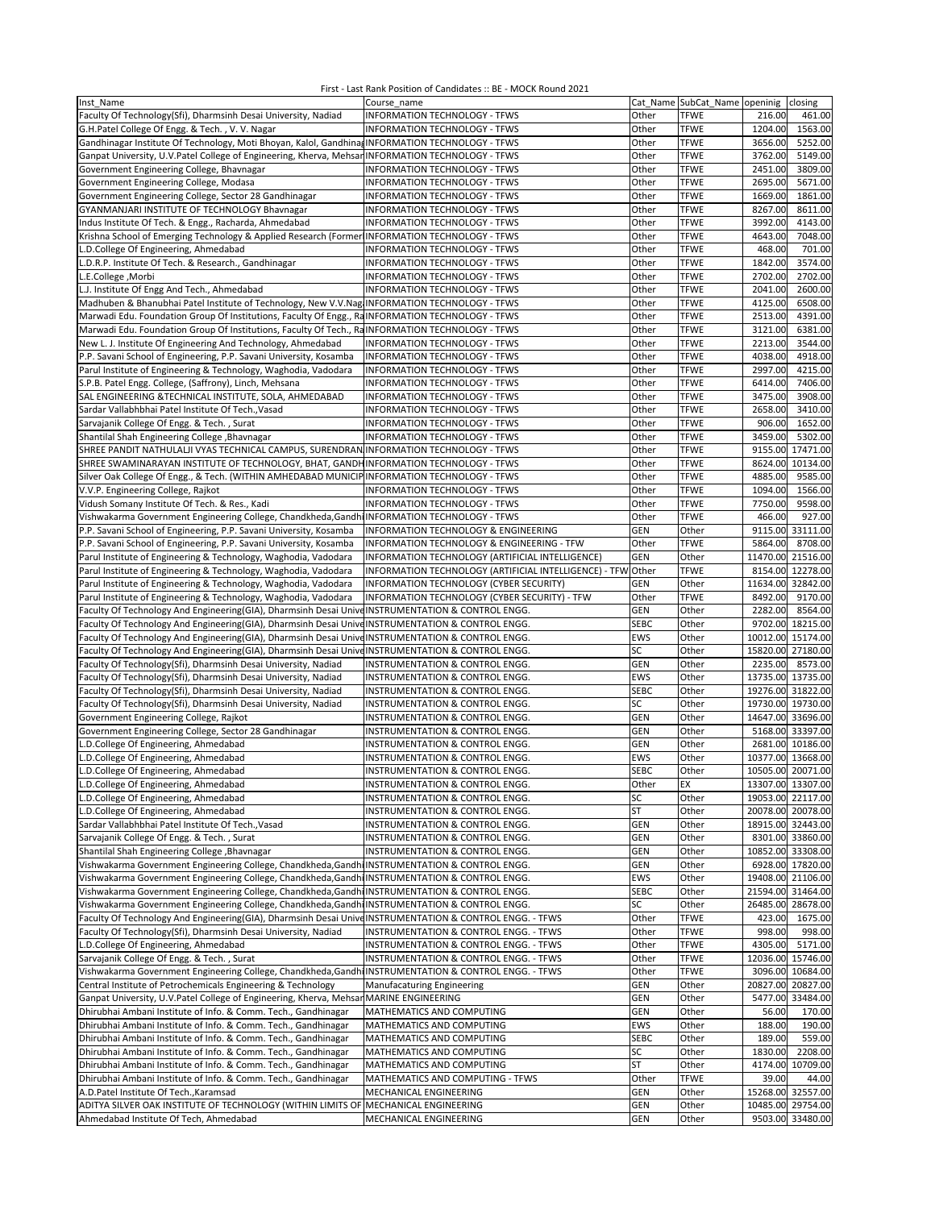First - Last Rank Position of Candidates :: BE - MOCK Round 2021

| Inst_Name | Course_name | Cat_Name | SubCat_Name | openinig | closing |
|---|---|---|---|---|---|
| Faculty Of Technology(Sfi), Dharmsinh Desai University, Nadiad | INFORMATION TECHNOLOGY - TFWS | Other | TFWE | 216.00 | 461.00 |
| G.H.Patel College Of Engg. & Tech. , V. V. Nagar | INFORMATION TECHNOLOGY - TFWS | Other | TFWE | 1204.00 | 1563.00 |
| Gandhinagar Institute Of Technology, Moti Bhoyan, Kalol, Gandhinag | INFORMATION TECHNOLOGY - TFWS | Other | TFWE | 3656.00 | 5252.00 |
| Ganpat University, U.V.Patel College of Engineering, Kherva, Mehsar | INFORMATION TECHNOLOGY - TFWS | Other | TFWE | 3762.00 | 5149.00 |
| Government Engineering College, Bhavnagar | INFORMATION TECHNOLOGY - TFWS | Other | TFWE | 2451.00 | 3809.00 |
| Government Engineering College, Modasa | INFORMATION TECHNOLOGY - TFWS | Other | TFWE | 2695.00 | 5671.00 |
| Government Engineering College, Sector 28 Gandhinagar | INFORMATION TECHNOLOGY - TFWS | Other | TFWE | 1669.00 | 1861.00 |
| GYANMANJARI INSTITUTE OF TECHNOLOGY Bhavnagar | INFORMATION TECHNOLOGY - TFWS | Other | TFWE | 8267.00 | 8611.00 |
| Indus Institute Of Tech. & Engg., Racharda, Ahmedabad | INFORMATION TECHNOLOGY - TFWS | Other | TFWE | 3992.00 | 4143.00 |
| Krishna School of Emerging Technology & Applied Research (Former | INFORMATION TECHNOLOGY - TFWS | Other | TFWE | 4643.00 | 7048.00 |
| L.D.College Of Engineering, Ahmedabad | INFORMATION TECHNOLOGY - TFWS | Other | TFWE | 468.00 | 701.00 |
| L.D.R.P. Institute Of Tech. & Research., Gandhinagar | INFORMATION TECHNOLOGY - TFWS | Other | TFWE | 1842.00 | 3574.00 |
| L.E.College ,Morbi | INFORMATION TECHNOLOGY - TFWS | Other | TFWE | 2702.00 | 2702.00 |
| L.J. Institute Of Engg And Tech., Ahmedabad | INFORMATION TECHNOLOGY - TFWS | Other | TFWE | 2041.00 | 2600.00 |
| Madhuben & Bhanubhai Patel Institute of Technology, New V.V.Nag | INFORMATION TECHNOLOGY - TFWS | Other | TFWE | 4125.00 | 6508.00 |
| Marwadi Edu. Foundation Group Of Institutions, Faculty Of Engg., Ra | INFORMATION TECHNOLOGY - TFWS | Other | TFWE | 2513.00 | 4391.00 |
| Marwadi Edu. Foundation Group Of Institutions, Faculty Of Tech., Ra | INFORMATION TECHNOLOGY - TFWS | Other | TFWE | 3121.00 | 6381.00 |
| New L. J. Institute Of Engineering And Technology, Ahmedabad | INFORMATION TECHNOLOGY - TFWS | Other | TFWE | 2213.00 | 3544.00 |
| P.P. Savani School of Engineering, P.P. Savani University, Kosamba | INFORMATION TECHNOLOGY - TFWS | Other | TFWE | 4038.00 | 4918.00 |
| Parul Institute of Engineering & Technology, Waghodia, Vadodara | INFORMATION TECHNOLOGY - TFWS | Other | TFWE | 2997.00 | 4215.00 |
| S.P.B. Patel Engg. College, (Saffrony), Linch, Mehsana | INFORMATION TECHNOLOGY - TFWS | Other | TFWE | 6414.00 | 7406.00 |
| SAL ENGINEERING &TECHNICAL INSTITUTE, SOLA, AHMEDABAD | INFORMATION TECHNOLOGY - TFWS | Other | TFWE | 3475.00 | 3908.00 |
| Sardar Vallabhbhai Patel Institute Of Tech.,Vasad | INFORMATION TECHNOLOGY - TFWS | Other | TFWE | 2658.00 | 3410.00 |
| Sarvajanik College Of Engg. & Tech. , Surat | INFORMATION TECHNOLOGY - TFWS | Other | TFWE | 906.00 | 1652.00 |
| Shantilal Shah Engineering College ,Bhavnagar | INFORMATION TECHNOLOGY - TFWS | Other | TFWE | 3459.00 | 5302.00 |
| SHREE PANDIT NATHULALJI VYAS TECHNICAL CAMPUS, SURENDRAN | INFORMATION TECHNOLOGY - TFWS | Other | TFWE | 9155.00 | 17471.00 |
| SHREE SWAMINARAYAN INSTITUTE OF TECHNOLOGY, BHAT, GANDH | INFORMATION TECHNOLOGY - TFWS | Other | TFWE | 8624.00 | 10134.00 |
| Silver Oak College Of Engg., & Tech. (WITHIN AMHEDABAD MUNICIP | INFORMATION TECHNOLOGY - TFWS | Other | TFWE | 4885.00 | 9585.00 |
| V.V.P. Engineering College, Rajkot | INFORMATION TECHNOLOGY - TFWS | Other | TFWE | 1094.00 | 1566.00 |
| Vidush Somany Institute Of Tech. & Res., Kadi | INFORMATION TECHNOLOGY - TFWS | Other | TFWE | 7750.00 | 9598.00 |
| Vishwakarma Government Engineering College, Chandkheda,Gandhi | INFORMATION TECHNOLOGY - TFWS | Other | TFWE | 466.00 | 927.00 |
| P.P. Savani School of Engineering, P.P. Savani University, Kosamba | INFORMATION TECHNOLOGY & ENGINEERING | GEN | Other | 9115.00 | 33111.00 |
| P.P. Savani School of Engineering, P.P. Savani University, Kosamba | INFORMATION TECHNOLOGY & ENGINEERING - TFW | Other | TFWE | 5864.00 | 8708.00 |
| Parul Institute of Engineering & Technology, Waghodia, Vadodara | INFORMATION TECHNOLOGY (ARTIFICIAL INTELLIGENCE) | GEN | Other | 11470.00 | 21516.00 |
| Parul Institute of Engineering & Technology, Waghodia, Vadodara | INFORMATION TECHNOLOGY (ARTIFICIAL INTELLIGENCE) - TFW | Other | TFWE | 8154.00 | 12278.00 |
| Parul Institute of Engineering & Technology, Waghodia, Vadodara | INFORMATION TECHNOLOGY (CYBER SECURITY) | GEN | Other | 11634.00 | 32842.00 |
| Parul Institute of Engineering & Technology, Waghodia, Vadodara | INFORMATION TECHNOLOGY (CYBER SECURITY) - TFW | Other | TFWE | 8492.00 | 9170.00 |
| Faculty Of Technology And Engineering(GIA), Dharmsinh Desai Unive | INSTRUMENTATION & CONTROL ENGG. | GEN | Other | 2282.00 | 8564.00 |
| Faculty Of Technology And Engineering(GIA), Dharmsinh Desai Unive | INSTRUMENTATION & CONTROL ENGG. | SEBC | Other | 9702.00 | 18215.00 |
| Faculty Of Technology And Engineering(GIA), Dharmsinh Desai Unive | INSTRUMENTATION & CONTROL ENGG. | EWS | Other | 10012.00 | 15174.00 |
| Faculty Of Technology And Engineering(GIA), Dharmsinh Desai Unive | INSTRUMENTATION & CONTROL ENGG. | SC | Other | 15820.00 | 27180.00 |
| Faculty Of Technology(Sfi), Dharmsinh Desai University, Nadiad | INSTRUMENTATION & CONTROL ENGG. | GEN | Other | 2235.00 | 8573.00 |
| Faculty Of Technology(Sfi), Dharmsinh Desai University, Nadiad | INSTRUMENTATION & CONTROL ENGG. | EWS | Other | 13735.00 | 13735.00 |
| Faculty Of Technology(Sfi), Dharmsinh Desai University, Nadiad | INSTRUMENTATION & CONTROL ENGG. | SEBC | Other | 19276.00 | 31822.00 |
| Faculty Of Technology(Sfi), Dharmsinh Desai University, Nadiad | INSTRUMENTATION & CONTROL ENGG. | SC | Other | 19730.00 | 19730.00 |
| Government Engineering College, Rajkot | INSTRUMENTATION & CONTROL ENGG. | GEN | Other | 14647.00 | 33696.00 |
| Government Engineering College, Sector 28 Gandhinagar | INSTRUMENTATION & CONTROL ENGG. | GEN | Other | 5168.00 | 33397.00 |
| L.D.College Of Engineering, Ahmedabad | INSTRUMENTATION & CONTROL ENGG. | GEN | Other | 2681.00 | 10186.00 |
| L.D.College Of Engineering, Ahmedabad | INSTRUMENTATION & CONTROL ENGG. | EWS | Other | 10377.00 | 13668.00 |
| L.D.College Of Engineering, Ahmedabad | INSTRUMENTATION & CONTROL ENGG. | SEBC | Other | 10505.00 | 20071.00 |
| L.D.College Of Engineering, Ahmedabad | INSTRUMENTATION & CONTROL ENGG. | Other | EX | 13307.00 | 13307.00 |
| L.D.College Of Engineering, Ahmedabad | INSTRUMENTATION & CONTROL ENGG. | SC | Other | 19053.00 | 22117.00 |
| L.D.College Of Engineering, Ahmedabad | INSTRUMENTATION & CONTROL ENGG. | ST | Other | 20078.00 | 20078.00 |
| Sardar Vallabhbhai Patel Institute Of Tech.,Vasad | INSTRUMENTATION & CONTROL ENGG. | GEN | Other | 18915.00 | 32443.00 |
| Sarvajanik College Of Engg. & Tech. , Surat | INSTRUMENTATION & CONTROL ENGG. | GEN | Other | 8301.00 | 33860.00 |
| Shantilal Shah Engineering College ,Bhavnagar | INSTRUMENTATION & CONTROL ENGG. | GEN | Other | 10852.00 | 33308.00 |
| Vishwakarma Government Engineering College, Chandkheda,Gandhi | INSTRUMENTATION & CONTROL ENGG. | GEN | Other | 6928.00 | 17820.00 |
| Vishwakarma Government Engineering College, Chandkheda,Gandhi | INSTRUMENTATION & CONTROL ENGG. | EWS | Other | 19408.00 | 21106.00 |
| Vishwakarma Government Engineering College, Chandkheda,Gandhi | INSTRUMENTATION & CONTROL ENGG. | SEBC | Other | 21594.00 | 31464.00 |
| Vishwakarma Government Engineering College, Chandkheda,Gandhi | INSTRUMENTATION & CONTROL ENGG. | SC | Other | 26485.00 | 28678.00 |
| Faculty Of Technology And Engineering(GIA), Dharmsinh Desai Unive | INSTRUMENTATION & CONTROL ENGG. - TFWS | Other | TFWE | 423.00 | 1675.00 |
| Faculty Of Technology(Sfi), Dharmsinh Desai University, Nadiad | INSTRUMENTATION & CONTROL ENGG. - TFWS | Other | TFWE | 998.00 | 998.00 |
| L.D.College Of Engineering, Ahmedabad | INSTRUMENTATION & CONTROL ENGG. - TFWS | Other | TFWE | 4305.00 | 5171.00 |
| Sarvajanik College Of Engg. & Tech. , Surat | INSTRUMENTATION & CONTROL ENGG. - TFWS | Other | TFWE | 12036.00 | 15746.00 |
| Vishwakarma Government Engineering College, Chandkheda,Gandhi | INSTRUMENTATION & CONTROL ENGG. - TFWS | Other | TFWE | 3096.00 | 10684.00 |
| Central Institute of Petrochemicals Engineering & Technology | Manufacaturing Engineering | GEN | Other | 20827.00 | 20827.00 |
| Ganpat University, U.V.Patel College of Engineering, Kherva, Mehsar | MARINE ENGINEERING | GEN | Other | 5477.00 | 33484.00 |
| Dhirubhai Ambani Institute of Info. & Comm. Tech., Gandhinagar | MATHEMATICS AND COMPUTING | GEN | Other | 56.00 | 170.00 |
| Dhirubhai Ambani Institute of Info. & Comm. Tech., Gandhinagar | MATHEMATICS AND COMPUTING | EWS | Other | 188.00 | 190.00 |
| Dhirubhai Ambani Institute of Info. & Comm. Tech., Gandhinagar | MATHEMATICS AND COMPUTING | SEBC | Other | 189.00 | 559.00 |
| Dhirubhai Ambani Institute of Info. & Comm. Tech., Gandhinagar | MATHEMATICS AND COMPUTING | SC | Other | 1830.00 | 2208.00 |
| Dhirubhai Ambani Institute of Info. & Comm. Tech., Gandhinagar | MATHEMATICS AND COMPUTING | ST | Other | 4174.00 | 10709.00 |
| Dhirubhai Ambani Institute of Info. & Comm. Tech., Gandhinagar | MATHEMATICS AND COMPUTING - TFWS | Other | TFWE | 39.00 | 44.00 |
| A.D.Patel Institute Of Tech.,Karamsad | MECHANICAL ENGINEERING | GEN | Other | 15268.00 | 32557.00 |
| ADITYA SILVER OAK INSTITUTE OF TECHNOLOGY (WITHIN LIMITS OF | MECHANICAL ENGINEERING | GEN | Other | 10485.00 | 29754.00 |
| Ahmedabad Institute Of Tech, Ahmedabad | MECHANICAL ENGINEERING | GEN | Other | 9503.00 | 33480.00 |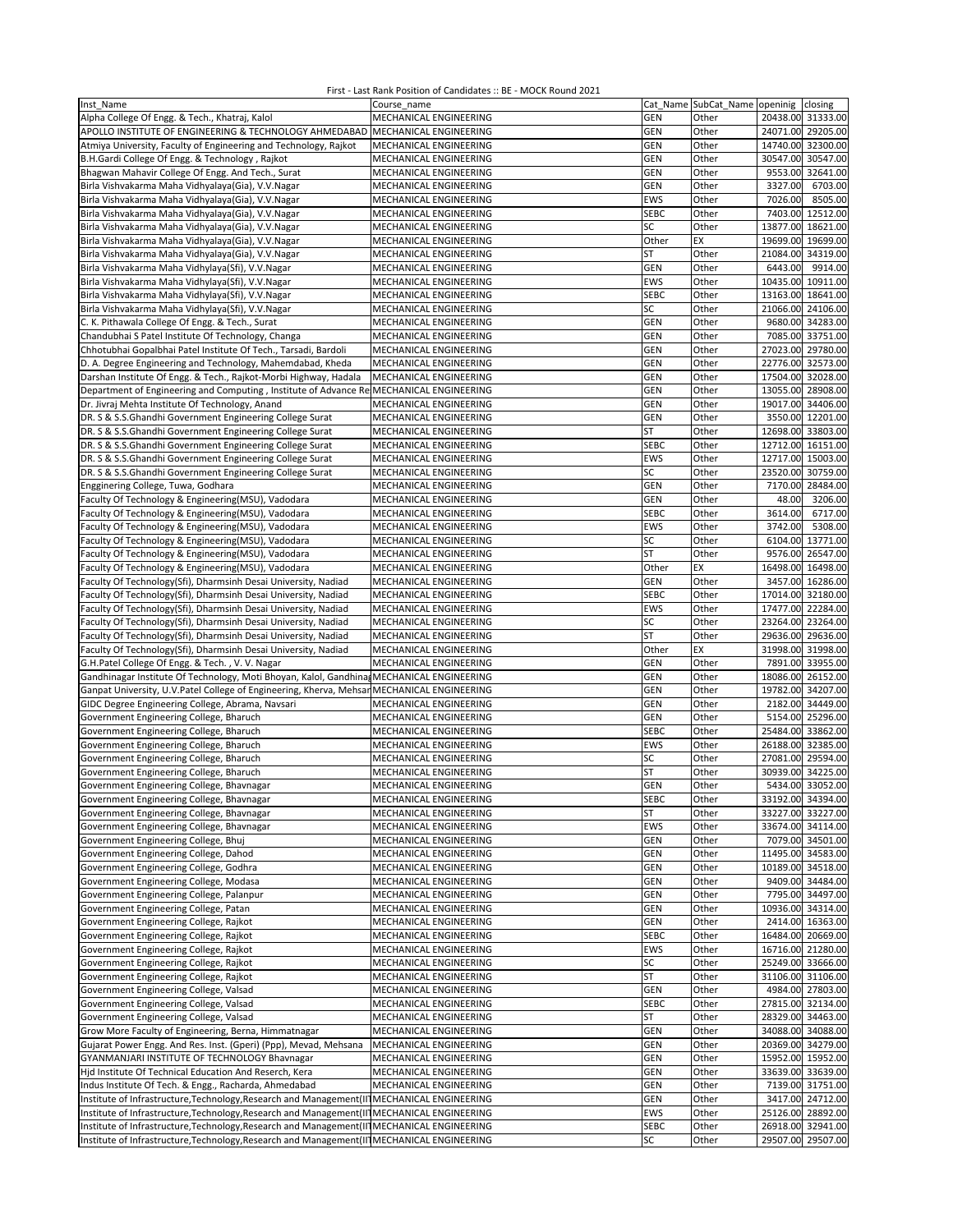First - Last Rank Position of Candidates :: BE - MOCK Round 2021

| Inst_Name | Course_name | Cat_Name | SubCat_Name | openinig | closing |
|---|---|---|---|---|---|
| Alpha College Of Engg. & Tech., Khatraj, Kalol | MECHANICAL ENGINEERING | GEN | Other | 20438.00 | 31333.00 |
| APOLLO INSTITUTE OF ENGINEERING & TECHNOLOGY AHMEDABAD | MECHANICAL ENGINEERING | GEN | Other | 24071.00 | 29205.00 |
| Atmiya University, Faculty of Engineering and Technology, Rajkot | MECHANICAL ENGINEERING | GEN | Other | 14740.00 | 32300.00 |
| B.H.Gardi College Of Engg. & Technology , Rajkot | MECHANICAL ENGINEERING | GEN | Other | 30547.00 | 30547.00 |
| Bhagwan Mahavir College Of Engg. And Tech., Surat | MECHANICAL ENGINEERING | GEN | Other | 9553.00 | 32641.00 |
| Birla Vishvakarma Maha Vidhyalaya(Gia), V.V.Nagar | MECHANICAL ENGINEERING | GEN | Other | 3327.00 | 6703.00 |
| Birla Vishvakarma Maha Vidhyalaya(Gia), V.V.Nagar | MECHANICAL ENGINEERING | EWS | Other | 7026.00 | 8505.00 |
| Birla Vishvakarma Maha Vidhyalaya(Gia), V.V.Nagar | MECHANICAL ENGINEERING | SEBC | Other | 7403.00 | 12512.00 |
| Birla Vishvakarma Maha Vidhyalaya(Gia), V.V.Nagar | MECHANICAL ENGINEERING | SC | Other | 13877.00 | 18621.00 |
| Birla Vishvakarma Maha Vidhyalaya(Gia), V.V.Nagar | MECHANICAL ENGINEERING | Other | EX | 19699.00 | 19699.00 |
| Birla Vishvakarma Maha Vidhyalaya(Gia), V.V.Nagar | MECHANICAL ENGINEERING | ST | Other | 21084.00 | 34319.00 |
| Birla Vishvakarma Maha Vidhylaya(Sfi), V.V.Nagar | MECHANICAL ENGINEERING | GEN | Other | 6443.00 | 9914.00 |
| Birla Vishvakarma Maha Vidhylaya(Sfi), V.V.Nagar | MECHANICAL ENGINEERING | EWS | Other | 10435.00 | 10911.00 |
| Birla Vishvakarma Maha Vidhylaya(Sfi), V.V.Nagar | MECHANICAL ENGINEERING | SEBC | Other | 13163.00 | 18641.00 |
| Birla Vishvakarma Maha Vidhylaya(Sfi), V.V.Nagar | MECHANICAL ENGINEERING | SC | Other | 21066.00 | 24106.00 |
| C. K. Pithawala College Of Engg. & Tech., Surat | MECHANICAL ENGINEERING | GEN | Other | 9680.00 | 34283.00 |
| Chandubhai S Patel Institute Of Technology, Changa | MECHANICAL ENGINEERING | GEN | Other | 7085.00 | 33751.00 |
| Chhotubhai Gopalbhai Patel Institute Of Tech., Tarsadi, Bardoli | MECHANICAL ENGINEERING | GEN | Other | 27023.00 | 29780.00 |
| D. A. Degree Engineering and Technology, Mahemdabad, Kheda | MECHANICAL ENGINEERING | GEN | Other | 22776.00 | 32573.00 |
| Darshan Institute Of Engg. & Tech., Rajkot-Morbi Highway, Hadala | MECHANICAL ENGINEERING | GEN | Other | 17504.00 | 32028.00 |
| Department of Engineering and Computing , Institute of Advance Re | MECHANICAL ENGINEERING | GEN | Other | 13055.00 | 28908.00 |
| Dr. Jivraj Mehta Institute Of Technology, Anand | MECHANICAL ENGINEERING | GEN | Other | 19017.00 | 34406.00 |
| DR. S & S.S.Ghandhi Government Engineering College Surat | MECHANICAL ENGINEERING | GEN | Other | 3550.00 | 12201.00 |
| DR. S & S.S.Ghandhi Government Engineering College Surat | MECHANICAL ENGINEERING | ST | Other | 12698.00 | 33803.00 |
| DR. S & S.S.Ghandhi Government Engineering College Surat | MECHANICAL ENGINEERING | SEBC | Other | 12712.00 | 16151.00 |
| DR. S & S.S.Ghandhi Government Engineering College Surat | MECHANICAL ENGINEERING | EWS | Other | 12717.00 | 15003.00 |
| DR. S & S.S.Ghandhi Government Engineering College Surat | MECHANICAL ENGINEERING | SC | Other | 23520.00 | 30759.00 |
| Engginering College, Tuwa, Godhara | MECHANICAL ENGINEERING | GEN | Other | 7170.00 | 28484.00 |
| Faculty Of Technology & Engineering(MSU), Vadodara | MECHANICAL ENGINEERING | GEN | Other | 48.00 | 3206.00 |
| Faculty Of Technology & Engineering(MSU), Vadodara | MECHANICAL ENGINEERING | SEBC | Other | 3614.00 | 6717.00 |
| Faculty Of Technology & Engineering(MSU), Vadodara | MECHANICAL ENGINEERING | EWS | Other | 3742.00 | 5308.00 |
| Faculty Of Technology & Engineering(MSU), Vadodara | MECHANICAL ENGINEERING | SC | Other | 6104.00 | 13771.00 |
| Faculty Of Technology & Engineering(MSU), Vadodara | MECHANICAL ENGINEERING | ST | Other | 9576.00 | 26547.00 |
| Faculty Of Technology & Engineering(MSU), Vadodara | MECHANICAL ENGINEERING | Other | EX | 16498.00 | 16498.00 |
| Faculty Of Technology(Sfi), Dharmsinh Desai University, Nadiad | MECHANICAL ENGINEERING | GEN | Other | 3457.00 | 16286.00 |
| Faculty Of Technology(Sfi), Dharmsinh Desai University, Nadiad | MECHANICAL ENGINEERING | SEBC | Other | 17014.00 | 32180.00 |
| Faculty Of Technology(Sfi), Dharmsinh Desai University, Nadiad | MECHANICAL ENGINEERING | EWS | Other | 17477.00 | 22284.00 |
| Faculty Of Technology(Sfi), Dharmsinh Desai University, Nadiad | MECHANICAL ENGINEERING | SC | Other | 23264.00 | 23264.00 |
| Faculty Of Technology(Sfi), Dharmsinh Desai University, Nadiad | MECHANICAL ENGINEERING | ST | Other | 29636.00 | 29636.00 |
| Faculty Of Technology(Sfi), Dharmsinh Desai University, Nadiad | MECHANICAL ENGINEERING | Other | EX | 31998.00 | 31998.00 |
| G.H.Patel College Of Engg. & Tech. , V. V. Nagar | MECHANICAL ENGINEERING | GEN | Other | 7891.00 | 33955.00 |
| Gandhinagar Institute Of Technology, Moti Bhoyan, Kalol, Gandhinag | MECHANICAL ENGINEERING | GEN | Other | 18086.00 | 26152.00 |
| Ganpat University, U.V.Patel College of Engineering, Kherva, Mehsar | MECHANICAL ENGINEERING | GEN | Other | 19782.00 | 34207.00 |
| GIDC Degree Engineering College, Abrama, Navsari | MECHANICAL ENGINEERING | GEN | Other | 2182.00 | 34449.00 |
| Government Engineering College, Bharuch | MECHANICAL ENGINEERING | GEN | Other | 5154.00 | 25296.00 |
| Government Engineering College, Bharuch | MECHANICAL ENGINEERING | SEBC | Other | 25484.00 | 33862.00 |
| Government Engineering College, Bharuch | MECHANICAL ENGINEERING | EWS | Other | 26188.00 | 32385.00 |
| Government Engineering College, Bharuch | MECHANICAL ENGINEERING | SC | Other | 27081.00 | 29594.00 |
| Government Engineering College, Bharuch | MECHANICAL ENGINEERING | ST | Other | 30939.00 | 34225.00 |
| Government Engineering College, Bhavnagar | MECHANICAL ENGINEERING | GEN | Other | 5434.00 | 33052.00 |
| Government Engineering College, Bhavnagar | MECHANICAL ENGINEERING | SEBC | Other | 33192.00 | 34394.00 |
| Government Engineering College, Bhavnagar | MECHANICAL ENGINEERING | ST | Other | 33227.00 | 33227.00 |
| Government Engineering College, Bhavnagar | MECHANICAL ENGINEERING | EWS | Other | 33674.00 | 34114.00 |
| Government Engineering College, Bhuj | MECHANICAL ENGINEERING | GEN | Other | 7079.00 | 34501.00 |
| Government Engineering College, Dahod | MECHANICAL ENGINEERING | GEN | Other | 11495.00 | 34583.00 |
| Government Engineering College, Godhra | MECHANICAL ENGINEERING | GEN | Other | 10189.00 | 34518.00 |
| Government Engineering College, Modasa | MECHANICAL ENGINEERING | GEN | Other | 9409.00 | 34484.00 |
| Government Engineering College, Palanpur | MECHANICAL ENGINEERING | GEN | Other | 7795.00 | 34497.00 |
| Government Engineering College, Patan | MECHANICAL ENGINEERING | GEN | Other | 10936.00 | 34314.00 |
| Government Engineering College, Rajkot | MECHANICAL ENGINEERING | GEN | Other | 2414.00 | 16363.00 |
| Government Engineering College, Rajkot | MECHANICAL ENGINEERING | SEBC | Other | 16484.00 | 20669.00 |
| Government Engineering College, Rajkot | MECHANICAL ENGINEERING | EWS | Other | 16716.00 | 21280.00 |
| Government Engineering College, Rajkot | MECHANICAL ENGINEERING | SC | Other | 25249.00 | 33666.00 |
| Government Engineering College, Rajkot | MECHANICAL ENGINEERING | ST | Other | 31106.00 | 31106.00 |
| Government Engineering College, Valsad | MECHANICAL ENGINEERING | GEN | Other | 4984.00 | 27803.00 |
| Government Engineering College, Valsad | MECHANICAL ENGINEERING | SEBC | Other | 27815.00 | 32134.00 |
| Government Engineering College, Valsad | MECHANICAL ENGINEERING | ST | Other | 28329.00 | 34463.00 |
| Grow More Faculty of Engineering, Berna, Himmatnagar | MECHANICAL ENGINEERING | GEN | Other | 34088.00 | 34088.00 |
| Gujarat Power Engg. And Res. Inst. (Gperi) (Ppp), Mevad, Mehsana | MECHANICAL ENGINEERING | GEN | Other | 20369.00 | 34279.00 |
| GYANMANJARI INSTITUTE OF TECHNOLOGY Bhavnagar | MECHANICAL ENGINEERING | GEN | Other | 15952.00 | 15952.00 |
| Hjd Institute Of Technical Education And Reserch, Kera | MECHANICAL ENGINEERING | GEN | Other | 33639.00 | 33639.00 |
| Indus Institute Of Tech. & Engg., Racharda, Ahmedabad | MECHANICAL ENGINEERING | GEN | Other | 7139.00 | 31751.00 |
| Institute of Infrastructure,Technology,Research and Management(II | MECHANICAL ENGINEERING | GEN | Other | 3417.00 | 24712.00 |
| Institute of Infrastructure,Technology,Research and Management(II | MECHANICAL ENGINEERING | EWS | Other | 25126.00 | 28892.00 |
| Institute of Infrastructure,Technology,Research and Management(II | MECHANICAL ENGINEERING | SEBC | Other | 26918.00 | 32941.00 |
| Institute of Infrastructure,Technology,Research and Management(II | MECHANICAL ENGINEERING | SC | Other | 29507.00 | 29507.00 |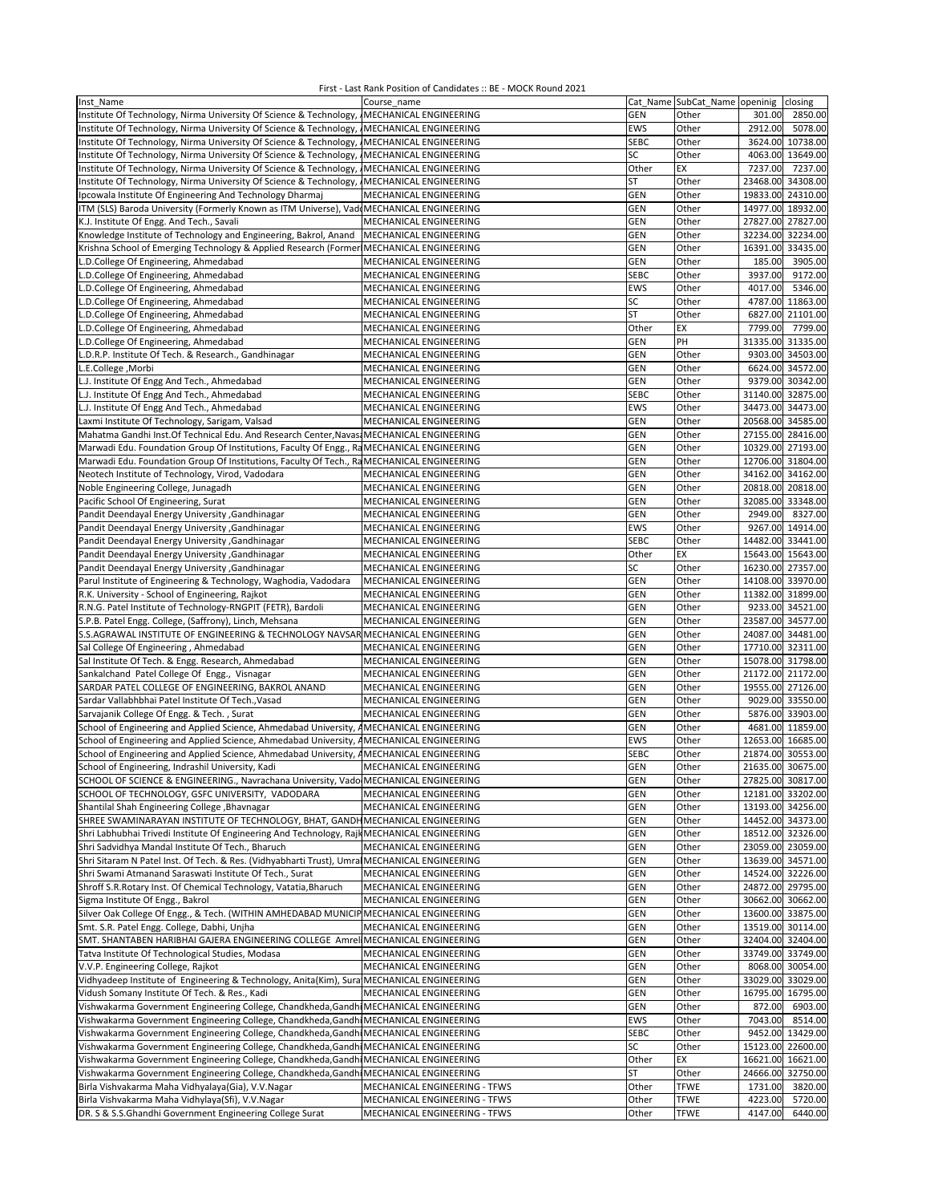First - Last Rank Position of Candidates :: BE - MOCK Round 2021

| Inst_Name | Course_name | Cat_Name | SubCat_Name | openinig | closing |
|---|---|---|---|---|---|
| Institute Of Technology, Nirma University Of Science & Technology, A | MECHANICAL ENGINEERING | GEN | Other | 301.00 | 2850.00 |
| Institute Of Technology, Nirma University Of Science & Technology, A | MECHANICAL ENGINEERING | EWS | Other | 2912.00 | 5078.00 |
| Institute Of Technology, Nirma University Of Science & Technology, A | MECHANICAL ENGINEERING | SEBC | Other | 3624.00 | 10738.00 |
| Institute Of Technology, Nirma University Of Science & Technology, A | MECHANICAL ENGINEERING | SC | Other | 4063.00 | 13649.00 |
| Institute Of Technology, Nirma University Of Science & Technology, A | MECHANICAL ENGINEERING | Other | EX | 7237.00 | 7237.00 |
| Institute Of Technology, Nirma University Of Science & Technology, A | MECHANICAL ENGINEERING | ST | Other | 23468.00 | 34308.00 |
| Ipcowala Institute Of Engineering And Technology Dharmaj | MECHANICAL ENGINEERING | GEN | Other | 19833.00 | 24310.00 |
| ITM (SLS) Baroda University (Formerly Known as ITM Universe), Vado | MECHANICAL ENGINEERING | GEN | Other | 14977.00 | 18932.00 |
| K.J. Institute Of Engg. And Tech., Savali | MECHANICAL ENGINEERING | GEN | Other | 27827.00 | 27827.00 |
| Knowledge Institute of Technology and Engineering, Bakrol, Anand | MECHANICAL ENGINEERING | GEN | Other | 32234.00 | 32234.00 |
| Krishna School of Emerging Technology & Applied Research (Former | MECHANICAL ENGINEERING | GEN | Other | 16391.00 | 33435.00 |
| L.D.College Of Engineering, Ahmedabad | MECHANICAL ENGINEERING | GEN | Other | 185.00 | 3905.00 |
| L.D.College Of Engineering, Ahmedabad | MECHANICAL ENGINEERING | SEBC | Other | 3937.00 | 9172.00 |
| L.D.College Of Engineering, Ahmedabad | MECHANICAL ENGINEERING | EWS | Other | 4017.00 | 5346.00 |
| L.D.College Of Engineering, Ahmedabad | MECHANICAL ENGINEERING | SC | Other | 4787.00 | 11863.00 |
| L.D.College Of Engineering, Ahmedabad | MECHANICAL ENGINEERING | ST | Other | 6827.00 | 21101.00 |
| L.D.College Of Engineering, Ahmedabad | MECHANICAL ENGINEERING | Other | EX | 7799.00 | 7799.00 |
| L.D.College Of Engineering, Ahmedabad | MECHANICAL ENGINEERING | GEN | PH | 31335.00 | 31335.00 |
| L.D.R.P. Institute Of Tech. & Research., Gandhinagar | MECHANICAL ENGINEERING | GEN | Other | 9303.00 | 34503.00 |
| L.E.College ,Morbi | MECHANICAL ENGINEERING | GEN | Other | 6624.00 | 34572.00 |
| L.J. Institute Of Engg And Tech., Ahmedabad | MECHANICAL ENGINEERING | GEN | Other | 9379.00 | 30342.00 |
| L.J. Institute Of Engg And Tech., Ahmedabad | MECHANICAL ENGINEERING | SEBC | Other | 31140.00 | 32875.00 |
| L.J. Institute Of Engg And Tech., Ahmedabad | MECHANICAL ENGINEERING | EWS | Other | 34473.00 | 34473.00 |
| Laxmi Institute Of Technology, Sarigam, Valsad | MECHANICAL ENGINEERING | GEN | Other | 20568.00 | 34585.00 |
| Mahatma Gandhi Inst.Of Technical Edu. And Research Center,Navsa | MECHANICAL ENGINEERING | GEN | Other | 27155.00 | 28416.00 |
| Marwadi Edu. Foundation Group Of Institutions, Faculty Of Engg., Ra | MECHANICAL ENGINEERING | GEN | Other | 10329.00 | 27193.00 |
| Marwadi Edu. Foundation Group Of Institutions, Faculty Of Tech., Ra | MECHANICAL ENGINEERING | GEN | Other | 12706.00 | 31804.00 |
| Neotech Institute of Technology, Virod, Vadodara | MECHANICAL ENGINEERING | GEN | Other | 34162.00 | 34162.00 |
| Noble Engineering College, Junagadh | MECHANICAL ENGINEERING | GEN | Other | 20818.00 | 20818.00 |
| Pacific School Of Engineering, Surat | MECHANICAL ENGINEERING | GEN | Other | 32085.00 | 33348.00 |
| Pandit Deendayal Energy University ,Gandhinagar | MECHANICAL ENGINEERING | GEN | Other | 2949.00 | 8327.00 |
| Pandit Deendayal Energy University ,Gandhinagar | MECHANICAL ENGINEERING | EWS | Other | 9267.00 | 14914.00 |
| Pandit Deendayal Energy University ,Gandhinagar | MECHANICAL ENGINEERING | SEBC | Other | 14482.00 | 33441.00 |
| Pandit Deendayal Energy University ,Gandhinagar | MECHANICAL ENGINEERING | Other | EX | 15643.00 | 15643.00 |
| Pandit Deendayal Energy University ,Gandhinagar | MECHANICAL ENGINEERING | SC | Other | 16230.00 | 27357.00 |
| Parul Institute of Engineering & Technology, Waghodia, Vadodara | MECHANICAL ENGINEERING | GEN | Other | 14108.00 | 33970.00 |
| R.K. University - School of Engineering, Rajkot | MECHANICAL ENGINEERING | GEN | Other | 11382.00 | 31899.00 |
| R.N.G. Patel Institute of Technology-RNGPIT (FETR), Bardoli | MECHANICAL ENGINEERING | GEN | Other | 9233.00 | 34521.00 |
| S.P.B. Patel Engg. College, (Saffrony), Linch, Mehsana | MECHANICAL ENGINEERING | GEN | Other | 23587.00 | 34577.00 |
| S.S.AGRAWAL INSTITUTE OF ENGINEERING & TECHNOLOGY NAVSAR | MECHANICAL ENGINEERING | GEN | Other | 24087.00 | 34481.00 |
| Sal College Of Engineering , Ahmedabad | MECHANICAL ENGINEERING | GEN | Other | 17710.00 | 32311.00 |
| Sal Institute Of Tech. & Engg. Research, Ahmedabad | MECHANICAL ENGINEERING | GEN | Other | 15078.00 | 31798.00 |
| Sankalchand Patel College Of Engg., Visnagar | MECHANICAL ENGINEERING | GEN | Other | 21172.00 | 21172.00 |
| SARDAR PATEL COLLEGE OF ENGINEERING, BAKROL ANAND | MECHANICAL ENGINEERING | GEN | Other | 19555.00 | 27126.00 |
| Sardar Vallabhbhai Patel Institute Of Tech.,Vasad | MECHANICAL ENGINEERING | GEN | Other | 9029.00 | 33550.00 |
| Sarvajanik College Of Engg. & Tech. , Surat | MECHANICAL ENGINEERING | GEN | Other | 5876.00 | 33903.00 |
| School of Engineering and Applied Science, Ahmedabad University, A | MECHANICAL ENGINEERING | GEN | Other | 4681.00 | 11859.00 |
| School of Engineering and Applied Science, Ahmedabad University, A | MECHANICAL ENGINEERING | EWS | Other | 12653.00 | 16685.00 |
| School of Engineering and Applied Science, Ahmedabad University, A | MECHANICAL ENGINEERING | SEBC | Other | 21874.00 | 30553.00 |
| School of Engineering, Indrashil University, Kadi | MECHANICAL ENGINEERING | GEN | Other | 21635.00 | 30675.00 |
| SCHOOL OF SCIENCE & ENGINEERING., Navrachana University, Vado | MECHANICAL ENGINEERING | GEN | Other | 27825.00 | 30817.00 |
| SCHOOL OF TECHNOLOGY, GSFC UNIVERSITY, VADODARA | MECHANICAL ENGINEERING | GEN | Other | 12181.00 | 33202.00 |
| Shantilal Shah Engineering College ,Bhavnagar | MECHANICAL ENGINEERING | GEN | Other | 13193.00 | 34256.00 |
| SHREE SWAMINARAYAN INSTITUTE OF TECHNOLOGY, BHAT, GANDH | MECHANICAL ENGINEERING | GEN | Other | 14452.00 | 34373.00 |
| Shri Labhubhai Trivedi Institute Of Engineering And Technology, Rajk | MECHANICAL ENGINEERING | GEN | Other | 18512.00 | 32326.00 |
| Shri Sadvidhya Mandal Institute Of Tech., Bharuch | MECHANICAL ENGINEERING | GEN | Other | 23059.00 | 23059.00 |
| Shri Sitaram N Patel Inst. Of Tech. & Res. (Vidhyabharti Trust), Umra | MECHANICAL ENGINEERING | GEN | Other | 13639.00 | 34571.00 |
| Shri Swami Atmanand Saraswati Institute Of Tech., Surat | MECHANICAL ENGINEERING | GEN | Other | 14524.00 | 32226.00 |
| Shroff S.R.Rotary Inst. Of Chemical Technology, Vatatia,Bharuch | MECHANICAL ENGINEERING | GEN | Other | 24872.00 | 29795.00 |
| Sigma Institute Of Engg., Bakrol | MECHANICAL ENGINEERING | GEN | Other | 30662.00 | 30662.00 |
| Silver Oak College Of Engg., & Tech. (WITHIN AMHEDABAD MUNICIP | MECHANICAL ENGINEERING | GEN | Other | 13600.00 | 33875.00 |
| Smt. S.R. Patel Engg. College, Dabhi, Unjha | MECHANICAL ENGINEERING | GEN | Other | 13519.00 | 30114.00 |
| SMT. SHANTABEN HARIBHAI GAJERA ENGINEERING COLLEGE Amrel | MECHANICAL ENGINEERING | GEN | Other | 32404.00 | 32404.00 |
| Tatva Institute Of Technological Studies, Modasa | MECHANICAL ENGINEERING | GEN | Other | 33749.00 | 33749.00 |
| V.V.P. Engineering College, Rajkot | MECHANICAL ENGINEERING | GEN | Other | 8068.00 | 30054.00 |
| Vidhyadeep Institute of Engineering & Technology, Anita(Kim), Sura | MECHANICAL ENGINEERING | GEN | Other | 33029.00 | 33029.00 |
| Vidush Somany Institute Of Tech. & Res., Kadi | MECHANICAL ENGINEERING | GEN | Other | 16795.00 | 16795.00 |
| Vishwakarma Government Engineering College, Chandkheda,Gandhi | MECHANICAL ENGINEERING | GEN | Other | 872.00 | 6903.00 |
| Vishwakarma Government Engineering College, Chandkheda,Gandhi | MECHANICAL ENGINEERING | EWS | Other | 7043.00 | 8514.00 |
| Vishwakarma Government Engineering College, Chandkheda,Gandhi | MECHANICAL ENGINEERING | SEBC | Other | 9452.00 | 13429.00 |
| Vishwakarma Government Engineering College, Chandkheda,Gandhi | MECHANICAL ENGINEERING | SC | Other | 15123.00 | 22600.00 |
| Vishwakarma Government Engineering College, Chandkheda,Gandhi | MECHANICAL ENGINEERING | Other | EX | 16621.00 | 16621.00 |
| Vishwakarma Government Engineering College, Chandkheda,Gandhi | MECHANICAL ENGINEERING | ST | Other | 24666.00 | 32750.00 |
| Birla Vishvakarma Maha Vidhyalaya(Gia), V.V.Nagar | MECHANICAL ENGINEERING - TFWS | Other | TFWE | 1731.00 | 3820.00 |
| Birla Vishvakarma Maha Vidhylaya(Sfi), V.V.Nagar | MECHANICAL ENGINEERING - TFWS | Other | TFWE | 4223.00 | 5720.00 |
| DR. S & S.S.Ghandhi Government Engineering College Surat | MECHANICAL ENGINEERING - TFWS | Other | TFWE | 4147.00 | 6440.00 |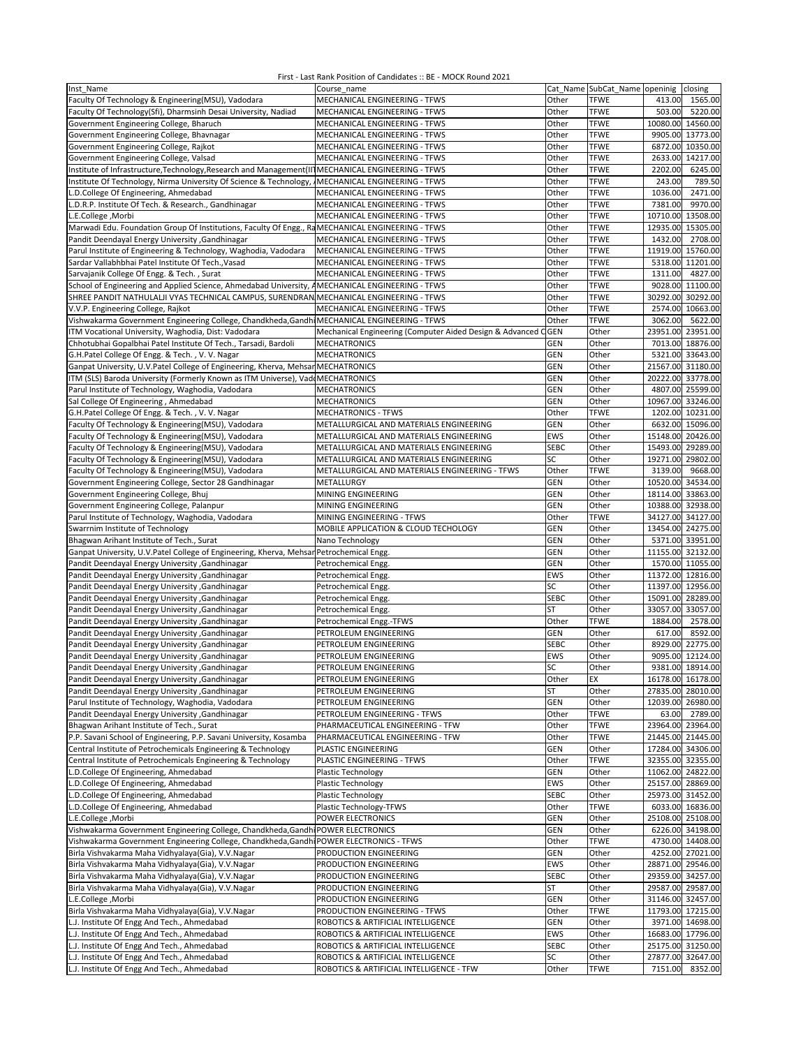First - Last Rank Position of Candidates :: BE - MOCK Round 2021

| Inst_Name | Course_name | Cat_Name | SubCat_Name | openinig | closing |
|---|---|---|---|---|---|
| Faculty Of Technology & Engineering(MSU), Vadodara | MECHANICAL ENGINEERING - TFWS | Other | TFWE | 413.00 | 1565.00 |
| Faculty Of Technology(Sfi), Dharmsinh Desai University, Nadiad | MECHANICAL ENGINEERING - TFWS | Other | TFWE | 503.00 | 5220.00 |
| Government Engineering College, Bharuch | MECHANICAL ENGINEERING - TFWS | Other | TFWE | 10080.00 | 14560.00 |
| Government Engineering College, Bhavnagar | MECHANICAL ENGINEERING - TFWS | Other | TFWE | 9905.00 | 13773.00 |
| Government Engineering College, Rajkot | MECHANICAL ENGINEERING - TFWS | Other | TFWE | 6872.00 | 10350.00 |
| Government Engineering College, Valsad | MECHANICAL ENGINEERING - TFWS | Other | TFWE | 2633.00 | 14217.00 |
| Institute of Infrastructure,Technology,Research and Management(II | MECHANICAL ENGINEERING - TFWS | Other | TFWE | 2202.00 | 6245.00 |
| Institute Of Technology, Nirma University Of Science & Technology, A | MECHANICAL ENGINEERING - TFWS | Other | TFWE | 243.00 | 789.50 |
| L.D.College Of Engineering, Ahmedabad | MECHANICAL ENGINEERING - TFWS | Other | TFWE | 1036.00 | 2471.00 |
| L.D.R.P. Institute Of Tech. & Research., Gandhinagar | MECHANICAL ENGINEERING - TFWS | Other | TFWE | 7381.00 | 9970.00 |
| L.E.College ,Morbi | MECHANICAL ENGINEERING - TFWS | Other | TFWE | 10710.00 | 13508.00 |
| Marwadi Edu. Foundation Group Of Institutions, Faculty Of Engg., Ra | MECHANICAL ENGINEERING - TFWS | Other | TFWE | 12935.00 | 15305.00 |
| Pandit Deendayal Energy University ,Gandhinagar | MECHANICAL ENGINEERING - TFWS | Other | TFWE | 1432.00 | 2708.00 |
| Parul Institute of Engineering & Technology, Waghodia, Vadodara | MECHANICAL ENGINEERING - TFWS | Other | TFWE | 11919.00 | 15760.00 |
| Sardar Vallabhbhai Patel Institute Of Tech.,Vasad | MECHANICAL ENGINEERING - TFWS | Other | TFWE | 5318.00 | 11201.00 |
| Sarvajanik College Of Engg. & Tech. , Surat | MECHANICAL ENGINEERING - TFWS | Other | TFWE | 1311.00 | 4827.00 |
| School of Engineering and Applied Science, Ahmedabad University, A | MECHANICAL ENGINEERING - TFWS | Other | TFWE | 9028.00 | 11100.00 |
| SHREE PANDIT NATHULALJI VYAS TECHNICAL CAMPUS, SURENDRAN | MECHANICAL ENGINEERING - TFWS | Other | TFWE | 30292.00 | 30292.00 |
| V.V.P. Engineering College, Rajkot | MECHANICAL ENGINEERING - TFWS | Other | TFWE | 2574.00 | 10663.00 |
| Vishwakarma Government Engineering College, Chandkheda,Gandhi | MECHANICAL ENGINEERING - TFWS | Other | TFWE | 3062.00 | 5622.00 |
| ITM Vocational University, Waghodia, Dist: Vadodara | Mechanical Engineering (Computer Aided Design & Advanced C | GEN | Other | 23951.00 | 23951.00 |
| Chhotubhai Gopalbhai Patel Institute Of Tech., Tarsadi, Bardoli | MECHATRONICS | GEN | Other | 7013.00 | 18876.00 |
| G.H.Patel College Of Engg. & Tech. , V. V. Nagar | MECHATRONICS | GEN | Other | 5321.00 | 33643.00 |
| Ganpat University, U.V.Patel College of Engineering, Kherva, Mehsar | MECHATRONICS | GEN | Other | 21567.00 | 31180.00 |
| ITM (SLS) Baroda University (Formerly Known as ITM Universe), Vad | MECHATRONICS | GEN | Other | 20222.00 | 33778.00 |
| Parul Institute of Technology, Waghodia, Vadodara | MECHATRONICS | GEN | Other | 4807.00 | 25599.00 |
| Sal College Of Engineering , Ahmedabad | MECHATRONICS | GEN | Other | 10967.00 | 33246.00 |
| G.H.Patel College Of Engg. & Tech. , V. V. Nagar | MECHATRONICS - TFWS | Other | TFWE | 1202.00 | 10231.00 |
| Faculty Of Technology & Engineering(MSU), Vadodara | METALLURGICAL AND MATERIALS ENGINEERING | GEN | Other | 6632.00 | 15096.00 |
| Faculty Of Technology & Engineering(MSU), Vadodara | METALLURGICAL AND MATERIALS ENGINEERING | EWS | Other | 15148.00 | 20426.00 |
| Faculty Of Technology & Engineering(MSU), Vadodara | METALLURGICAL AND MATERIALS ENGINEERING | SEBC | Other | 15493.00 | 29289.00 |
| Faculty Of Technology & Engineering(MSU), Vadodara | METALLURGICAL AND MATERIALS ENGINEERING | SC | Other | 19271.00 | 29802.00 |
| Faculty Of Technology & Engineering(MSU), Vadodara | METALLURGICAL AND MATERIALS ENGINEERING - TFWS | Other | TFWE | 3139.00 | 9668.00 |
| Government Engineering College, Sector 28 Gandhinagar | METALLURGY | GEN | Other | 10520.00 | 34534.00 |
| Government Engineering College, Bhuj | MINING ENGINEERING | GEN | Other | 18114.00 | 33863.00 |
| Government Engineering College, Palanpur | MINING ENGINEERING | GEN | Other | 10388.00 | 32938.00 |
| Parul Institute of Technology, Waghodia, Vadodara | MINING ENGINEERING - TFWS | Other | TFWE | 34127.00 | 34127.00 |
| Swarrnim Institute of Technology | MOBILE APPLICATION & CLOUD TECHOLOGY | GEN | Other | 13454.00 | 24275.00 |
| Bhagwan Arihant Institute of Tech., Surat | Nano Technology | GEN | Other | 5371.00 | 33951.00 |
| Ganpat University, U.V.Patel College of Engineering, Kherva, Mehsar | Petrochemical Engg. | GEN | Other | 11155.00 | 32132.00 |
| Pandit Deendayal Energy University ,Gandhinagar | Petrochemical Engg. | GEN | Other | 1570.00 | 11055.00 |
| Pandit Deendayal Energy University ,Gandhinagar | Petrochemical Engg. | EWS | Other | 11372.00 | 12816.00 |
| Pandit Deendayal Energy University ,Gandhinagar | Petrochemical Engg. | SC | Other | 11397.00 | 12956.00 |
| Pandit Deendayal Energy University ,Gandhinagar | Petrochemical Engg. | SEBC | Other | 15091.00 | 28289.00 |
| Pandit Deendayal Energy University ,Gandhinagar | Petrochemical Engg. | ST | Other | 33057.00 | 33057.00 |
| Pandit Deendayal Energy University ,Gandhinagar | Petrochemical Engg.-TFWS | Other | TFWE | 1884.00 | 2578.00 |
| Pandit Deendayal Energy University ,Gandhinagar | PETROLEUM ENGINEERING | GEN | Other | 617.00 | 8592.00 |
| Pandit Deendayal Energy University ,Gandhinagar | PETROLEUM ENGINEERING | SEBC | Other | 8929.00 | 22775.00 |
| Pandit Deendayal Energy University ,Gandhinagar | PETROLEUM ENGINEERING | EWS | Other | 9095.00 | 12124.00 |
| Pandit Deendayal Energy University ,Gandhinagar | PETROLEUM ENGINEERING | SC | Other | 9381.00 | 18914.00 |
| Pandit Deendayal Energy University ,Gandhinagar | PETROLEUM ENGINEERING | Other | EX | 16178.00 | 16178.00 |
| Pandit Deendayal Energy University ,Gandhinagar | PETROLEUM ENGINEERING | ST | Other | 27835.00 | 28010.00 |
| Parul Institute of Technology, Waghodia, Vadodara | PETROLEUM ENGINEERING | GEN | Other | 12039.00 | 26980.00 |
| Pandit Deendayal Energy University ,Gandhinagar | PETROLEUM ENGINEERING - TFWS | Other | TFWE | 63.00 | 2789.00 |
| Bhagwan Arihant Institute of Tech., Surat | PHARMACEUTICAL ENGINEERING - TFW | Other | TFWE | 23964.00 | 23964.00 |
| P.P. Savani School of Engineering, P.P. Savani University, Kosamba | PHARMACEUTICAL ENGINEERING - TFW | Other | TFWE | 21445.00 | 21445.00 |
| Central Institute of Petrochemicals Engineering & Technology | PLASTIC ENGINEERING | GEN | Other | 17284.00 | 34306.00 |
| Central Institute of Petrochemicals Engineering & Technology | PLASTIC ENGINEERING - TFWS | Other | TFWE | 32355.00 | 32355.00 |
| L.D.College Of Engineering, Ahmedabad | Plastic Technology | GEN | Other | 11062.00 | 24822.00 |
| L.D.College Of Engineering, Ahmedabad | Plastic Technology | EWS | Other | 25157.00 | 28869.00 |
| L.D.College Of Engineering, Ahmedabad | Plastic Technology | SEBC | Other | 25973.00 | 31452.00 |
| L.D.College Of Engineering, Ahmedabad | Plastic Technology-TFWS | Other | TFWE | 6033.00 | 16836.00 |
| L.E.College ,Morbi | POWER ELECTRONICS | GEN | Other | 25108.00 | 25108.00 |
| Vishwakarma Government Engineering College, Chandkheda,Gandhi | POWER ELECTRONICS | GEN | Other | 6226.00 | 34198.00 |
| Vishwakarma Government Engineering College, Chandkheda,Gandhi | POWER ELECTRONICS - TFWS | Other | TFWE | 4730.00 | 14408.00 |
| Birla Vishvakarma Maha Vidhyalaya(Gia), V.V.Nagar | PRODUCTION ENGINEERING | GEN | Other | 4252.00 | 27021.00 |
| Birla Vishvakarma Maha Vidhyalaya(Gia), V.V.Nagar | PRODUCTION ENGINEERING | EWS | Other | 28871.00 | 29546.00 |
| Birla Vishvakarma Maha Vidhyalaya(Gia), V.V.Nagar | PRODUCTION ENGINEERING | SEBC | Other | 29359.00 | 34257.00 |
| Birla Vishvakarma Maha Vidhyalaya(Gia), V.V.Nagar | PRODUCTION ENGINEERING | ST | Other | 29587.00 | 29587.00 |
| L.E.College ,Morbi | PRODUCTION ENGINEERING | GEN | Other | 31146.00 | 32457.00 |
| Birla Vishvakarma Maha Vidhyalaya(Gia), V.V.Nagar | PRODUCTION ENGINEERING - TFWS | Other | TFWE | 11793.00 | 17215.00 |
| L.J. Institute Of Engg And Tech., Ahmedabad | ROBOTICS & ARTIFICIAL INTELLIGENCE | GEN | Other | 3971.00 | 14698.00 |
| L.J. Institute Of Engg And Tech., Ahmedabad | ROBOTICS & ARTIFICIAL INTELLIGENCE | EWS | Other | 16683.00 | 17796.00 |
| L.J. Institute Of Engg And Tech., Ahmedabad | ROBOTICS & ARTIFICIAL INTELLIGENCE | SEBC | Other | 25175.00 | 31250.00 |
| L.J. Institute Of Engg And Tech., Ahmedabad | ROBOTICS & ARTIFICIAL INTELLIGENCE | SC | Other | 27877.00 | 32647.00 |
| L.J. Institute Of Engg And Tech., Ahmedabad | ROBOTICS & ARTIFICIAL INTELLIGENCE - TFW | Other | TFWE | 7151.00 | 8352.00 |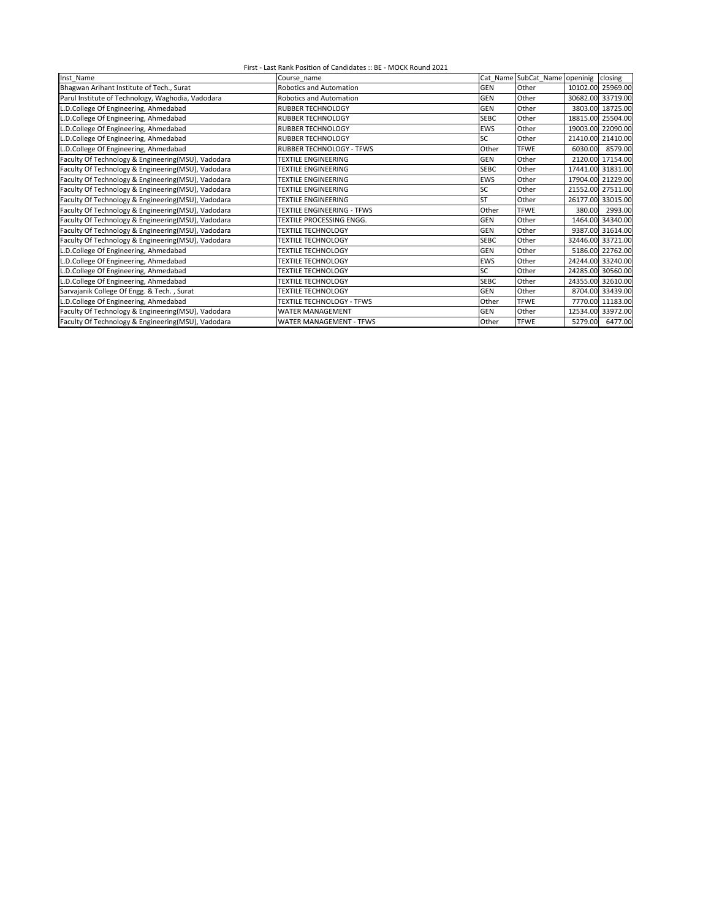First - Last Rank Position of Candidates :: BE - MOCK Round 2021

| Inst_Name | Course_name | Cat_Name | SubCat_Name | openinig | closing |
|---|---|---|---|---|---|
| Bhagwan Arihant Institute of Tech., Surat | Robotics and Automation | GEN | Other | 10102.00 | 25969.00 |
| Parul Institute of Technology, Waghodia, Vadodara | Robotics and Automation | GEN | Other | 30682.00 | 33719.00 |
| L.D.College Of Engineering, Ahmedabad | RUBBER TECHNOLOGY | GEN | Other | 3803.00 | 18725.00 |
| L.D.College Of Engineering, Ahmedabad | RUBBER TECHNOLOGY | SEBC | Other | 18815.00 | 25504.00 |
| L.D.College Of Engineering, Ahmedabad | RUBBER TECHNOLOGY | EWS | Other | 19003.00 | 22090.00 |
| L.D.College Of Engineering, Ahmedabad | RUBBER TECHNOLOGY | SC | Other | 21410.00 | 21410.00 |
| L.D.College Of Engineering, Ahmedabad | RUBBER TECHNOLOGY - TFWS | Other | TFWE | 6030.00 | 8579.00 |
| Faculty Of Technology & Engineering(MSU), Vadodara | TEXTILE ENGINEERING | GEN | Other | 2120.00 | 17154.00 |
| Faculty Of Technology & Engineering(MSU), Vadodara | TEXTILE ENGINEERING | SEBC | Other | 17441.00 | 31831.00 |
| Faculty Of Technology & Engineering(MSU), Vadodara | TEXTILE ENGINEERING | EWS | Other | 17904.00 | 21229.00 |
| Faculty Of Technology & Engineering(MSU), Vadodara | TEXTILE ENGINEERING | SC | Other | 21552.00 | 27511.00 |
| Faculty Of Technology & Engineering(MSU), Vadodara | TEXTILE ENGINEERING | ST | Other | 26177.00 | 33015.00 |
| Faculty Of Technology & Engineering(MSU), Vadodara | TEXTILE ENGINEERING - TFWS | Other | TFWE | 380.00 | 2993.00 |
| Faculty Of Technology & Engineering(MSU), Vadodara | TEXTILE PROCESSING ENGG. | GEN | Other | 1464.00 | 34340.00 |
| Faculty Of Technology & Engineering(MSU), Vadodara | TEXTILE TECHNOLOGY | GEN | Other | 9387.00 | 31614.00 |
| Faculty Of Technology & Engineering(MSU), Vadodara | TEXTILE TECHNOLOGY | SEBC | Other | 32446.00 | 33721.00 |
| L.D.College Of Engineering, Ahmedabad | TEXTILE TECHNOLOGY | GEN | Other | 5186.00 | 22762.00 |
| L.D.College Of Engineering, Ahmedabad | TEXTILE TECHNOLOGY | EWS | Other | 24244.00 | 33240.00 |
| L.D.College Of Engineering, Ahmedabad | TEXTILE TECHNOLOGY | SC | Other | 24285.00 | 30560.00 |
| L.D.College Of Engineering, Ahmedabad | TEXTILE TECHNOLOGY | SEBC | Other | 24355.00 | 32610.00 |
| Sarvajanik College Of Engg. & Tech. , Surat | TEXTILE TECHNOLOGY | GEN | Other | 8704.00 | 33439.00 |
| L.D.College Of Engineering, Ahmedabad | TEXTILE TECHNOLOGY - TFWS | Other | TFWE | 7770.00 | 11183.00 |
| Faculty Of Technology & Engineering(MSU), Vadodara | WATER MANAGEMENT | GEN | Other | 12534.00 | 33972.00 |
| Faculty Of Technology & Engineering(MSU), Vadodara | WATER MANAGEMENT - TFWS | Other | TFWE | 5279.00 | 6477.00 |